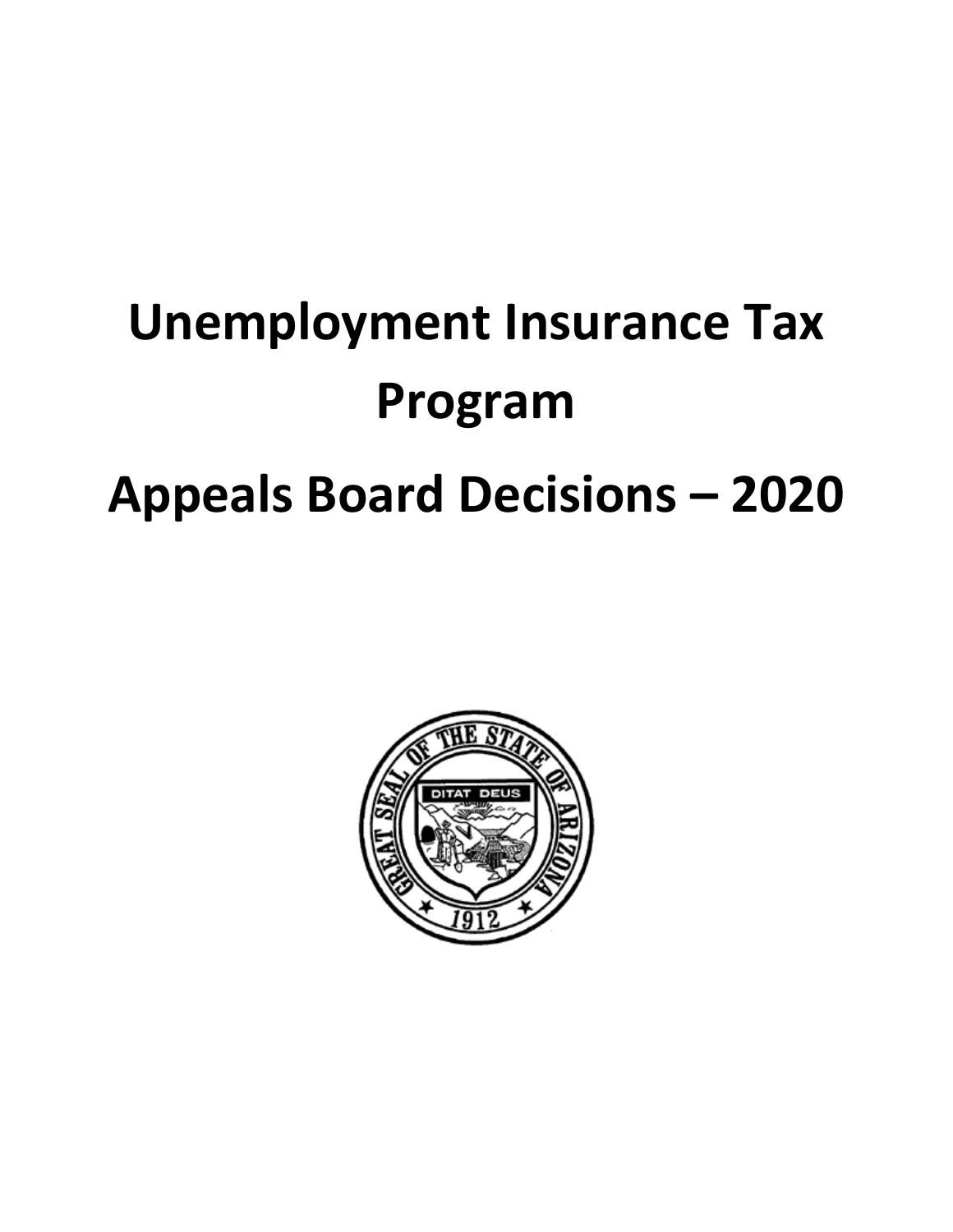# Unemployment Insurance Tax Program

# Appeals Board Decisions – 2020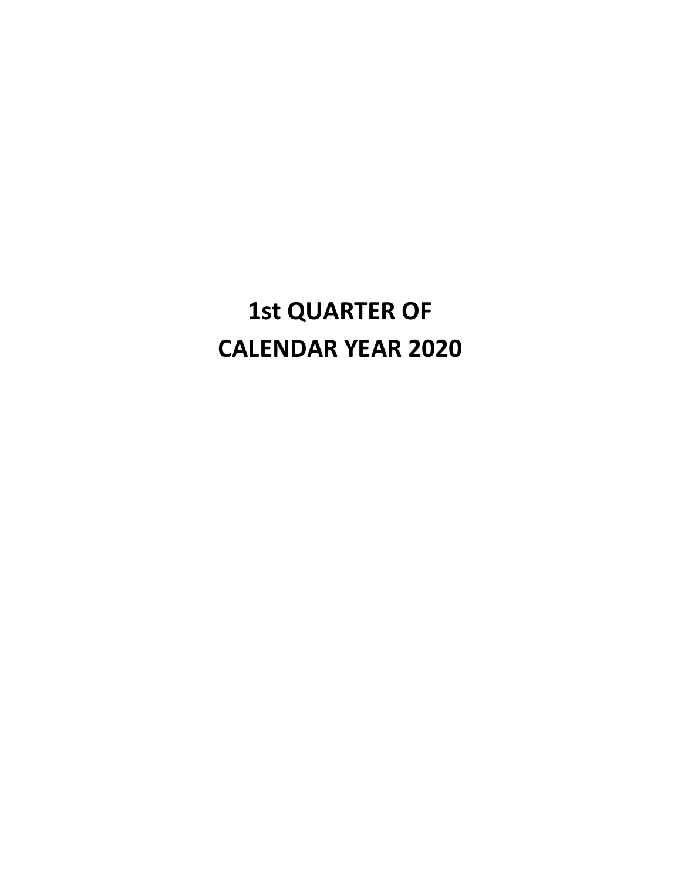# 1st QUARTER OF CALENDAR YEAR 2020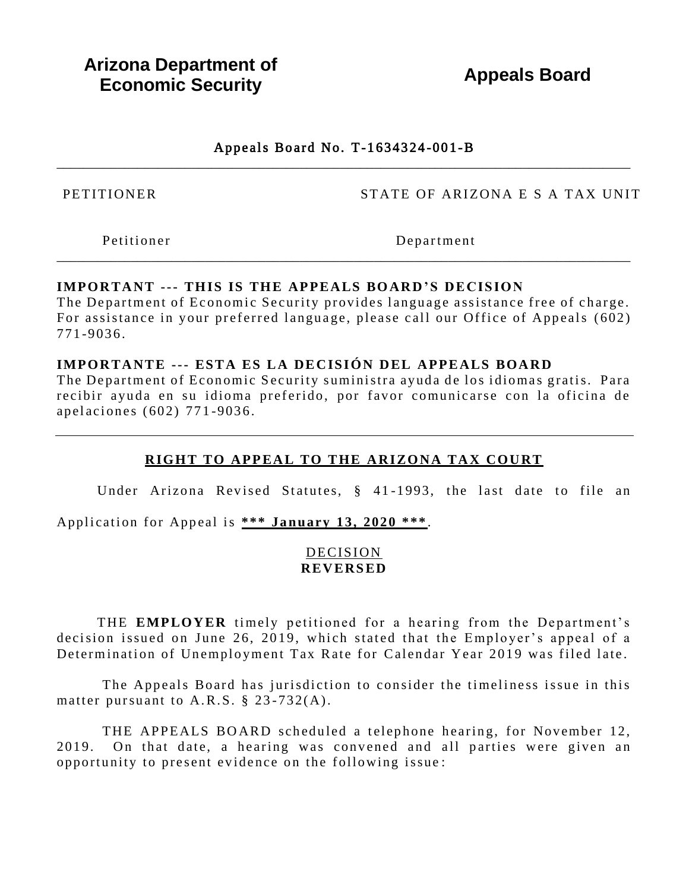**Arizona Department of Economic Security**

**Appeals Board**

Appeals Board No. T-1634324-001-B

---

| PETITIONER | STATE OF ARIZONA E S A TAX UNIT |
| --- | --- |
| Petitioner | Department |

---

**IMPORTANT --- THIS IS THE APPEALS BOARD'S DECISION**
The Department of Economic Security provides language assistance free of charge. For assistance in your preferred language, please call our Office of Appeals (602) 771-9036.

**IMPORTANTE --- ESTA ES LA DECISIÓN DEL APPEALS BOARD**
The Department of Economic Security suministra ayuda de los idiomas gratis. Para recibir ayuda en su idioma preferido, por favor comunicarse con la oficina de apelaciones (602) 771-9036.

---

## RIGHT TO APPEAL TO THE ARIZONA TAX COURT

Under Arizona Revised Statutes, § 41-1993, the last date to file an Application for Appeal is **\*\*\* January 13, 2020 \*\*\***.

DECISION
**REVERSED**

THE **EMPLOYER** timely petitioned for a hearing from the Department's decision issued on June 26, 2019, which stated that the Employer's appeal of a Determination of Unemployment Tax Rate for Calendar Year 2019 was filed late.

The Appeals Board has jurisdiction to consider the timeliness issue in this matter pursuant to A.R.S. § 23-732(A).

THE APPEALS BOARD scheduled a telephone hearing, for November 12, 2019. On that date, a hearing was convened and all parties were given an opportunity to present evidence on the following issue: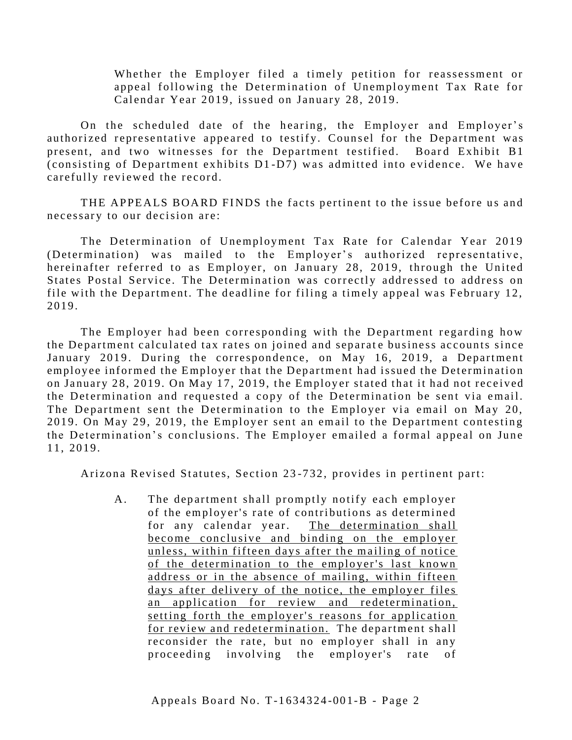> Whether the Employer filed a timely petition for reassessment or appeal following the Determination of Unemployment Tax Rate for Calendar Year 2019, issued on January 28, 2019.

On the scheduled date of the hearing, the Employer and Employer's authorized representative appeared to testify. Counsel for the Department was present, and two witnesses for the Department testified. Board Exhibit B1 (consisting of Department exhibits D1-D7) was admitted into evidence. We have carefully reviewed the record.

THE APPEALS BOARD FINDS the facts pertinent to the issue before us and necessary to our decision are:

The Determination of Unemployment Tax Rate for Calendar Year 2019 (Determination) was mailed to the Employer's authorized representative, hereinafter referred to as Employer, on January 28, 2019, through the United States Postal Service. The Determination was correctly addressed to address on file with the Department. The deadline for filing a timely appeal was February 12, 2019.

The Employer had been corresponding with the Department regarding how the Department calculated tax rates on joined and separate business accounts since January 2019. During the correspondence, on May 16, 2019, a Department employee informed the Employer that the Department had issued the Determination on January 28, 2019. On May 17, 2019, the Employer stated that it had not received the Determination and requested a copy of the Determination be sent via email. The Department sent the Determination to the Employer via email on May 20, 2019. On May 29, 2019, the Employer sent an email to the Department contesting the Determination's conclusions. The Employer emailed a formal appeal on June 11, 2019.

Arizona Revised Statutes, Section 23-732, provides in pertinent part:

> A. The department shall promptly notify each employer of the employer's rate of contributions as determined for any calendar year. <u>The determination shall become conclusive and binding on the employer unless, within fifteen days after the mailing of notice of the determination to the employer's last known address or in the absence of mailing, within fifteen days after delivery of the notice, the employer files an application for review and redetermination, setting forth the employer's reasons for application for review and redetermination.</u> The department shall reconsider the rate, but no employer shall in any proceeding involving the employer's rate of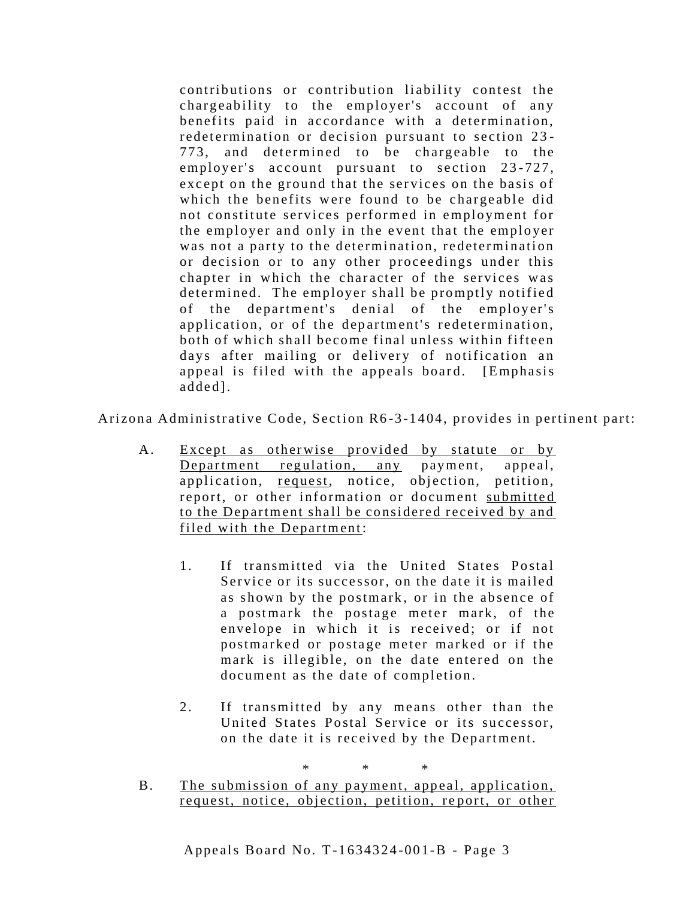contributions or contribution liability contest the chargeability to the employer's account of any benefits paid in accordance with a determination, redetermination or decision pursuant to section 23-773, and determined to be chargeable to the employer's account pursuant to section 23-727, except on the ground that the services on the basis of which the benefits were found to be chargeable did not constitute services performed in employment for the employer and only in the event that the employer was not a party to the determination, redetermination or decision or to any other proceedings under this chapter in which the character of the services was determined. The employer shall be promptly notified of the department's denial of the employer's application, or of the department's redetermination, both of which shall become final unless within fifteen days after mailing or delivery of notification an appeal is filed with the appeals board. [Emphasis added].

Arizona Administrative Code, Section R6-3-1404, provides in pertinent part:

> A. <u>Except as otherwise provided by statute or by Department regulation, any</u> payment, appeal, application, <u>request</u>, notice, objection, petition, report, or other information or document <u>submitted to the Department shall be considered received by and filed with the Department</u>:
>
> 1. If transmitted via the United States Postal Service or its successor, on the date it is mailed as shown by the postmark, or in the absence of a postmark the postage meter mark, of the envelope in which it is received; or if not postmarked or postage meter marked or if the mark is illegible, on the date entered on the document as the date of completion.
>
> 2. If transmitted by any means other than the United States Postal Service or its successor, on the date it is received by the Department.
>
> \* \* \*
>
> B. <u>The submission of any payment, appeal, application, request, notice, objection, petition, report, or other</u>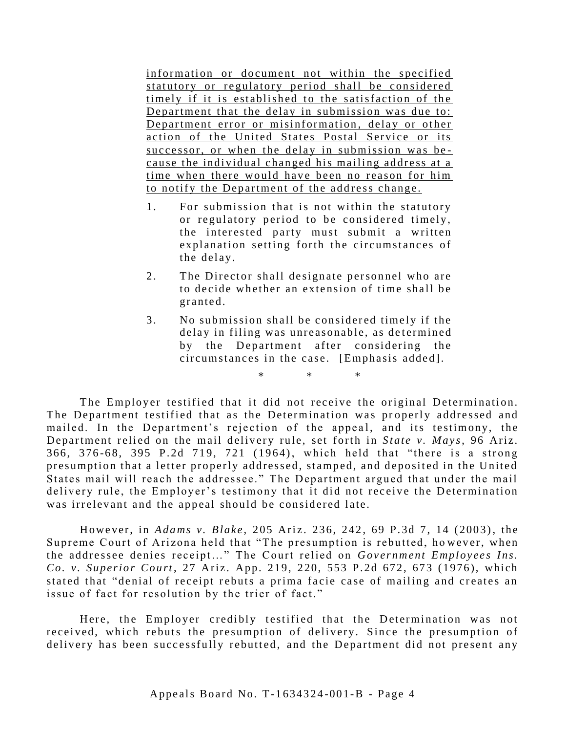information or document not within the specified statutory or regulatory period shall be considered timely if it is established to the satisfaction of the Department that the delay in submission was due to: Department error or misinformation, delay or other action of the United States Postal Service or its successor, or when the delay in submission was because the individual changed his mailing address at a time when there would have been no reason for him to notify the Department of the address change.

1. For submission that is not within the statutory or regulatory period to be considered timely, the interested party must submit a written explanation setting forth the circumstances of the delay.

2. The Director shall designate personnel who are to decide whether an extension of time shall be granted.

3. No submission shall be considered timely if the delay in filing was unreasonable, as determined by the Department after considering the circumstances in the case. [Emphasis added].

\* \* \*

The Employer testified that it did not receive the original Determination. The Department testified that as the Determination was properly addressed and mailed. In the Department's rejection of the appeal, and its testimony, the Department relied on the mail delivery rule, set forth in *State v. Mays*, 96 Ariz. 366, 376-68, 395 P.2d 719, 721 (1964), which held that "there is a strong presumption that a letter properly addressed, stamped, and deposited in the United States mail will reach the addressee." The Department argued that under the mail delivery rule, the Employer's testimony that it did not receive the Determination was irrelevant and the appeal should be considered late.

However, in *Adams v. Blake*, 205 Ariz. 236, 242, 69 P.3d 7, 14 (2003), the Supreme Court of Arizona held that "The presumption is rebutted, however, when the addressee denies receipt…" The Court relied on *Government Employees Ins. Co. v. Superior Court*, 27 Ariz. App. 219, 220, 553 P.2d 672, 673 (1976), which stated that "denial of receipt rebuts a prima facie case of mailing and creates an issue of fact for resolution by the trier of fact."

Here, the Employer credibly testified that the Determination was not received, which rebuts the presumption of delivery. Since the presumption of delivery has been successfully rebutted, and the Department did not present any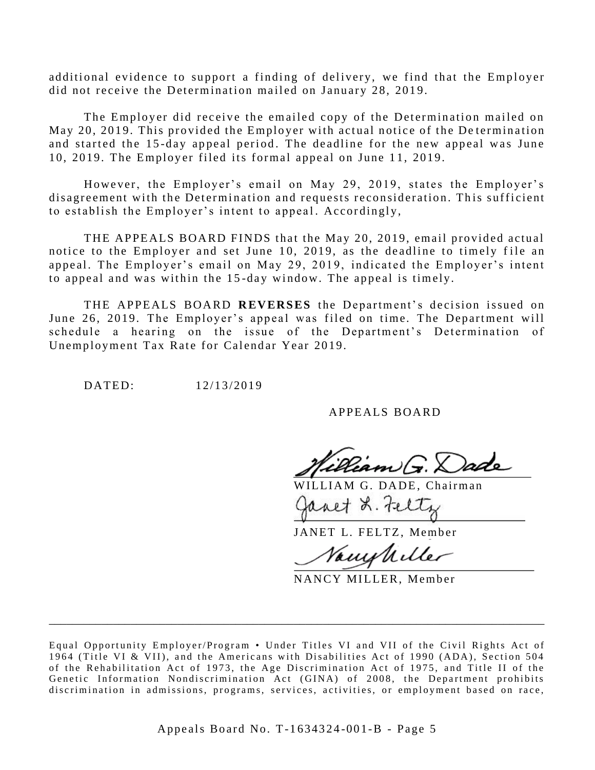additional evidence to support a finding of delivery, we find that the Employer did not receive the Determination mailed on January 28, 2019.

The Employer did receive the emailed copy of the Determination mailed on May 20, 2019. This provided the Employer with actual notice of the Determination and started the 15-day appeal period. The deadline for the new appeal was June 10, 2019. The Employer filed its formal appeal on June 11, 2019.

However, the Employer's email on May 29, 2019, states the Employer's disagreement with the Determination and requests reconsideration. This sufficient to establish the Employer's intent to appeal. Accordingly,

THE APPEALS BOARD FINDS that the May 20, 2019, email provided actual notice to the Employer and set June 10, 2019, as the deadline to timely file an appeal. The Employer's email on May 29, 2019, indicated the Employer's intent to appeal and was within the 15-day window. The appeal is timely.

THE APPEALS BOARD **REVERSES** the Department's decision issued on June 26, 2019. The Employer's appeal was filed on time. The Department will schedule a hearing on the issue of the Department's Determination of Unemployment Tax Rate for Calendar Year 2019.

DATED: 12/13/2019

APPEALS BOARD

WILLIAM G. DADE, Chairman

JANET L. FELTZ, Member

NANCY MILLER, Member

---

Equal Opportunity Employer/Program • Under Titles VI and VII of the Civil Rights Act of 1964 (Title VI & VII), and the Americans with Disabilities Act of 1990 (ADA), Section 504 of the Rehabilitation Act of 1973, the Age Discrimination Act of 1975, and Title II of the Genetic Information Nondiscrimination Act (GINA) of 2008, the Department prohibits discrimination in admissions, programs, services, activities, or employment based on race,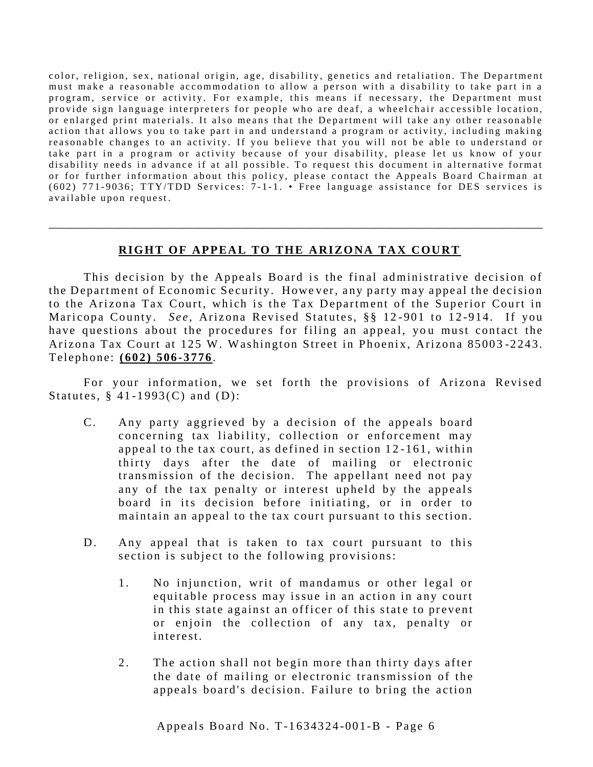color, religion, sex, national origin, age, disability, genetics and retaliation. The Department must make a reasonable accommodation to allow a person with a disability to take part in a program, service or activity. For example, this means if necessary, the Department must provide sign language interpreters for people who are deaf, a wheelchair accessible location, or enlarged print materials. It also means that the Department will take any other reasonable action that allows you to take part in and understand a program or activity, including making reasonable changes to an activity. If you believe that you will not be able to understand or take part in a program or activity because of your disability, please let us know of your disability needs in advance if at all possible. To request this document in alternative format or for further information about this policy, please contact the Appeals Board Chairman at (602) 771-9036; TTY/TDD Services: 7-1-1. • Free language assistance for DES services is available upon request.

---

## RIGHT OF APPEAL TO THE ARIZONA TAX COURT

This decision by the Appeals Board is the final administrative decision of the Department of Economic Security. However, any party may appeal the decision to the Arizona Tax Court, which is the Tax Department of the Superior Court in Maricopa County. *See,* Arizona Revised Statutes, §§ 12-901 to 12-914. If you have questions about the procedures for filing an appeal, you must contact the Arizona Tax Court at 125 W. Washington Street in Phoenix, Arizona 85003-2243. Telephone: **(602) 506-3776**.

For your information, we set forth the provisions of Arizona Revised Statutes, § 41-1993(C) and (D):

> C. Any party aggrieved by a decision of the appeals board concerning tax liability, collection or enforcement may appeal to the tax court, as defined in section 12-161, within thirty days after the date of mailing or electronic transmission of the decision. The appellant need not pay any of the tax penalty or interest upheld by the appeals board in its decision before initiating, or in order to maintain an appeal to the tax court pursuant to this section.
>
> D. Any appeal that is taken to tax court pursuant to this section is subject to the following provisions:
>
> 1. No injunction, writ of mandamus or other legal or equitable process may issue in an action in any court in this state against an officer of this state to prevent or enjoin the collection of any tax, penalty or interest.
>
> 2. The action shall not begin more than thirty days after the date of mailing or electronic transmission of the appeals board's decision. Failure to bring the action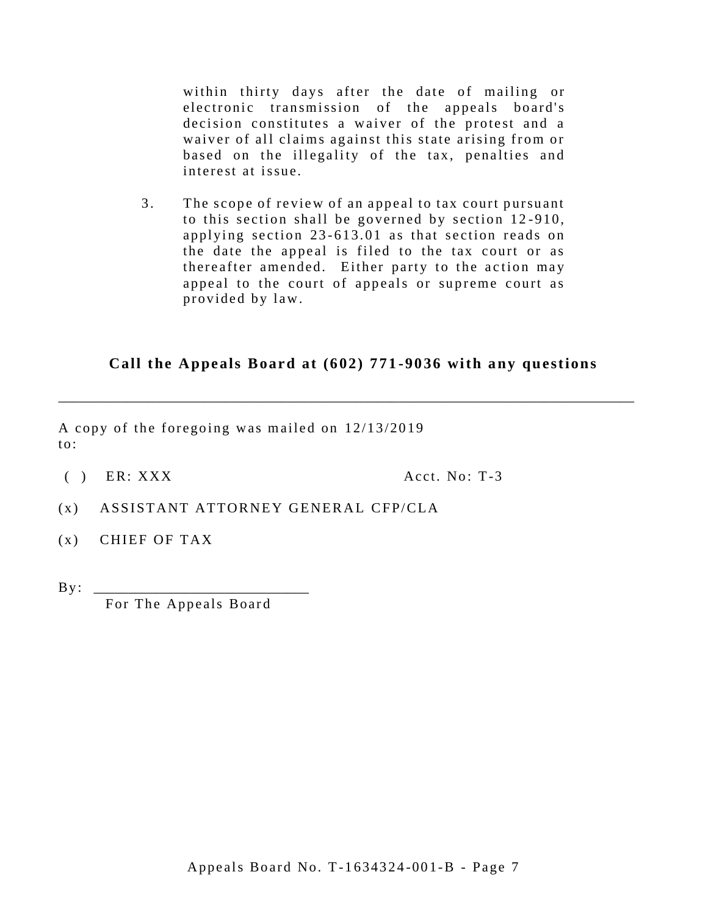within thirty days after the date of mailing or electronic transmission of the appeals board's decision constitutes a waiver of the protest and a waiver of all claims against this state arising from or based on the illegality of the tax, penalties and interest at issue.

3. The scope of review of an appeal to tax court pursuant to this section shall be governed by section 12-910, applying section 23-613.01 as that section reads on the date the appeal is filed to the tax court or as thereafter amended. Either party to the action may appeal to the court of appeals or supreme court as provided by law.

**Call the Appeals Board at (602) 771-9036 with any questions**

---

A copy of the foregoing was mailed on 12/13/2019 to:

( ) ER: XXX Acct. No: T-3

(x) ASSISTANT ATTORNEY GENERAL CFP/CLA

(x) CHIEF OF TAX

By: ___________________________
For The Appeals Board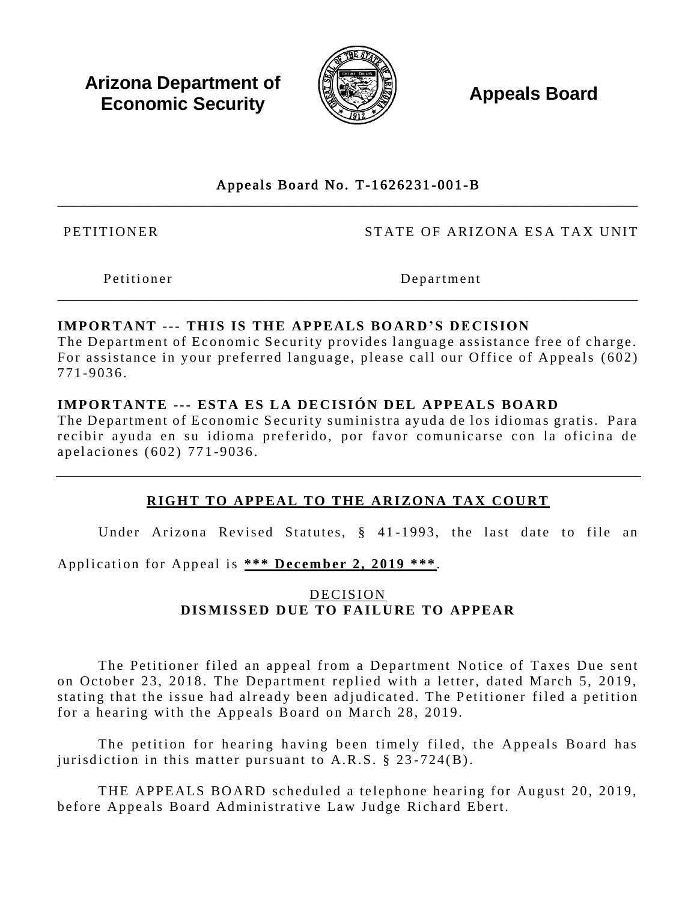**Arizona Department of Economic Security**

**Appeals Board**

Appeals Board No. T-1626231-001-B

---

| PETITIONER | STATE OF ARIZONA ESA TAX UNIT |
|---|---|
| Petitioner | Department |

---

**IMPORTANT --- THIS IS THE APPEALS BOARD'S DECISION**
The Department of Economic Security provides language assistance free of charge. For assistance in your preferred language, please call our Office of Appeals (602) 771-9036.

**IMPORTANTE --- ESTA ES LA DECISIÓN DEL APPEALS BOARD**
The Department of Economic Security suministra ayuda de los idiomas gratis. Para recibir ayuda en su idioma preferido, por favor comunicarse con la oficina de apelaciones (602) 771-9036.

---

## RIGHT TO APPEAL TO THE ARIZONA TAX COURT

Under Arizona Revised Statutes, § 41-1993, the last date to file an Application for Appeal is **\*\*\* December 2, 2019 \*\*\***.

DECISION
**DISMISSED DUE TO FAILURE TO APPEAR**

The Petitioner filed an appeal from a Department Notice of Taxes Due sent on October 23, 2018. The Department replied with a letter, dated March 5, 2019, stating that the issue had already been adjudicated. The Petitioner filed a petition for a hearing with the Appeals Board on March 28, 2019.

The petition for hearing having been timely filed, the Appeals Board has jurisdiction in this matter pursuant to A.R.S. § 23-724(B).

THE APPEALS BOARD scheduled a telephone hearing for August 20, 2019, before Appeals Board Administrative Law Judge Richard Ebert.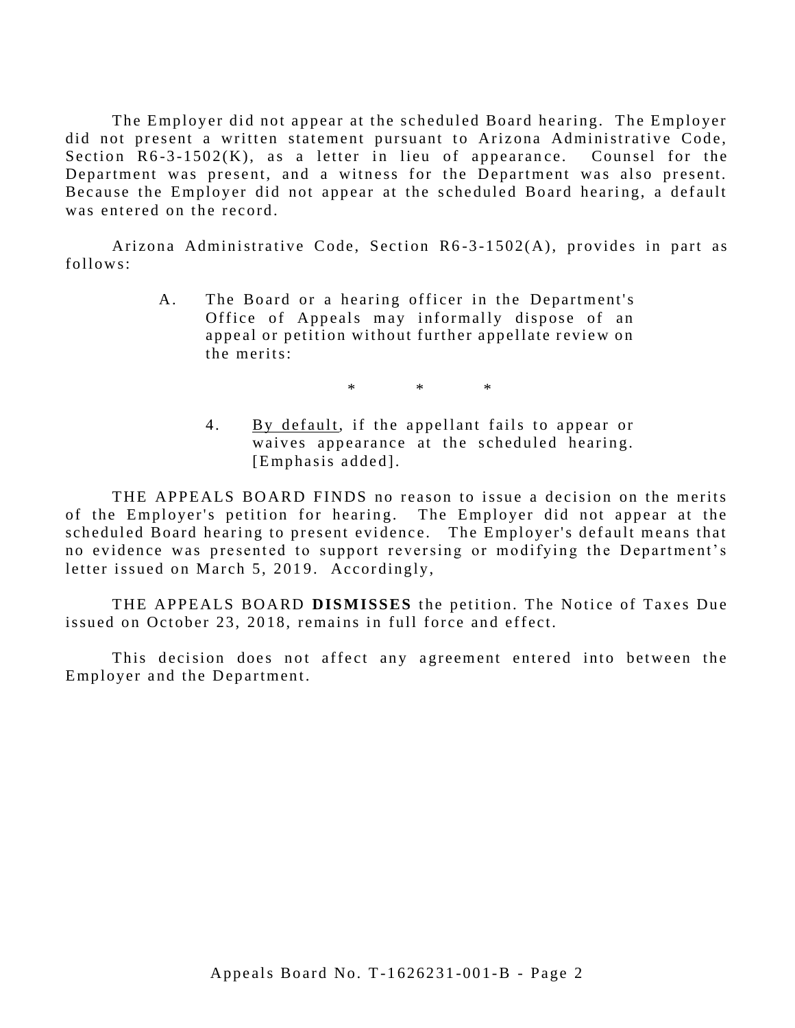The Employer did not appear at the scheduled Board hearing. The Employer did not present a written statement pursuant to Arizona Administrative Code, Section R6-3-1502(K), as a letter in lieu of appearance. Counsel for the Department was present, and a witness for the Department was also present. Because the Employer did not appear at the scheduled Board hearing, a default was entered on the record.

Arizona Administrative Code, Section R6-3-1502(A), provides in part as follows:

> A. The Board or a hearing officer in the Department's Office of Appeals may informally dispose of an appeal or petition without further appellate review on the merits:
>
> \* \* \*
>
> 4. By default, if the appellant fails to appear or waives appearance at the scheduled hearing. [Emphasis added].

THE APPEALS BOARD FINDS no reason to issue a decision on the merits of the Employer's petition for hearing. The Employer did not appear at the scheduled Board hearing to present evidence. The Employer's default means that no evidence was presented to support reversing or modifying the Department's letter issued on March 5, 2019. Accordingly,

THE APPEALS BOARD **DISMISSES** the petition. The Notice of Taxes Due issued on October 23, 2018, remains in full force and effect.

This decision does not affect any agreement entered into between the Employer and the Department.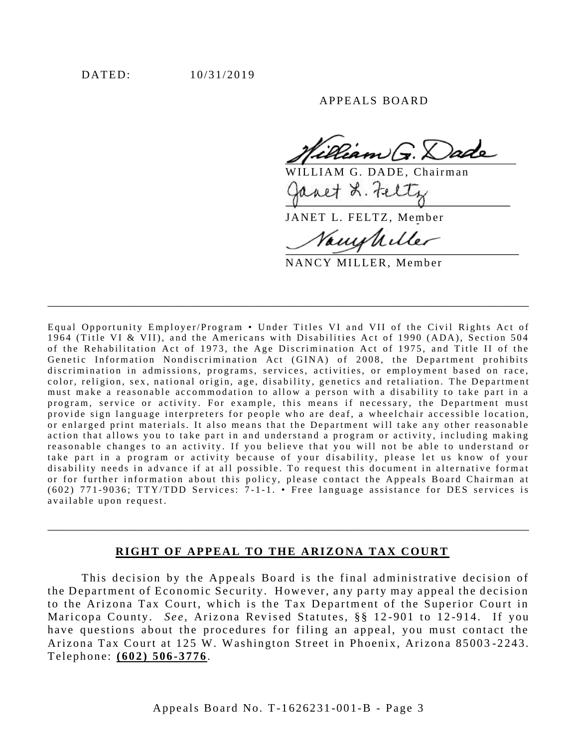DATED: 10/31/2019

APPEALS BOARD

WILLIAM G. DADE, Chairman

JANET L. FELTZ, Member

NANCY MILLER, Member

---

Equal Opportunity Employer/Program • Under Titles VI and VII of the Civil Rights Act of 1964 (Title VI & VII), and the Americans with Disabilities Act of 1990 (ADA), Section 504 of the Rehabilitation Act of 1973, the Age Discrimination Act of 1975, and Title II of the Genetic Information Nondiscrimination Act (GINA) of 2008, the Department prohibits discrimination in admissions, programs, services, activities, or employment based on race, color, religion, sex, national origin, age, disability, genetics and retaliation. The Department must make a reasonable accommodation to allow a person with a disability to take part in a program, service or activity. For example, this means if necessary, the Department must provide sign language interpreters for people who are deaf, a wheelchair accessible location, or enlarged print materials. It also means that the Department will take any other reasonable action that allows you to take part in and understand a program or activity, including making reasonable changes to an activity. If you believe that you will not be able to understand or take part in a program or activity because of your disability, please let us know of your disability needs in advance if at all possible. To request this document in alternative format or for further information about this policy, please contact the Appeals Board Chairman at (602) 771-9036; TTY/TDD Services: 7-1-1. • Free language assistance for DES services is available upon request.

---

## RIGHT OF APPEAL TO THE ARIZONA TAX COURT

This decision by the Appeals Board is the final administrative decision of the Department of Economic Security. However, any party may appeal the decision to the Arizona Tax Court, which is the Tax Department of the Superior Court in Maricopa County. *See*, Arizona Revised Statutes, §§ 12-901 to 12-914. If you have questions about the procedures for filing an appeal, you must contact the Arizona Tax Court at 125 W. Washington Street in Phoenix, Arizona 85003-2243. Telephone: **(602) 506-3776**.

Appeals Board No. T-1626231-001-B - Page 3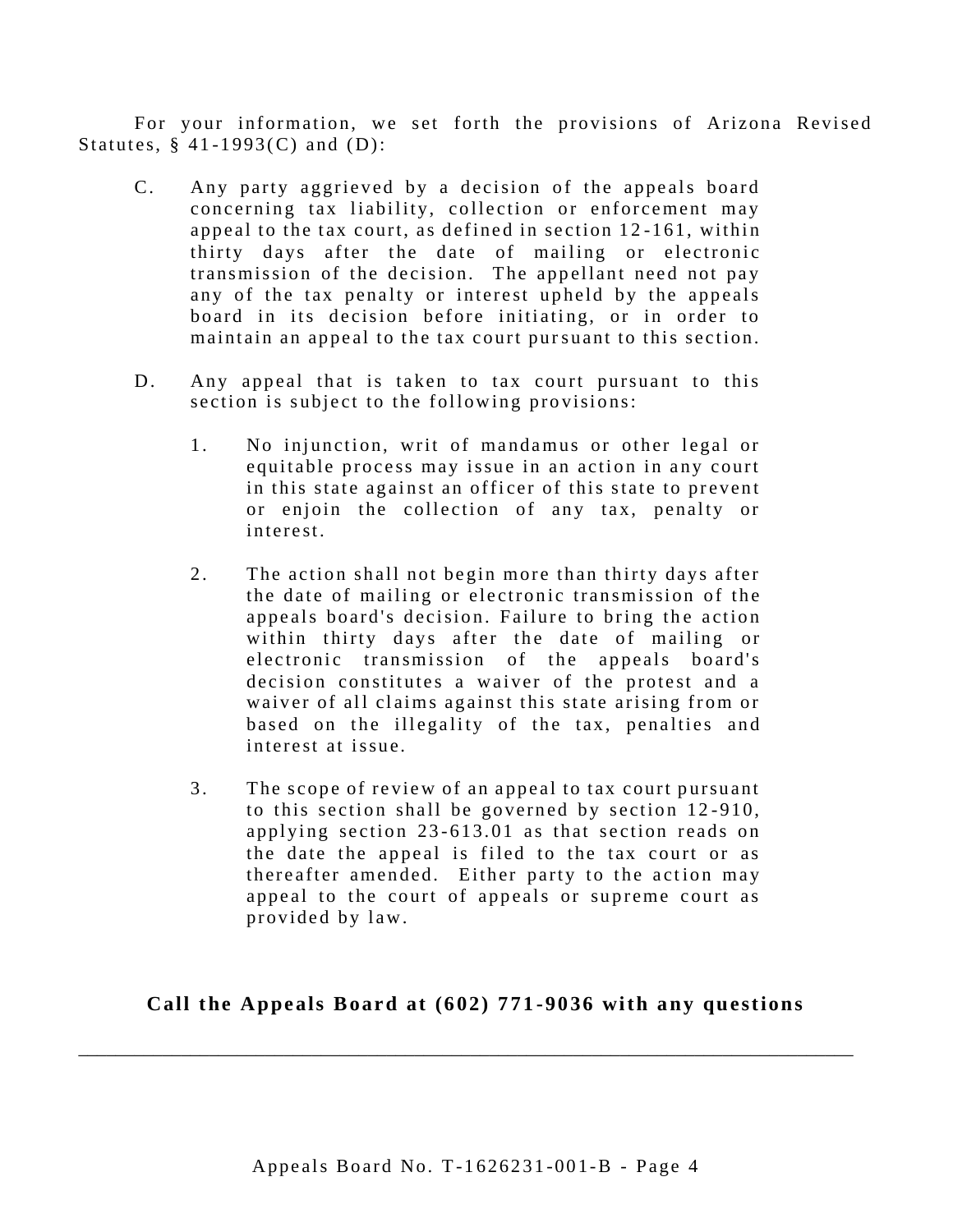For your information, we set forth the provisions of Arizona Revised Statutes, § 41-1993(C) and (D):

C. Any party aggrieved by a decision of the appeals board concerning tax liability, collection or enforcement may appeal to the tax court, as defined in section 12-161, within thirty days after the date of mailing or electronic transmission of the decision. The appellant need not pay any of the tax penalty or interest upheld by the appeals board in its decision before initiating, or in order to maintain an appeal to the tax court pursuant to this section.

D. Any appeal that is taken to tax court pursuant to this section is subject to the following provisions:

1. No injunction, writ of mandamus or other legal or equitable process may issue in an action in any court in this state against an officer of this state to prevent or enjoin the collection of any tax, penalty or interest.

2. The action shall not begin more than thirty days after the date of mailing or electronic transmission of the appeals board's decision. Failure to bring the action within thirty days after the date of mailing or electronic transmission of the appeals board's decision constitutes a waiver of the protest and a waiver of all claims against this state arising from or based on the illegality of the tax, penalties and interest at issue.

3. The scope of review of an appeal to tax court pursuant to this section shall be governed by section 12-910, applying section 23-613.01 as that section reads on the date the appeal is filed to the tax court or as thereafter amended. Either party to the action may appeal to the court of appeals or supreme court as provided by law.

**Call the Appeals Board at (602) 771-9036 with any questions**

---

Appeals Board No. T-1626231-001-B - Page 4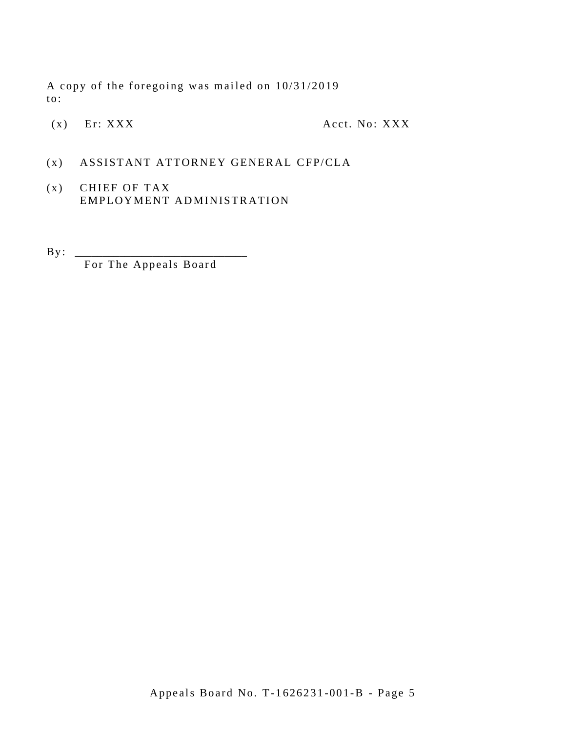A copy of the foregoing was mailed on 10/31/2019 to:

(x) Er: XXX Acct. No: XXX

(x) ASSISTANT ATTORNEY GENERAL CFP/CLA

(x) CHIEF OF TAX
EMPLOYMENT ADMINISTRATION

By: ____________________________
For The Appeals Board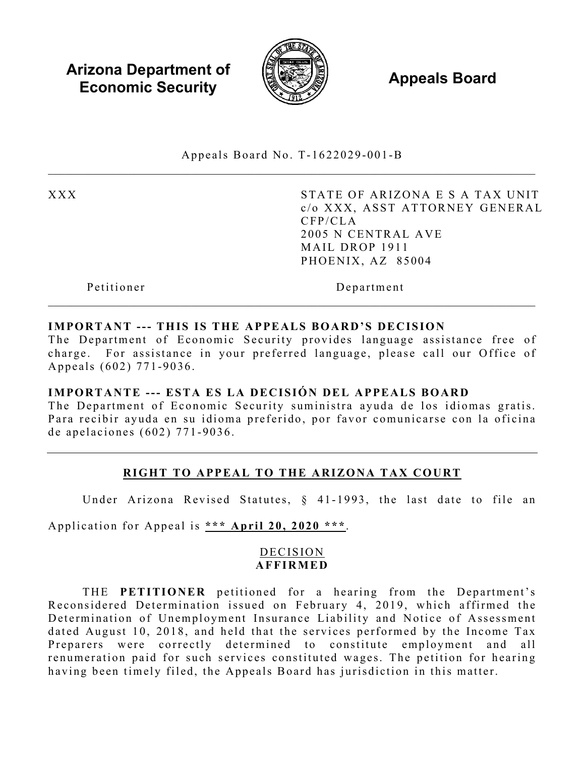**Arizona Department of Economic Security** **Appeals Board**

Appeals Board No. T-1622029-001-B

| | |
|---|---|
| XXX | STATE OF ARIZONA E S A TAX UNIT<br>c/o XXX, ASST ATTORNEY GENERAL<br>CFP/CLA<br>2005 N CENTRAL AVE<br>MAIL DROP 1911<br>PHOENIX, AZ 85004 |
| Petitioner | Department |

**IMPORTANT --- THIS IS THE APPEALS BOARD'S DECISION**
The Department of Economic Security provides language assistance free of charge. For assistance in your preferred language, please call our Office of Appeals (602) 771-9036.

**IMPORTANTE --- ESTA ES LA DECISIÓN DEL APPEALS BOARD**
The Department of Economic Security suministra ayuda de los idiomas gratis. Para recibir ayuda en su idioma preferido, por favor comunicarse con la oficina de apelaciones (602) 771-9036.

## RIGHT TO APPEAL TO THE ARIZONA TAX COURT

Under Arizona Revised Statutes, § 41-1993, the last date to file an Application for Appeal is ***\*\*\* April 20, 2020 \*\*\****.

### DECISION
### **AFFIRMED**

THE **PETITIONER** petitioned for a hearing from the Department's Reconsidered Determination issued on February 4, 2019, which affirmed the Determination of Unemployment Insurance Liability and Notice of Assessment dated August 10, 2018, and held that the services performed by the Income Tax Preparers were correctly determined to constitute employment and all renumeration paid for such services constituted wages. The petition for hearing having been timely filed, the Appeals Board has jurisdiction in this matter.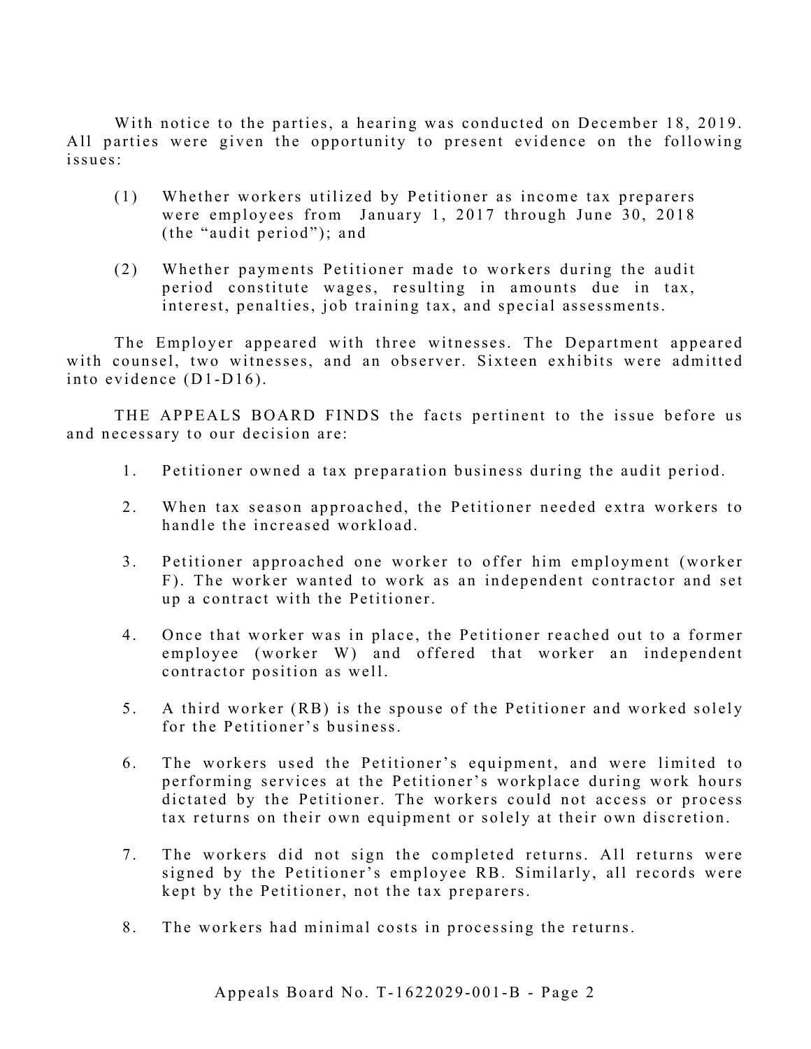With notice to the parties, a hearing was conducted on December 18, 2019. All parties were given the opportunity to present evidence on the following issues:

(1) Whether workers utilized by Petitioner as income tax preparers were employees from January 1, 2017 through June 30, 2018 (the "audit period"); and

(2) Whether payments Petitioner made to workers during the audit period constitute wages, resulting in amounts due in tax, interest, penalties, job training tax, and special assessments.

The Employer appeared with three witnesses. The Department appeared with counsel, two witnesses, and an observer. Sixteen exhibits were admitted into evidence (D1-D16).

THE APPEALS BOARD FINDS the facts pertinent to the issue before us and necessary to our decision are:

1. Petitioner owned a tax preparation business during the audit period.

2. When tax season approached, the Petitioner needed extra workers to handle the increased workload.

3. Petitioner approached one worker to offer him employment (worker F). The worker wanted to work as an independent contractor and set up a contract with the Petitioner.

4. Once that worker was in place, the Petitioner reached out to a former employee (worker W) and offered that worker an independent contractor position as well.

5. A third worker (RB) is the spouse of the Petitioner and worked solely for the Petitioner's business.

6. The workers used the Petitioner's equipment, and were limited to performing services at the Petitioner's workplace during work hours dictated by the Petitioner. The workers could not access or process tax returns on their own equipment or solely at their own discretion.

7. The workers did not sign the completed returns. All returns were signed by the Petitioner's employee RB. Similarly, all records were kept by the Petitioner, not the tax preparers.

8. The workers had minimal costs in processing the returns.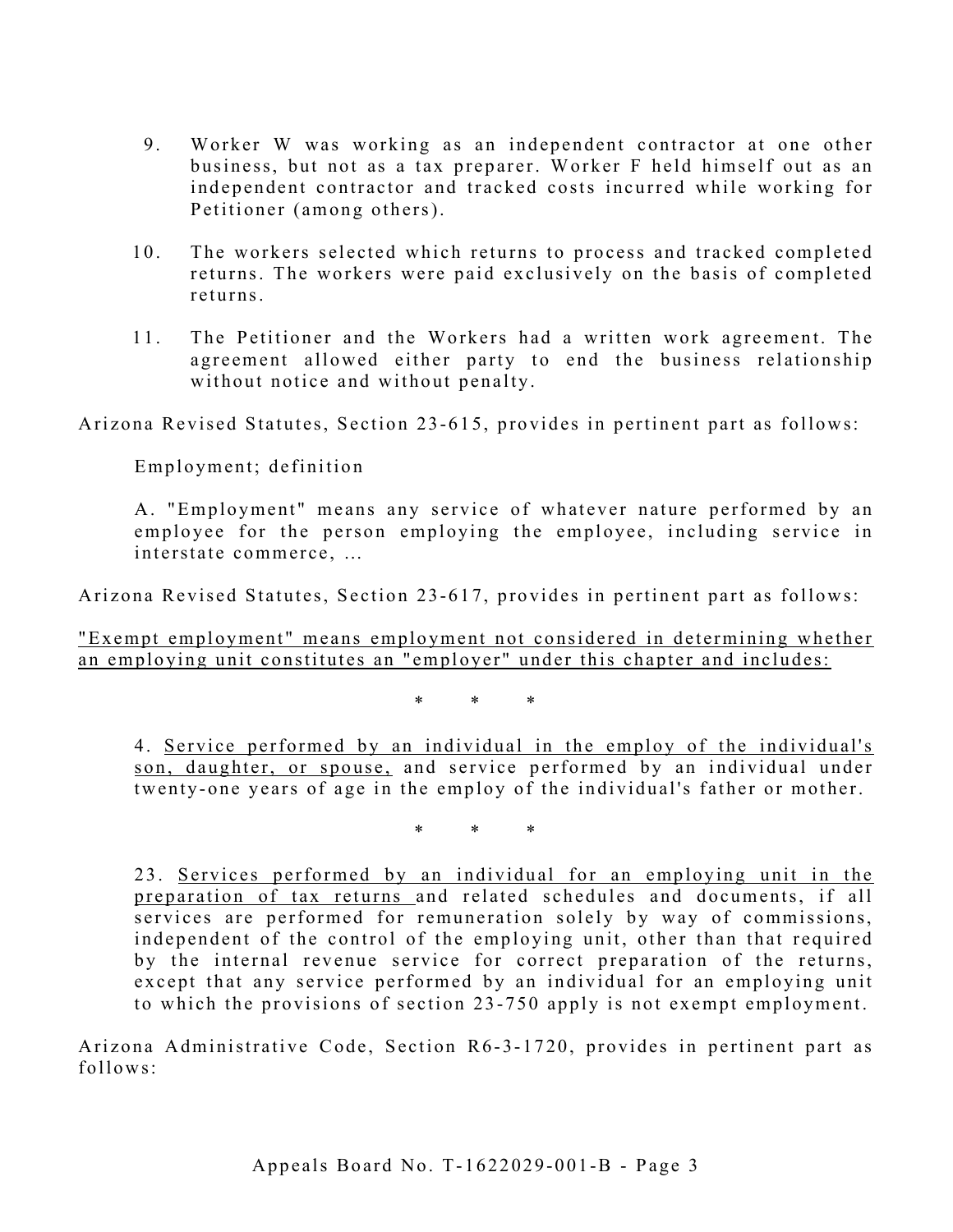9. Worker W was working as an independent contractor at one other business, but not as a tax preparer. Worker F held himself out as an independent contractor and tracked costs incurred while working for Petitioner (among others).

10. The workers selected which returns to process and tracked completed returns. The workers were paid exclusively on the basis of completed returns.

11. The Petitioner and the Workers had a written work agreement. The agreement allowed either party to end the business relationship without notice and without penalty.

Arizona Revised Statutes, Section 23-615, provides in pertinent part as follows:

> Employment; definition
>
> A. "Employment" means any service of whatever nature performed by an employee for the person employing the employee, including service in interstate commerce, …

Arizona Revised Statutes, Section 23-617, provides in pertinent part as follows:

<u>"Exempt employment" means employment not considered in determining whether an employing unit constitutes an "employer" under this chapter and includes:</u>

\* \* \*

> 4. <u>Service performed by an individual in the employ of the individual's son, daughter, or spouse,</u> and service performed by an individual under twenty-one years of age in the employ of the individual's father or mother.

\* \* \*

> 23. <u>Services performed by an individual for an employing unit in the preparation of tax returns</u> and related schedules and documents, if all services are performed for remuneration solely by way of commissions, independent of the control of the employing unit, other than that required by the internal revenue service for correct preparation of the returns, except that any service performed by an individual for an employing unit to which the provisions of section 23-750 apply is not exempt employment.

Arizona Administrative Code, Section R6-3-1720, provides in pertinent part as follows: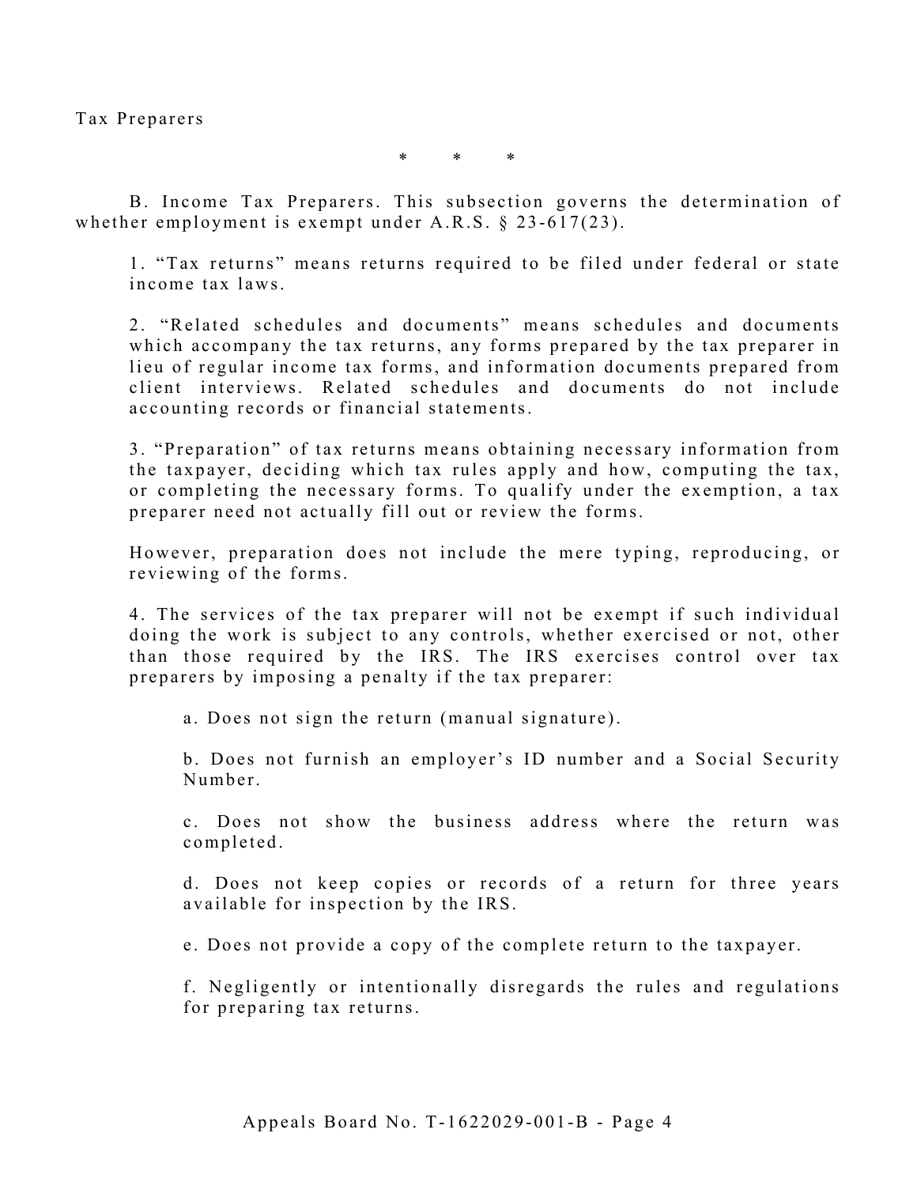Tax Preparers

\* \* \*

B. Income Tax Preparers. This subsection governs the determination of whether employment is exempt under A.R.S. § 23-617(23).

1. "Tax returns" means returns required to be filed under federal or state income tax laws.

2. "Related schedules and documents" means schedules and documents which accompany the tax returns, any forms prepared by the tax preparer in lieu of regular income tax forms, and information documents prepared from client interviews. Related schedules and documents do not include accounting records or financial statements.

3. "Preparation" of tax returns means obtaining necessary information from the taxpayer, deciding which tax rules apply and how, computing the tax, or completing the necessary forms. To qualify under the exemption, a tax preparer need not actually fill out or review the forms.

However, preparation does not include the mere typing, reproducing, or reviewing of the forms.

4. The services of the tax preparer will not be exempt if such individual doing the work is subject to any controls, whether exercised or not, other than those required by the IRS. The IRS exercises control over tax preparers by imposing a penalty if the tax preparer:

a. Does not sign the return (manual signature).

b. Does not furnish an employer's ID number and a Social Security Number.

c. Does not show the business address where the return was completed.

d. Does not keep copies or records of a return for three years available for inspection by the IRS.

e. Does not provide a copy of the complete return to the taxpayer.

f. Negligently or intentionally disregards the rules and regulations for preparing tax returns.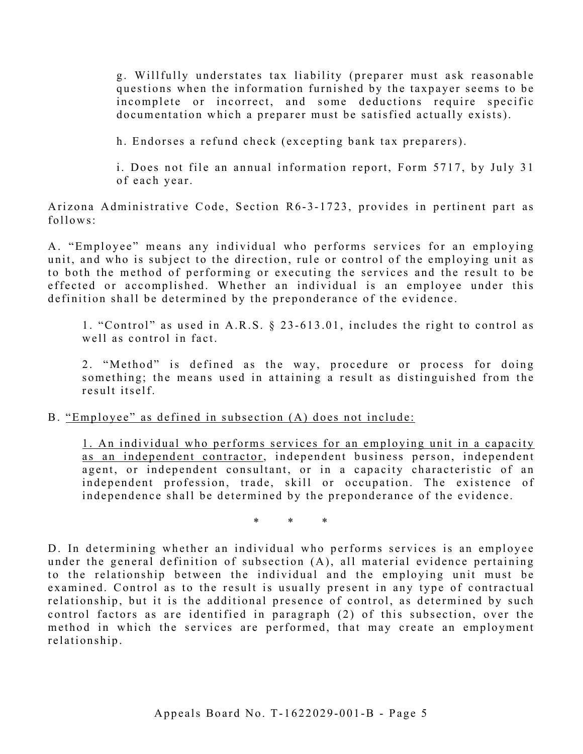g. Willfully understates tax liability (preparer must ask reasonable questions when the information furnished by the taxpayer seems to be incomplete or incorrect, and some deductions require specific documentation which a preparer must be satisfied actually exists).

h. Endorses a refund check (excepting bank tax preparers).

i. Does not file an annual information report, Form 5717, by July 31 of each year.

Arizona Administrative Code, Section R6-3-1723, provides in pertinent part as follows:

A. "Employee" means any individual who performs services for an employing unit, and who is subject to the direction, rule or control of the employing unit as to both the method of performing or executing the services and the result to be effected or accomplished. Whether an individual is an employee under this definition shall be determined by the preponderance of the evidence.

1. "Control" as used in A.R.S. § 23-613.01, includes the right to control as well as control in fact.

2. "Method" is defined as the way, procedure or process for doing something; the means used in attaining a result as distinguished from the result itself.

B. <u>"Employee" as defined in subsection (A) does not include:</u>

<u>1. An individual who performs services for an employing unit in a capacity as an independent contractor</u>, independent business person, independent agent, or independent consultant, or in a capacity characteristic of an independent profession, trade, skill or occupation. The existence of independence shall be determined by the preponderance of the evidence.

\* \* \*

D. In determining whether an individual who performs services is an employee under the general definition of subsection (A), all material evidence pertaining to the relationship between the individual and the employing unit must be examined. Control as to the result is usually present in any type of contractual relationship, but it is the additional presence of control, as determined by such control factors as are identified in paragraph (2) of this subsection, over the method in which the services are performed, that may create an employment relationship.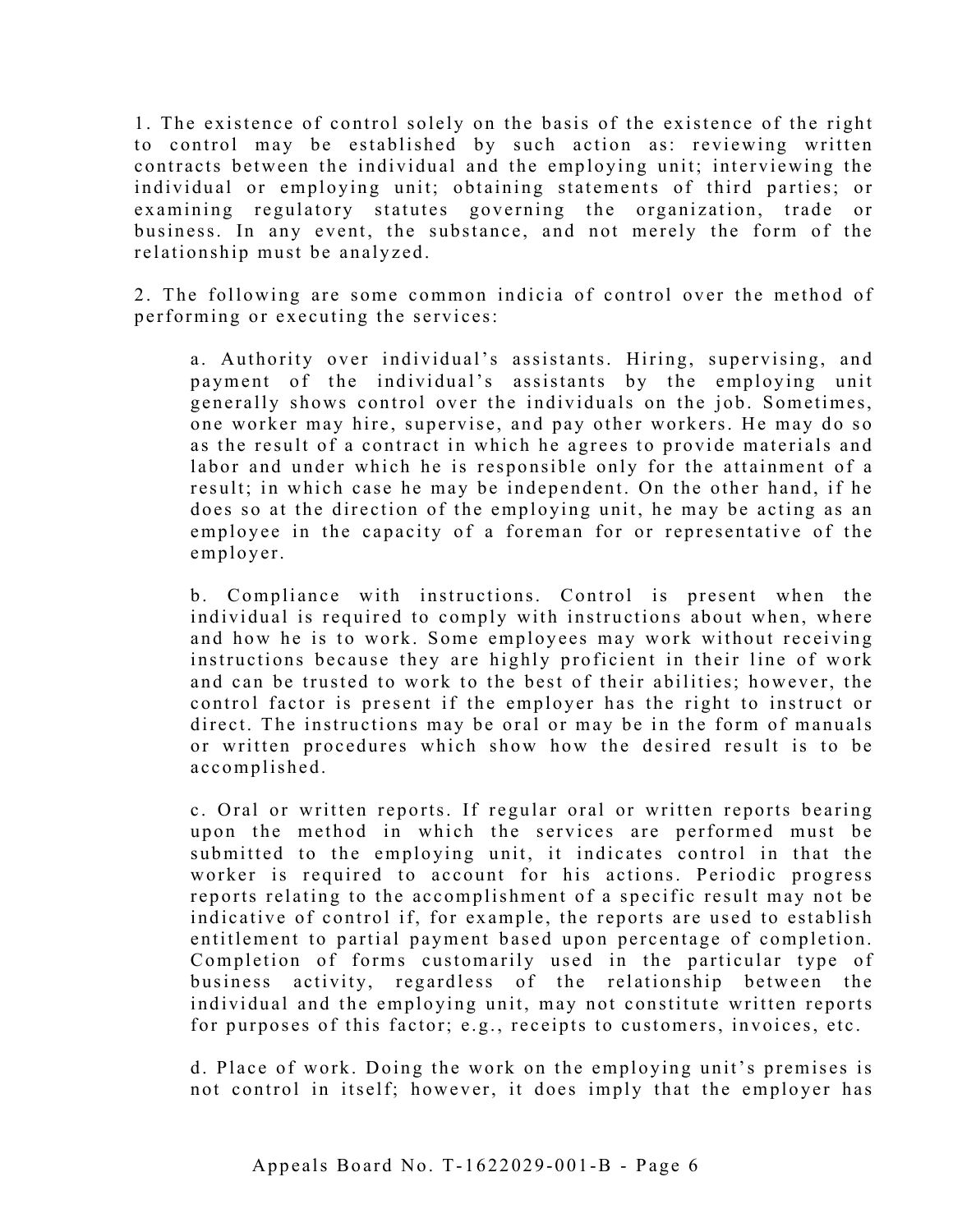1. The existence of control solely on the basis of the existence of the right to control may be established by such action as: reviewing written contracts between the individual and the employing unit; interviewing the individual or employing unit; obtaining statements of third parties; or examining regulatory statutes governing the organization, trade or business. In any event, the substance, and not merely the form of the relationship must be analyzed.

2. The following are some common indicia of control over the method of performing or executing the services:

a. Authority over individual's assistants. Hiring, supervising, and payment of the individual's assistants by the employing unit generally shows control over the individuals on the job. Sometimes, one worker may hire, supervise, and pay other workers. He may do so as the result of a contract in which he agrees to provide materials and labor and under which he is responsible only for the attainment of a result; in which case he may be independent. On the other hand, if he does so at the direction of the employing unit, he may be acting as an employee in the capacity of a foreman for or representative of the employer.

b. Compliance with instructions. Control is present when the individual is required to comply with instructions about when, where and how he is to work. Some employees may work without receiving instructions because they are highly proficient in their line of work and can be trusted to work to the best of their abilities; however, the control factor is present if the employer has the right to instruct or direct. The instructions may be oral or may be in the form of manuals or written procedures which show how the desired result is to be accomplished.

c. Oral or written reports. If regular oral or written reports bearing upon the method in which the services are performed must be submitted to the employing unit, it indicates control in that the worker is required to account for his actions. Periodic progress reports relating to the accomplishment of a specific result may not be indicative of control if, for example, the reports are used to establish entitlement to partial payment based upon percentage of completion. Completion of forms customarily used in the particular type of business activity, regardless of the relationship between the individual and the employing unit, may not constitute written reports for purposes of this factor; e.g., receipts to customers, invoices, etc.

d. Place of work. Doing the work on the employing unit's premises is not control in itself; however, it does imply that the employer has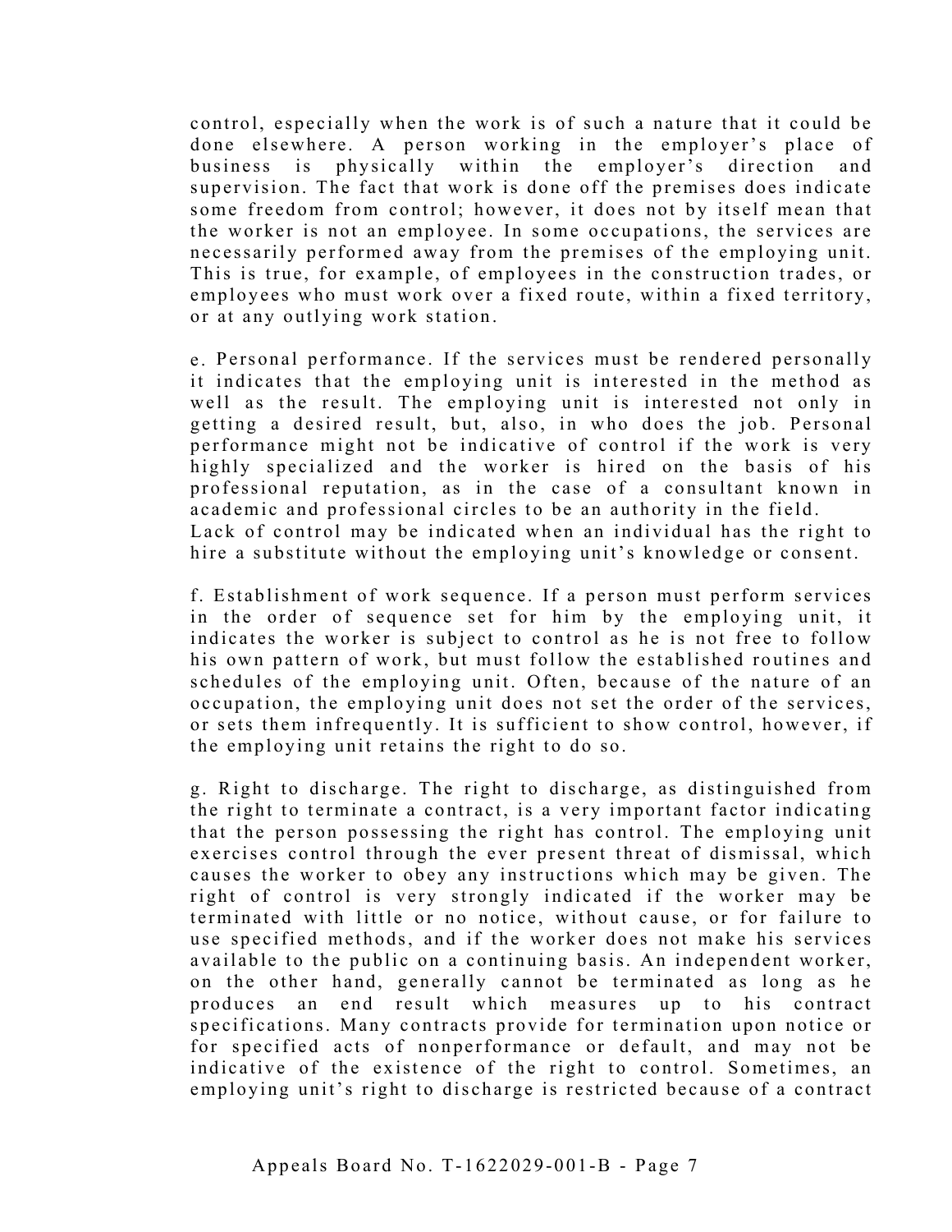control, especially when the work is of such a nature that it could be done elsewhere. A person working in the employer's place of business is physically within the employer's direction and supervision. The fact that work is done off the premises does indicate some freedom from control; however, it does not by itself mean that the worker is not an employee. In some occupations, the services are necessarily performed away from the premises of the employing unit. This is true, for example, of employees in the construction trades, or employees who must work over a fixed route, within a fixed territory, or at any outlying work station.

e. Personal performance. If the services must be rendered personally it indicates that the employing unit is interested in the method as well as the result. The employing unit is interested not only in getting a desired result, but, also, in who does the job. Personal performance might not be indicative of control if the work is very highly specialized and the worker is hired on the basis of his professional reputation, as in the case of a consultant known in academic and professional circles to be an authority in the field. Lack of control may be indicated when an individual has the right to hire a substitute without the employing unit's knowledge or consent.

f. Establishment of work sequence. If a person must perform services in the order of sequence set for him by the employing unit, it indicates the worker is subject to control as he is not free to follow his own pattern of work, but must follow the established routines and schedules of the employing unit. Often, because of the nature of an occupation, the employing unit does not set the order of the services, or sets them infrequently. It is sufficient to show control, however, if the employing unit retains the right to do so.

g. Right to discharge. The right to discharge, as distinguished from the right to terminate a contract, is a very important factor indicating that the person possessing the right has control. The employing unit exercises control through the ever present threat of dismissal, which causes the worker to obey any instructions which may be given. The right of control is very strongly indicated if the worker may be terminated with little or no notice, without cause, or for failure to use specified methods, and if the worker does not make his services available to the public on a continuing basis. An independent worker, on the other hand, generally cannot be terminated as long as he produces an end result which measures up to his contract specifications. Many contracts provide for termination upon notice or for specified acts of nonperformance or default, and may not be indicative of the existence of the right to control. Sometimes, an employing unit's right to discharge is restricted because of a contract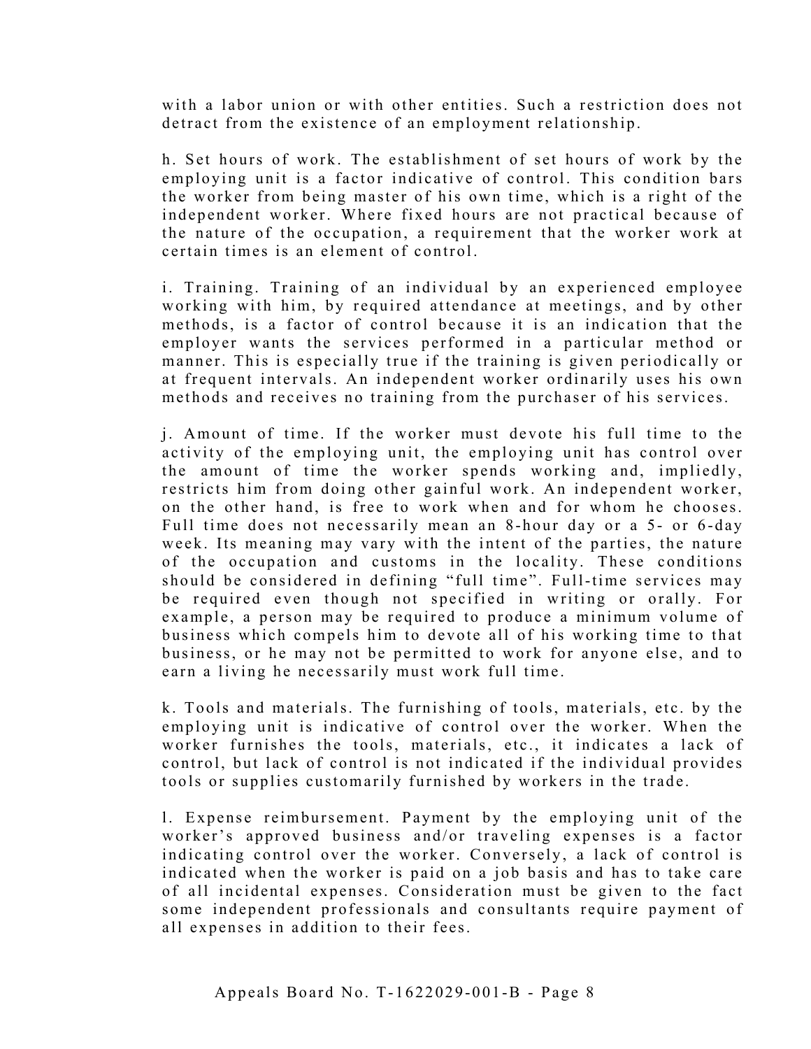with a labor union or with other entities. Such a restriction does not detract from the existence of an employment relationship.

h. Set hours of work. The establishment of set hours of work by the employing unit is a factor indicative of control. This condition bars the worker from being master of his own time, which is a right of the independent worker. Where fixed hours are not practical because of the nature of the occupation, a requirement that the worker work at certain times is an element of control.

i. Training. Training of an individual by an experienced employee working with him, by required attendance at meetings, and by other methods, is a factor of control because it is an indication that the employer wants the services performed in a particular method or manner. This is especially true if the training is given periodically or at frequent intervals. An independent worker ordinarily uses his own methods and receives no training from the purchaser of his services.

j. Amount of time. If the worker must devote his full time to the activity of the employing unit, the employing unit has control over the amount of time the worker spends working and, impliedly, restricts him from doing other gainful work. An independent worker, on the other hand, is free to work when and for whom he chooses. Full time does not necessarily mean an 8-hour day or a 5- or 6-day week. Its meaning may vary with the intent of the parties, the nature of the occupation and customs in the locality. These conditions should be considered in defining “full time”. Full-time services may be required even though not specified in writing or orally. For example, a person may be required to produce a minimum volume of business which compels him to devote all of his working time to that business, or he may not be permitted to work for anyone else, and to earn a living he necessarily must work full time.

k. Tools and materials. The furnishing of tools, materials, etc. by the employing unit is indicative of control over the worker. When the worker furnishes the tools, materials, etc., it indicates a lack of control, but lack of control is not indicated if the individual provides tools or supplies customarily furnished by workers in the trade.

l. Expense reimbursement. Payment by the employing unit of the worker’s approved business and/or traveling expenses is a factor indicating control over the worker. Conversely, a lack of control is indicated when the worker is paid on a job basis and has to take care of all incidental expenses. Consideration must be given to the fact some independent professionals and consultants require payment of all expenses in addition to their fees.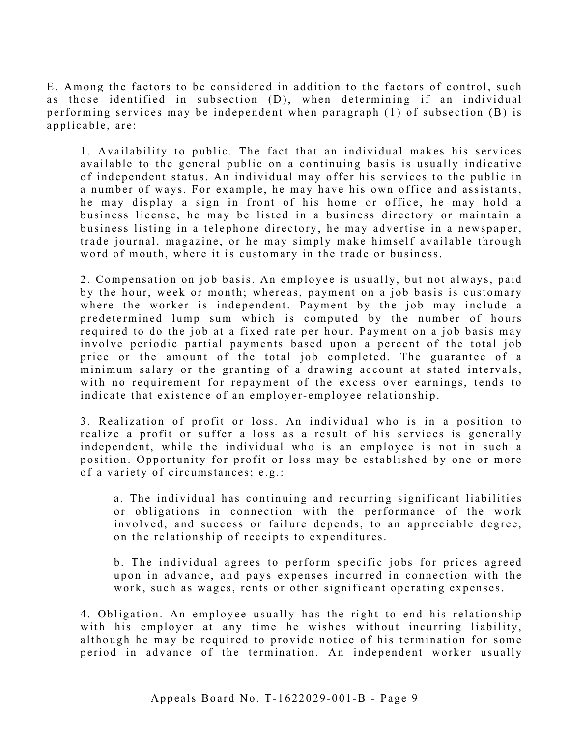E. Among the factors to be considered in addition to the factors of control, such as those identified in subsection (D), when determining if an individual performing services may be independent when paragraph (1) of subsection (B) is applicable, are:

1. Availability to public. The fact that an individual makes his services available to the general public on a continuing basis is usually indicative of independent status. An individual may offer his services to the public in a number of ways. For example, he may have his own office and assistants, he may display a sign in front of his home or office, he may hold a business license, he may be listed in a business directory or maintain a business listing in a telephone directory, he may advertise in a newspaper, trade journal, magazine, or he may simply make himself available through word of mouth, where it is customary in the trade or business.

2. Compensation on job basis. An employee is usually, but not always, paid by the hour, week or month; whereas, payment on a job basis is customary where the worker is independent. Payment by the job may include a predetermined lump sum which is computed by the number of hours required to do the job at a fixed rate per hour. Payment on a job basis may involve periodic partial payments based upon a percent of the total job price or the amount of the total job completed. The guarantee of a minimum salary or the granting of a drawing account at stated intervals, with no requirement for repayment of the excess over earnings, tends to indicate that existence of an employer-employee relationship.

3. Realization of profit or loss. An individual who is in a position to realize a profit or suffer a loss as a result of his services is generally independent, while the individual who is an employee is not in such a position. Opportunity for profit or loss may be established by one or more of a variety of circumstances; e.g.:

   a. The individual has continuing and recurring significant liabilities or obligations in connection with the performance of the work involved, and success or failure depends, to an appreciable degree, on the relationship of receipts to expenditures.

   b. The individual agrees to perform specific jobs for prices agreed upon in advance, and pays expenses incurred in connection with the work, such as wages, rents or other significant operating expenses.

4. Obligation. An employee usually has the right to end his relationship with his employer at any time he wishes without incurring liability, although he may be required to provide notice of his termination for some period in advance of the termination. An independent worker usually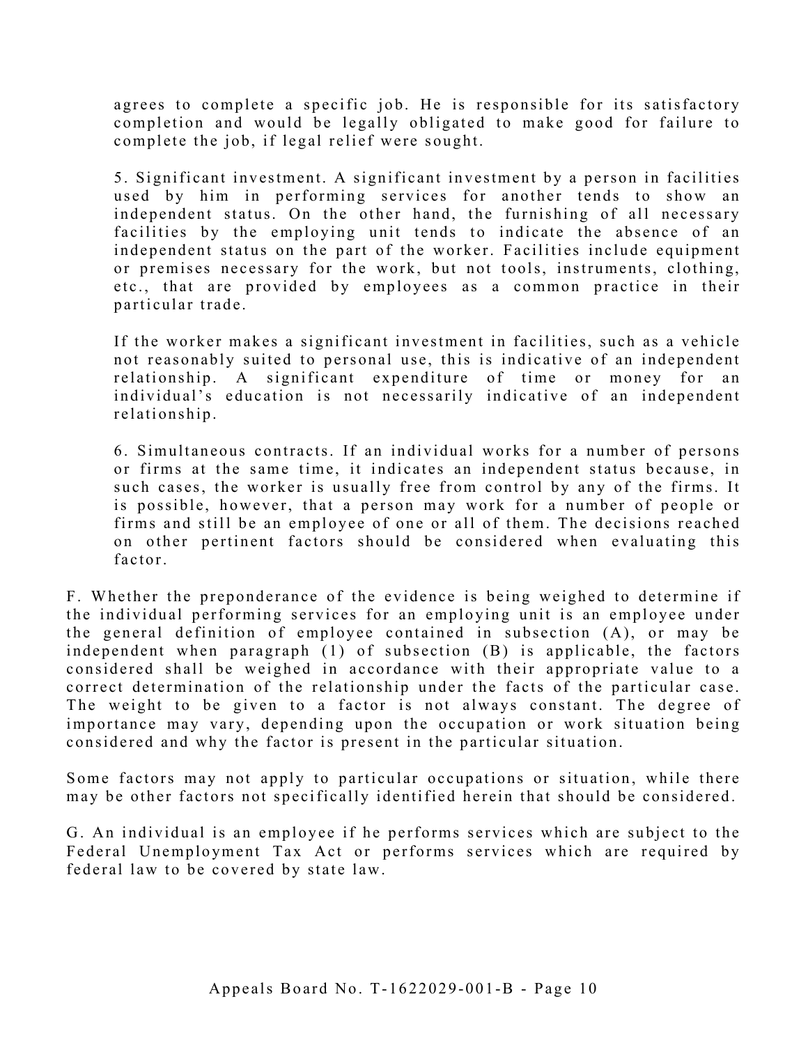agrees to complete a specific job. He is responsible for its satisfactory completion and would be legally obligated to make good for failure to complete the job, if legal relief were sought.

5. Significant investment. A significant investment by a person in facilities used by him in performing services for another tends to show an independent status. On the other hand, the furnishing of all necessary facilities by the employing unit tends to indicate the absence of an independent status on the part of the worker. Facilities include equipment or premises necessary for the work, but not tools, instruments, clothing, etc., that are provided by employees as a common practice in their particular trade.

If the worker makes a significant investment in facilities, such as a vehicle not reasonably suited to personal use, this is indicative of an independent relationship. A significant expenditure of time or money for an individual's education is not necessarily indicative of an independent relationship.

6. Simultaneous contracts. If an individual works for a number of persons or firms at the same time, it indicates an independent status because, in such cases, the worker is usually free from control by any of the firms. It is possible, however, that a person may work for a number of people or firms and still be an employee of one or all of them. The decisions reached on other pertinent factors should be considered when evaluating this factor.

F. Whether the preponderance of the evidence is being weighed to determine if the individual performing services for an employing unit is an employee under the general definition of employee contained in subsection (A), or may be independent when paragraph (1) of subsection (B) is applicable, the factors considered shall be weighed in accordance with their appropriate value to a correct determination of the relationship under the facts of the particular case. The weight to be given to a factor is not always constant. The degree of importance may vary, depending upon the occupation or work situation being considered and why the factor is present in the particular situation.

Some factors may not apply to particular occupations or situation, while there may be other factors not specifically identified herein that should be considered.

G. An individual is an employee if he performs services which are subject to the Federal Unemployment Tax Act or performs services which are required by federal law to be covered by state law.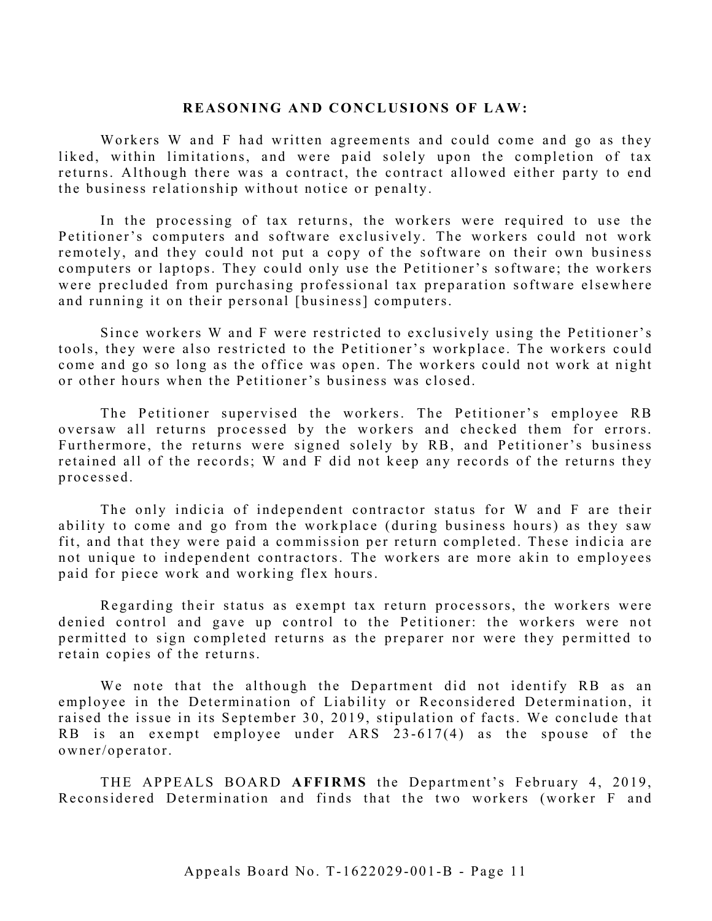**REASONING AND CONCLUSIONS OF LAW:**

Workers W and F had written agreements and could come and go as they liked, within limitations, and were paid solely upon the completion of tax returns. Although there was a contract, the contract allowed either party to end the business relationship without notice or penalty.

In the processing of tax returns, the workers were required to use the Petitioner's computers and software exclusively. The workers could not work remotely, and they could not put a copy of the software on their own business computers or laptops. They could only use the Petitioner's software; the workers were precluded from purchasing professional tax preparation software elsewhere and running it on their personal [business] computers.

Since workers W and F were restricted to exclusively using the Petitioner's tools, they were also restricted to the Petitioner's workplace. The workers could come and go so long as the office was open. The workers could not work at night or other hours when the Petitioner's business was closed.

The Petitioner supervised the workers. The Petitioner's employee RB oversaw all returns processed by the workers and checked them for errors. Furthermore, the returns were signed solely by RB, and Petitioner's business retained all of the records; W and F did not keep any records of the returns they processed.

The only indicia of independent contractor status for W and F are their ability to come and go from the workplace (during business hours) as they saw fit, and that they were paid a commission per return completed. These indicia are not unique to independent contractors. The workers are more akin to employees paid for piece work and working flex hours.

Regarding their status as exempt tax return processors, the workers were denied control and gave up control to the Petitioner: the workers were not permitted to sign completed returns as the preparer nor were they permitted to retain copies of the returns.

We note that the although the Department did not identify RB as an employee in the Determination of Liability or Reconsidered Determination, it raised the issue in its September 30, 2019, stipulation of facts. We conclude that RB is an exempt employee under ARS 23-617(4) as the spouse of the owner/operator.

THE APPEALS BOARD **AFFIRMS** the Department's February 4, 2019, Reconsidered Determination and finds that the two workers (worker F and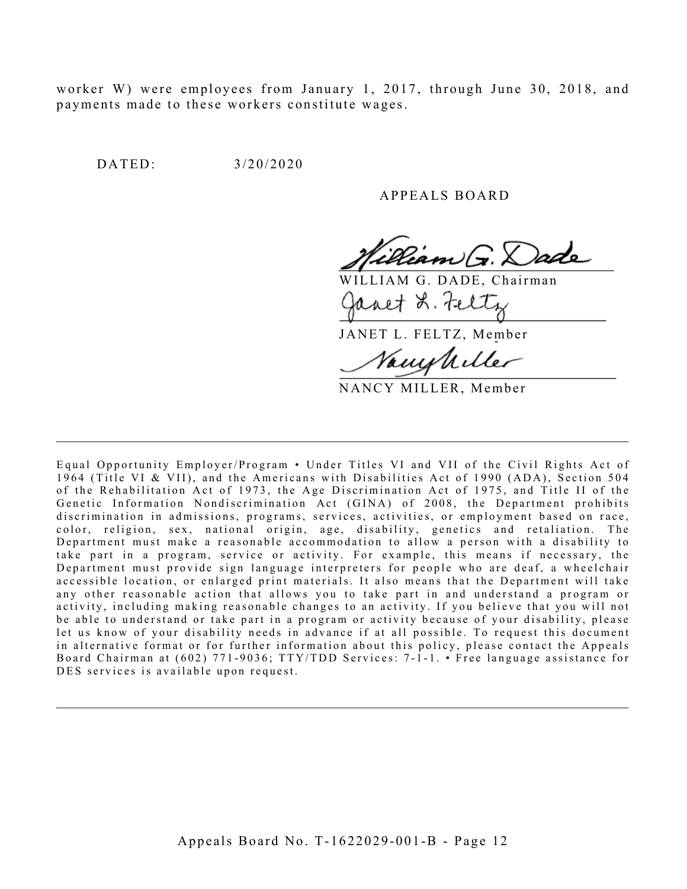worker W) were employees from January 1, 2017, through June 30, 2018, and payments made to these workers constitute wages.

DATED: 3/20/2020

APPEALS BOARD

WILLIAM G. DADE, Chairman

JANET L. FELTZ, Member

NANCY MILLER, Member

---

Equal Opportunity Employer/Program • Under Titles VI and VII of the Civil Rights Act of 1964 (Title VI & VII), and the Americans with Disabilities Act of 1990 (ADA), Section 504 of the Rehabilitation Act of 1973, the Age Discrimination Act of 1975, and Title II of the Genetic Information Nondiscrimination Act (GINA) of 2008, the Department prohibits discrimination in admissions, programs, services, activities, or employment based on race, color, religion, sex, national origin, age, disability, genetics and retaliation. The Department must make a reasonable accommodation to allow a person with a disability to take part in a program, service or activity. For example, this means if necessary, the Department must provide sign language interpreters for people who are deaf, a wheelchair accessible location, or enlarged print materials. It also means that the Department will take any other reasonable action that allows you to take part in and understand a program or activity, including making reasonable changes to an activity. If you believe that you will not be able to understand or take part in a program or activity because of your disability, please let us know of your disability needs in advance if at all possible. To request this document in alternative format or for further information about this policy, please contact the Appeals Board Chairman at (602) 771-9036; TTY/TDD Services: 7-1-1. • Free language assistance for DES services is available upon request.

---

Appeals Board No. T-1622029-001-B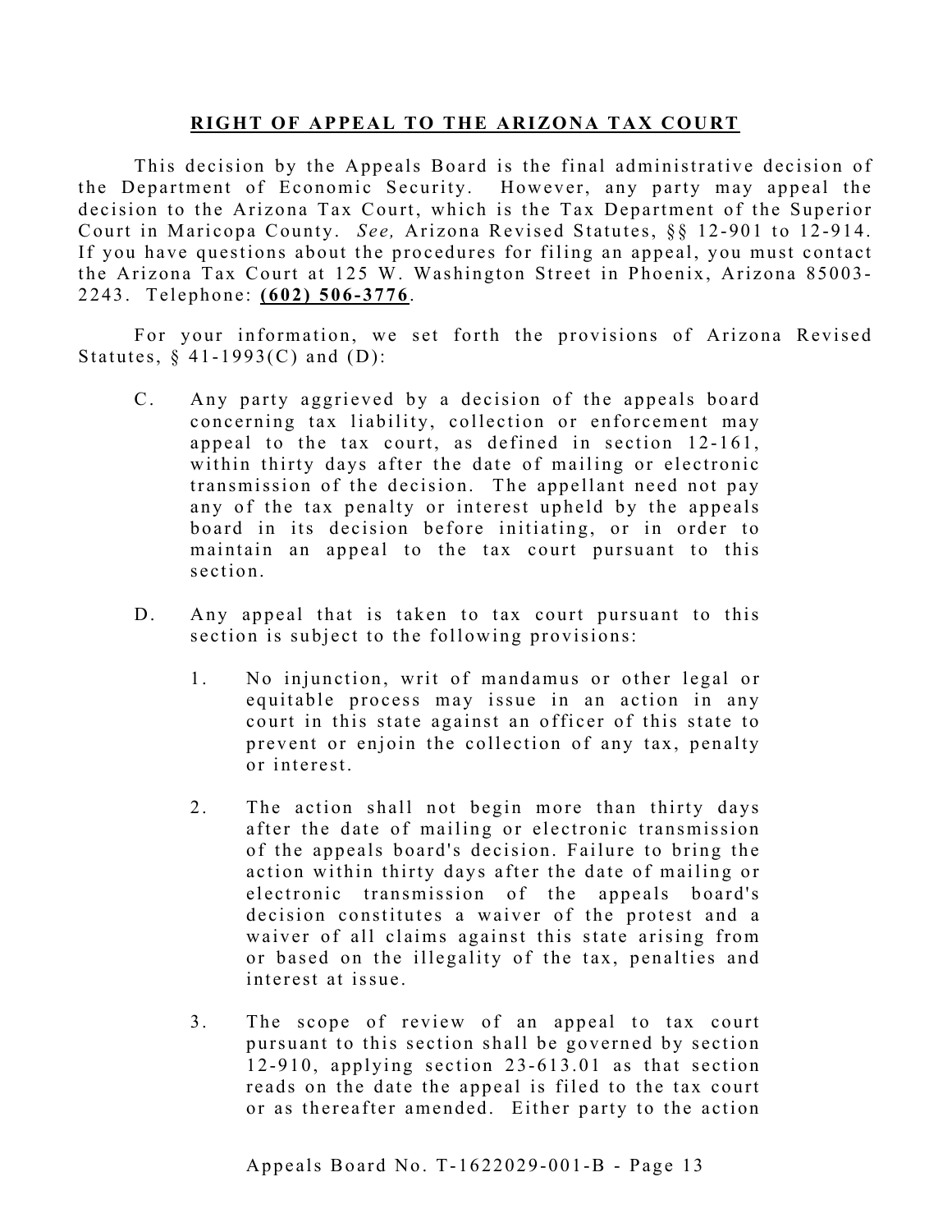## RIGHT OF APPEAL TO THE ARIZONA TAX COURT

This decision by the Appeals Board is the final administrative decision of the Department of Economic Security. However, any party may appeal the decision to the Arizona Tax Court, which is the Tax Department of the Superior Court in Maricopa County. *See,* Arizona Revised Statutes, §§ 12-901 to 12-914. If you have questions about the procedures for filing an appeal, you must contact the Arizona Tax Court at 125 W. Washington Street in Phoenix, Arizona 85003-2243. Telephone: **(602) 506-3776**.

For your information, we set forth the provisions of Arizona Revised Statutes, § 41-1993(C) and (D):

> C. Any party aggrieved by a decision of the appeals board concerning tax liability, collection or enforcement may appeal to the tax court, as defined in section 12-161, within thirty days after the date of mailing or electronic transmission of the decision. The appellant need not pay any of the tax penalty or interest upheld by the appeals board in its decision before initiating, or in order to maintain an appeal to the tax court pursuant to this section.
>
> D. Any appeal that is taken to tax court pursuant to this section is subject to the following provisions:
>
> 1. No injunction, writ of mandamus or other legal or equitable process may issue in an action in any court in this state against an officer of this state to prevent or enjoin the collection of any tax, penalty or interest.
>
> 2. The action shall not begin more than thirty days after the date of mailing or electronic transmission of the appeals board's decision. Failure to bring the action within thirty days after the date of mailing or electronic transmission of the appeals board's decision constitutes a waiver of the protest and a waiver of all claims against this state arising from or based on the illegality of the tax, penalties and interest at issue.
>
> 3. The scope of review of an appeal to tax court pursuant to this section shall be governed by section 12-910, applying section 23-613.01 as that section reads on the date the appeal is filed to the tax court or as thereafter amended. Either party to the action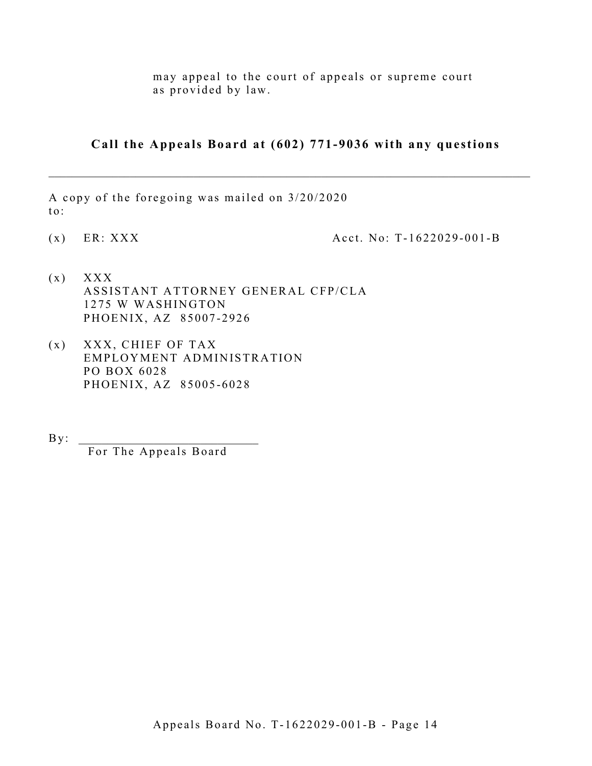may appeal to the court of appeals or supreme court as provided by law.

**Call the Appeals Board at (602) 771-9036 with any questions**

---

A copy of the foregoing was mailed on 3/20/2020 to:

(x) ER: XXX Acct. No: T-1622029-001-B

(x) XXX
ASSISTANT ATTORNEY GENERAL CFP/CLA
1275 W WASHINGTON
PHOENIX, AZ 85007-2926

(x) XXX, CHIEF OF TAX
EMPLOYMENT ADMINISTRATION
PO BOX 6028
PHOENIX, AZ 85005-6028

By: ___________________________
For The Appeals Board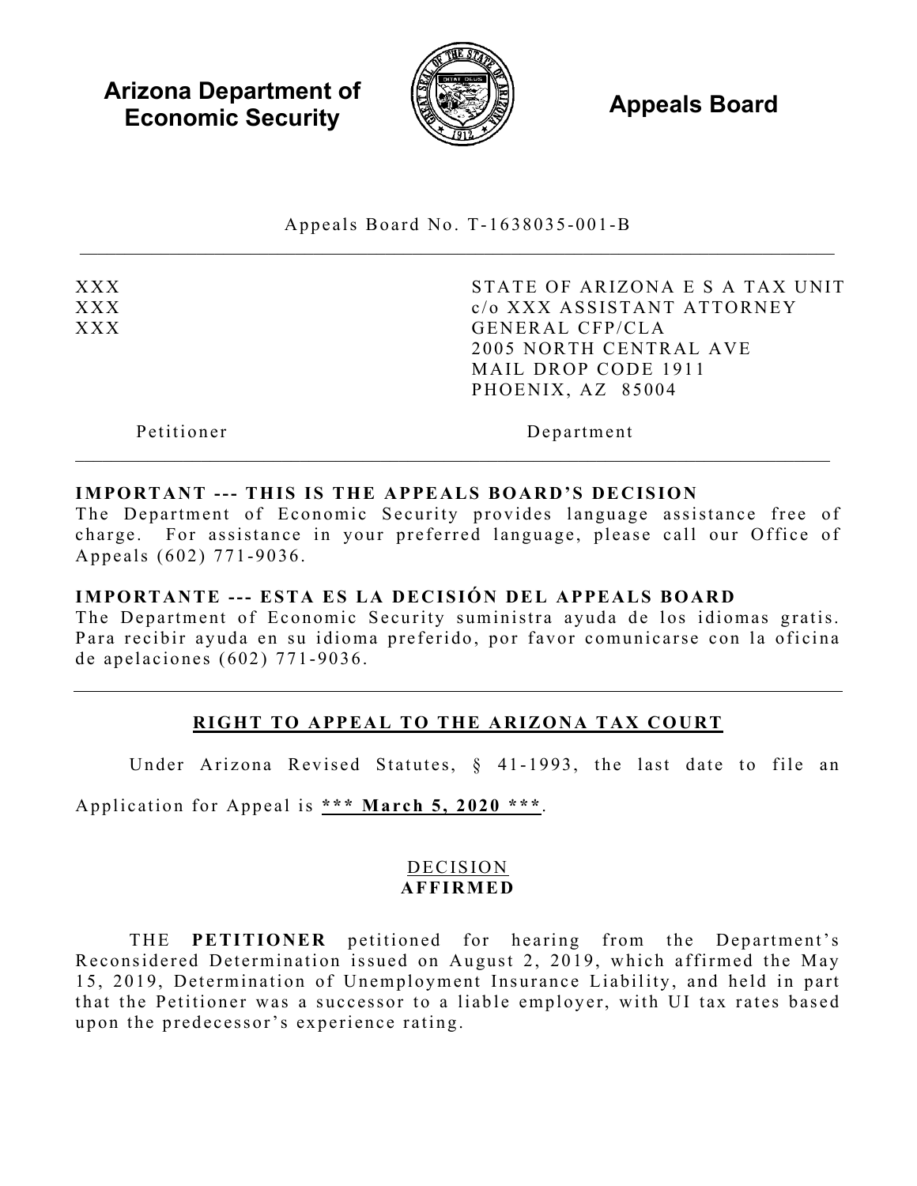**Arizona Department of Economic Security**

**Appeals Board**

Appeals Board No. T-1638035-001-B

| | |
|---|---|
| XXX | STATE OF ARIZONA E S A TAX UNIT |
| XXX | c/o XXX ASSISTANT ATTORNEY |
| XXX | GENERAL CFP/CLA |
| | 2005 NORTH CENTRAL AVE |
| | MAIL DROP CODE 1911 |
| | PHOENIX, AZ 85004 |
| Petitioner | Department |

**IMPORTANT --- THIS IS THE APPEALS BOARD'S DECISION**
The Department of Economic Security provides language assistance free of charge. For assistance in your preferred language, please call our Office of Appeals (602) 771-9036.

**IMPORTANTE --- ESTA ES LA DECISIÓN DEL APPEALS BOARD**
The Department of Economic Security suministra ayuda de los idiomas gratis. Para recibir ayuda en su idioma preferido, por favor comunicarse con la oficina de apelaciones (602) 771-9036.

## RIGHT TO APPEAL TO THE ARIZONA TAX COURT

Under Arizona Revised Statutes, § 41-1993, the last date to file an Application for Appeal is **\*\*\* March 5, 2020 \*\*\***.

## DECISION
**AFFIRMED**

THE **PETITIONER** petitioned for hearing from the Department's Reconsidered Determination issued on August 2, 2019, which affirmed the May 15, 2019, Determination of Unemployment Insurance Liability, and held in part that the Petitioner was a successor to a liable employer, with UI tax rates based upon the predecessor's experience rating.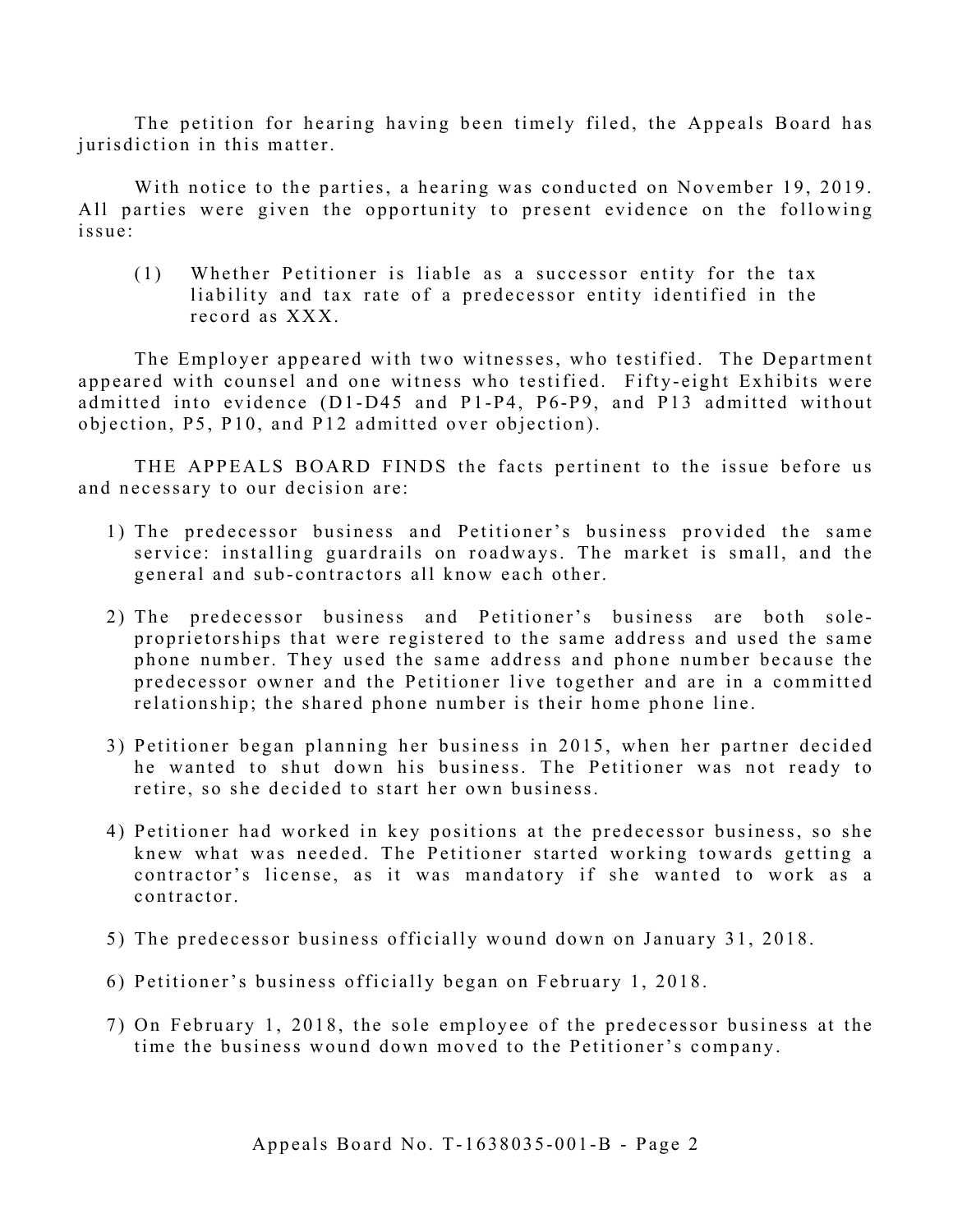The petition for hearing having been timely filed, the Appeals Board has jurisdiction in this matter.

With notice to the parties, a hearing was conducted on November 19, 2019. All parties were given the opportunity to present evidence on the following issue:

(1) Whether Petitioner is liable as a successor entity for the tax liability and tax rate of a predecessor entity identified in the record as XXX.

The Employer appeared with two witnesses, who testified. The Department appeared with counsel and one witness who testified. Fifty-eight Exhibits were admitted into evidence (D1-D45 and P1-P4, P6-P9, and P13 admitted without objection, P5, P10, and P12 admitted over objection).

THE APPEALS BOARD FINDS the facts pertinent to the issue before us and necessary to our decision are:

1) The predecessor business and Petitioner's business provided the same service: installing guardrails on roadways. The market is small, and the general and sub-contractors all know each other.

2) The predecessor business and Petitioner's business are both sole-proprietorships that were registered to the same address and used the same phone number. They used the same address and phone number because the predecessor owner and the Petitioner live together and are in a committed relationship; the shared phone number is their home phone line.

3) Petitioner began planning her business in 2015, when her partner decided he wanted to shut down his business. The Petitioner was not ready to retire, so she decided to start her own business.

4) Petitioner had worked in key positions at the predecessor business, so she knew what was needed. The Petitioner started working towards getting a contractor's license, as it was mandatory if she wanted to work as a contractor.

5) The predecessor business officially wound down on January 31, 2018.

6) Petitioner's business officially began on February 1, 2018.

7) On February 1, 2018, the sole employee of the predecessor business at the time the business wound down moved to the Petitioner's company.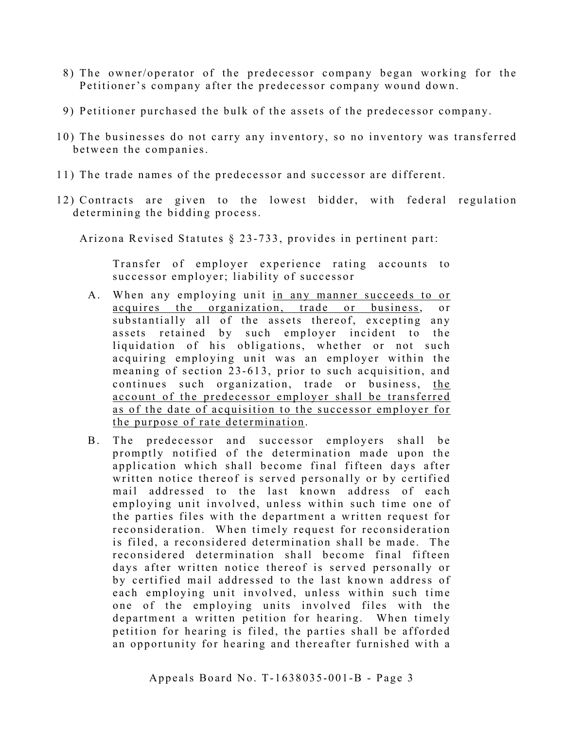8) The owner/operator of the predecessor company began working for the Petitioner's company after the predecessor company wound down.

9) Petitioner purchased the bulk of the assets of the predecessor company.

10) The businesses do not carry any inventory, so no inventory was transferred between the companies.

11) The trade names of the predecessor and successor are different.

12) Contracts are given to the lowest bidder, with federal regulation determining the bidding process.

Arizona Revised Statutes § 23-733, provides in pertinent part:

> Transfer of employer experience rating accounts to successor employer; liability of successor
>
> A. When any employing unit <u>in any manner succeeds to or acquires the organization, trade or business</u>, or substantially all of the assets thereof, excepting any assets retained by such employer incident to the liquidation of his obligations, whether or not such acquiring employing unit was an employer within the meaning of section 23-613, prior to such acquisition, and continues such organization, trade or business, <u>the account of the predecessor employer shall be transferred as of the date of acquisition to the successor employer for the purpose of rate determination</u>.
>
> B. The predecessor and successor employers shall be promptly notified of the determination made upon the application which shall become final fifteen days after written notice thereof is served personally or by certified mail addressed to the last known address of each employing unit involved, unless within such time one of the parties files with the department a written request for reconsideration. When timely request for reconsideration is filed, a reconsidered determination shall be made. The reconsidered determination shall become final fifteen days after written notice thereof is served personally or by certified mail addressed to the last known address of each employing unit involved, unless within such time one of the employing units involved files with the department a written petition for hearing. When timely petition for hearing is filed, the parties shall be afforded an opportunity for hearing and thereafter furnished with a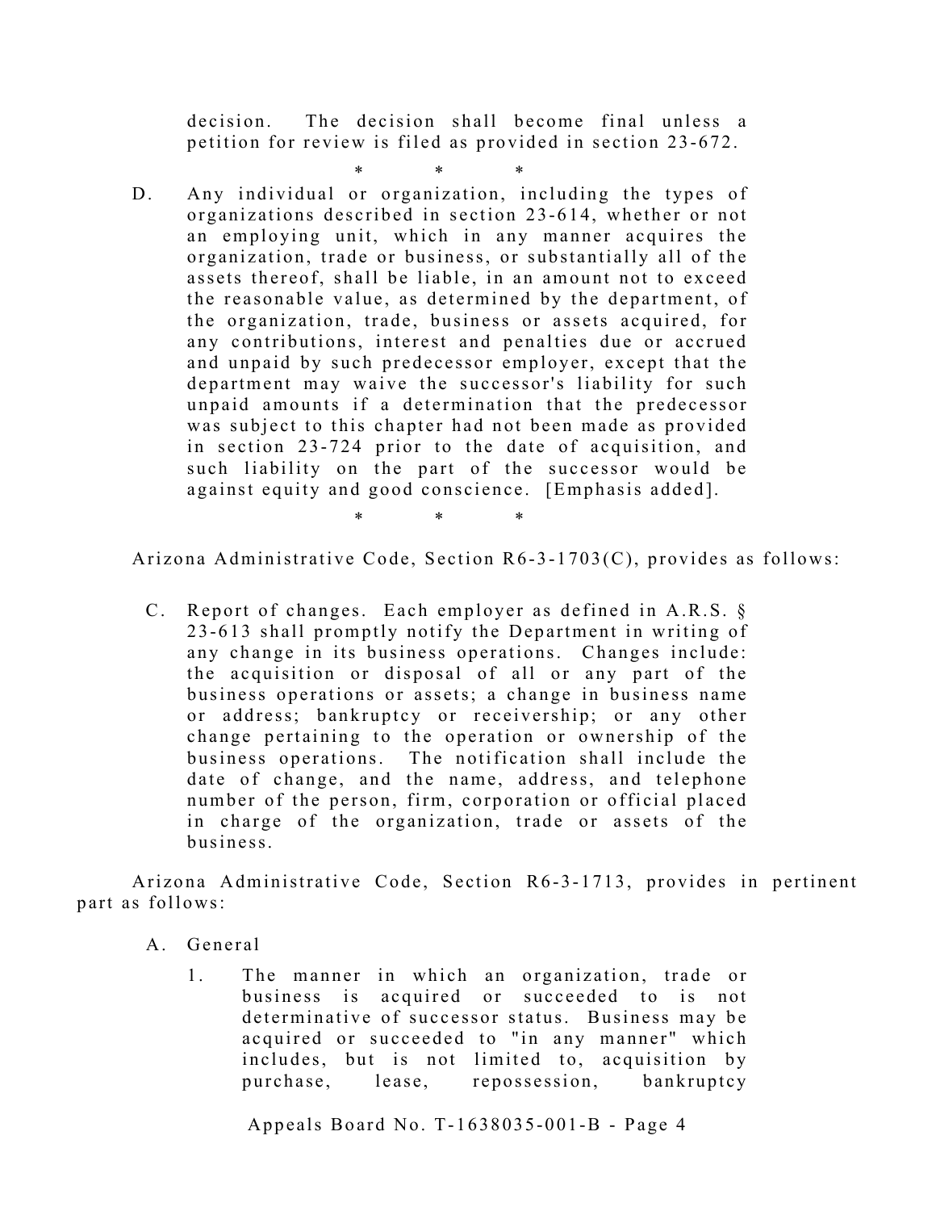decision. The decision shall become final unless a petition for review is filed as provided in section 23-672.

\* \* \*

D. Any individual or organization, including the types of organizations described in section 23-614, whether or not an employing unit, which in any manner acquires the organization, trade or business, or substantially all of the assets thereof, shall be liable, in an amount not to exceed the reasonable value, as determined by the department, of the organization, trade, business or assets acquired, for any contributions, interest and penalties due or accrued and unpaid by such predecessor employer, except that the department may waive the successor's liability for such unpaid amounts if a determination that the predecessor was subject to this chapter had not been made as provided in section 23-724 prior to the date of acquisition, and such liability on the part of the successor would be against equity and good conscience. [Emphasis added].

\* \* \*

Arizona Administrative Code, Section R6-3-1703(C), provides as follows:

C. Report of changes. Each employer as defined in A.R.S. § 23-613 shall promptly notify the Department in writing of any change in its business operations. Changes include: the acquisition or disposal of all or any part of the business operations or assets; a change in business name or address; bankruptcy or receivership; or any other change pertaining to the operation or ownership of the business operations. The notification shall include the date of change, and the name, address, and telephone number of the person, firm, corporation or official placed in charge of the organization, trade or assets of the business.

Arizona Administrative Code, Section R6-3-1713, provides in pertinent part as follows:

A. General

1. The manner in which an organization, trade or business is acquired or succeeded to is not determinative of successor status. Business may be acquired or succeeded to "in any manner" which includes, but is not limited to, acquisition by purchase, lease, repossession, bankruptcy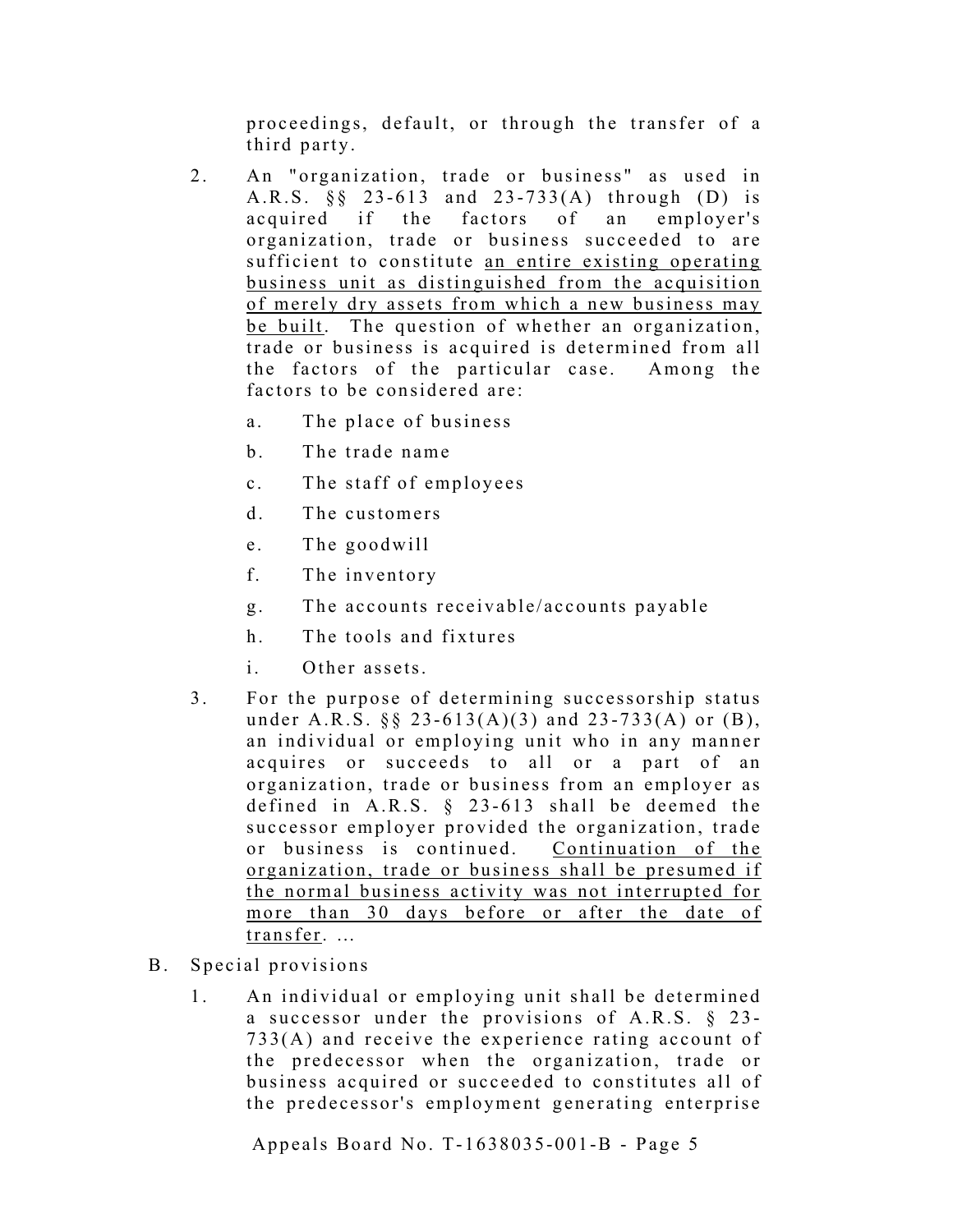proceedings, default, or through the transfer of a third party.

2. An "organization, trade or business" as used in A.R.S. §§ 23-613 and 23-733(A) through (D) is acquired if the factors of an employer's organization, trade or business succeeded to are sufficient to constitute <u>an entire existing operating business unit as distinguished from the acquisition of merely dry assets from which a new business may be built</u>. The question of whether an organization, trade or business is acquired is determined from all the factors of the particular case. Among the factors to be considered are:

   a. The place of business

   b. The trade name

   c. The staff of employees

   d. The customers

   e. The goodwill

   f. The inventory

   g. The accounts receivable/accounts payable

   h. The tools and fixtures

   i. Other assets.

3. For the purpose of determining successorship status under A.R.S. §§ 23-613(A)(3) and 23-733(A) or (B), an individual or employing unit who in any manner acquires or succeeds to all or a part of an organization, trade or business from an employer as defined in A.R.S. § 23-613 shall be deemed the successor employer provided the organization, trade or business is continued. <u>Continuation of the organization, trade or business shall be presumed if the normal business activity was not interrupted for more than 30 days before or after the date of transfer</u>. ...

B. Special provisions

1. An individual or employing unit shall be determined a successor under the provisions of A.R.S. § 23-733(A) and receive the experience rating account of the predecessor when the organization, trade or business acquired or succeeded to constitutes all of the predecessor's employment generating enterprise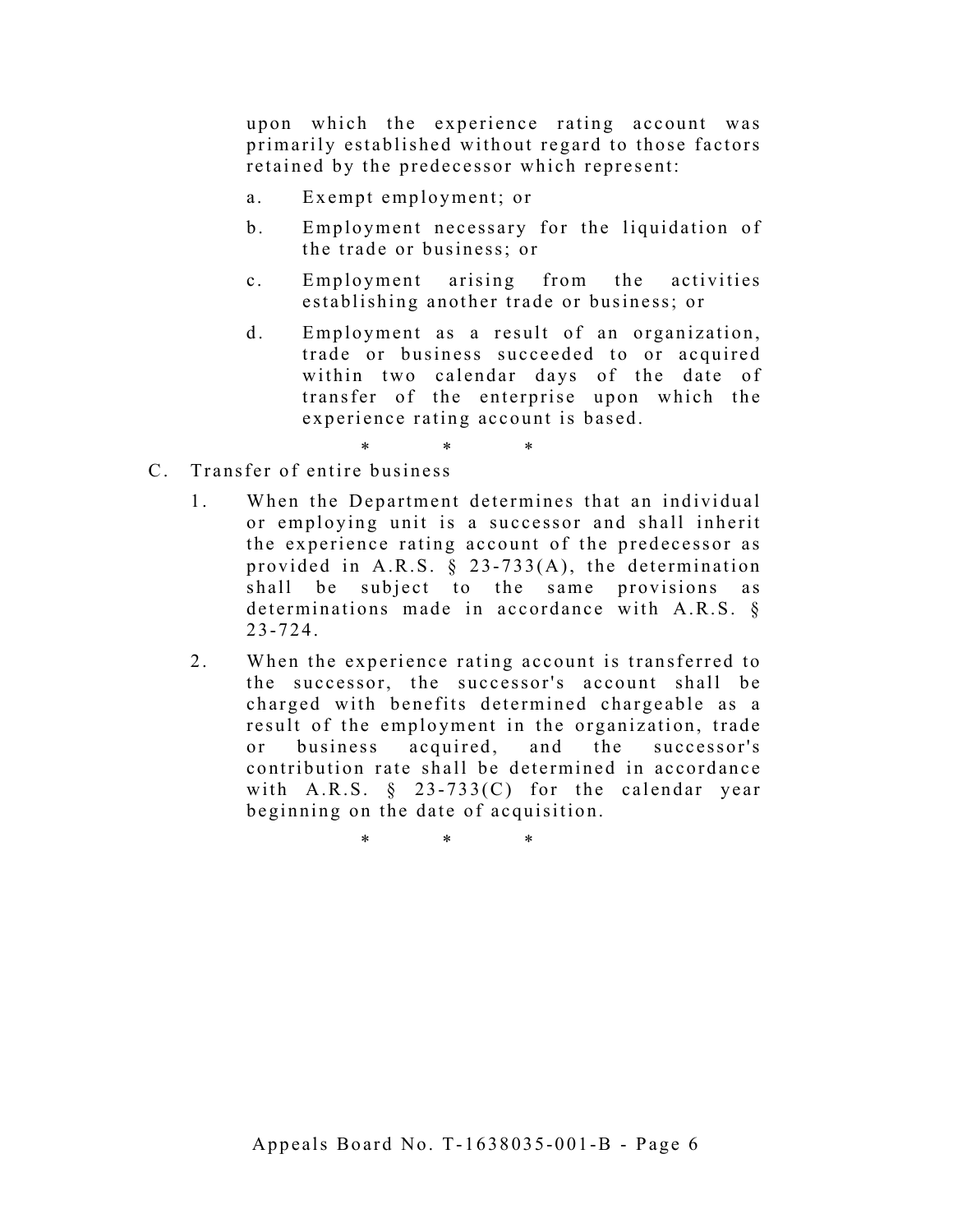upon which the experience rating account was primarily established without regard to those factors retained by the predecessor which represent:

a. Exempt employment; or

b. Employment necessary for the liquidation of the trade or business; or

c. Employment arising from the activities establishing another trade or business; or

d. Employment as a result of an organization, trade or business succeeded to or acquired within two calendar days of the date of transfer of the enterprise upon which the experience rating account is based.

\*     \*     \*

C. Transfer of entire business

1. When the Department determines that an individual or employing unit is a successor and shall inherit the experience rating account of the predecessor as provided in A.R.S. § 23-733(A), the determination shall be subject to the same provisions as determinations made in accordance with A.R.S. § 23-724.

2. When the experience rating account is transferred to the successor, the successor's account shall be charged with benefits determined chargeable as a result of the employment in the organization, trade or business acquired, and the successor's contribution rate shall be determined in accordance with A.R.S. § 23-733(C) for the calendar year beginning on the date of acquisition.

\*     \*     \*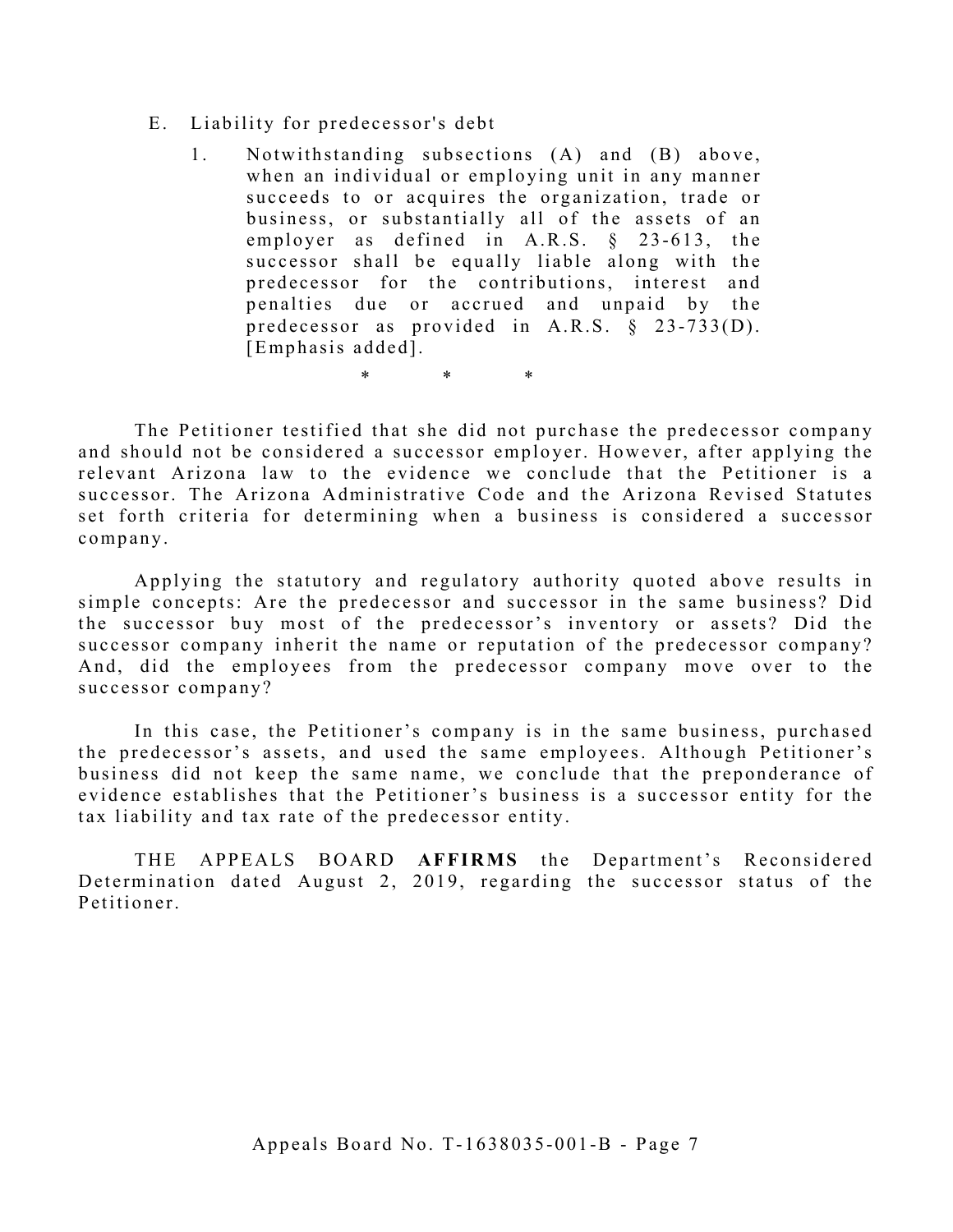E. Liability for predecessor's debt

1. Notwithstanding subsections (A) and (B) above, when an individual or employing unit in any manner succeeds to or acquires the organization, trade or business, or substantially all of the assets of an employer as defined in A.R.S. § 23-613, the successor shall be equally liable along with the predecessor for the contributions, interest and penalties due or accrued and unpaid by the predecessor as provided in A.R.S. § 23-733(D). [Emphasis added].

\* \* \*

The Petitioner testified that she did not purchase the predecessor company and should not be considered a successor employer. However, after applying the relevant Arizona law to the evidence we conclude that the Petitioner is a successor. The Arizona Administrative Code and the Arizona Revised Statutes set forth criteria for determining when a business is considered a successor company.

Applying the statutory and regulatory authority quoted above results in simple concepts: Are the predecessor and successor in the same business? Did the successor buy most of the predecessor's inventory or assets? Did the successor company inherit the name or reputation of the predecessor company? And, did the employees from the predecessor company move over to the successor company?

In this case, the Petitioner's company is in the same business, purchased the predecessor's assets, and used the same employees. Although Petitioner's business did not keep the same name, we conclude that the preponderance of evidence establishes that the Petitioner's business is a successor entity for the tax liability and tax rate of the predecessor entity.

THE APPEALS BOARD **AFFIRMS** the Department's Reconsidered Determination dated August 2, 2019, regarding the successor status of the Petitioner.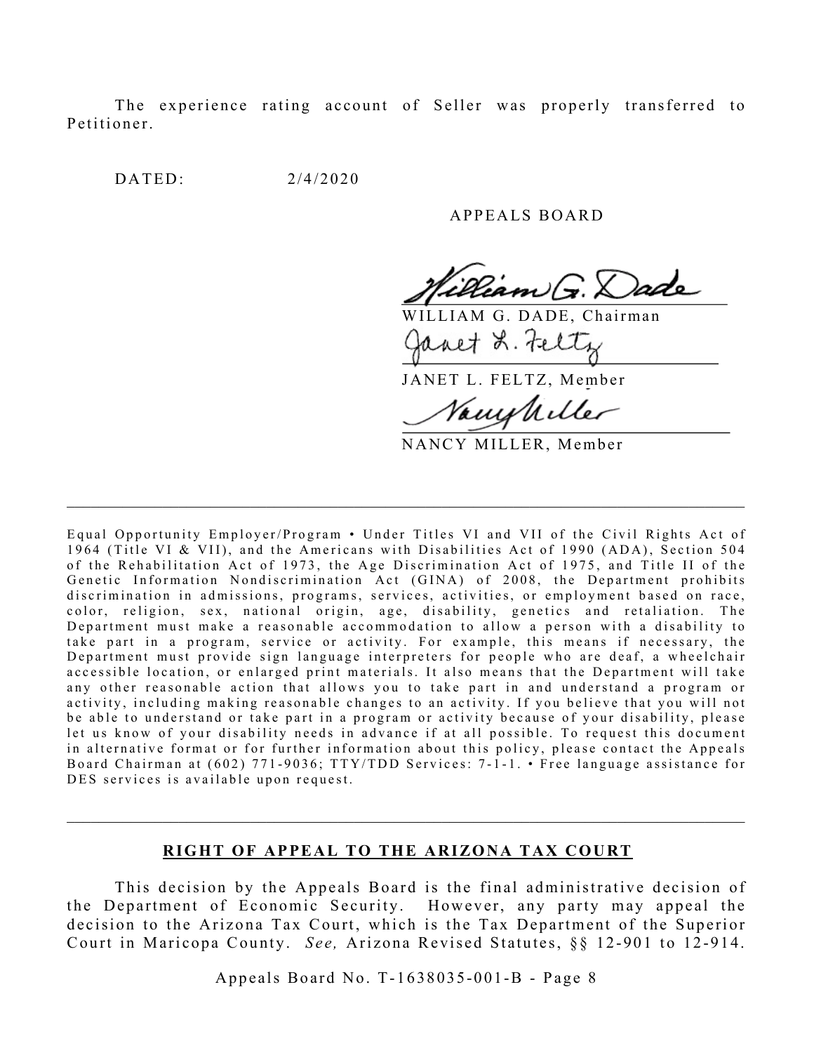The experience rating account of Seller was properly transferred to Petitioner.

DATED: 2/4/2020

APPEALS BOARD

WILLIAM G. DADE, Chairman

JANET L. FELTZ, Member

NANCY MILLER, Member

---

Equal Opportunity Employer/Program • Under Titles VI and VII of the Civil Rights Act of 1964 (Title VI & VII), and the Americans with Disabilities Act of 1990 (ADA), Section 504 of the Rehabilitation Act of 1973, the Age Discrimination Act of 1975, and Title II of the Genetic Information Nondiscrimination Act (GINA) of 2008, the Department prohibits discrimination in admissions, programs, services, activities, or employment based on race, color, religion, sex, national origin, age, disability, genetics and retaliation. The Department must make a reasonable accommodation to allow a person with a disability to take part in a program, service or activity. For example, this means if necessary, the Department must provide sign language interpreters for people who are deaf, a wheelchair accessible location, or enlarged print materials. It also means that the Department will take any other reasonable action that allows you to take part in and understand a program or activity, including making reasonable changes to an activity. If you believe that you will not be able to understand or take part in a program or activity because of your disability, please let us know of your disability needs in advance if at all possible. To request this document in alternative format or for further information about this policy, please contact the Appeals Board Chairman at (602) 771-9036; TTY/TDD Services: 7-1-1. • Free language assistance for DES services is available upon request.

---

**RIGHT OF APPEAL TO THE ARIZONA TAX COURT**

This decision by the Appeals Board is the final administrative decision of the Department of Economic Security. However, any party may appeal the decision to the Arizona Tax Court, which is the Tax Department of the Superior Court in Maricopa County. *See,* Arizona Revised Statutes, §§ 12-901 to 12-914.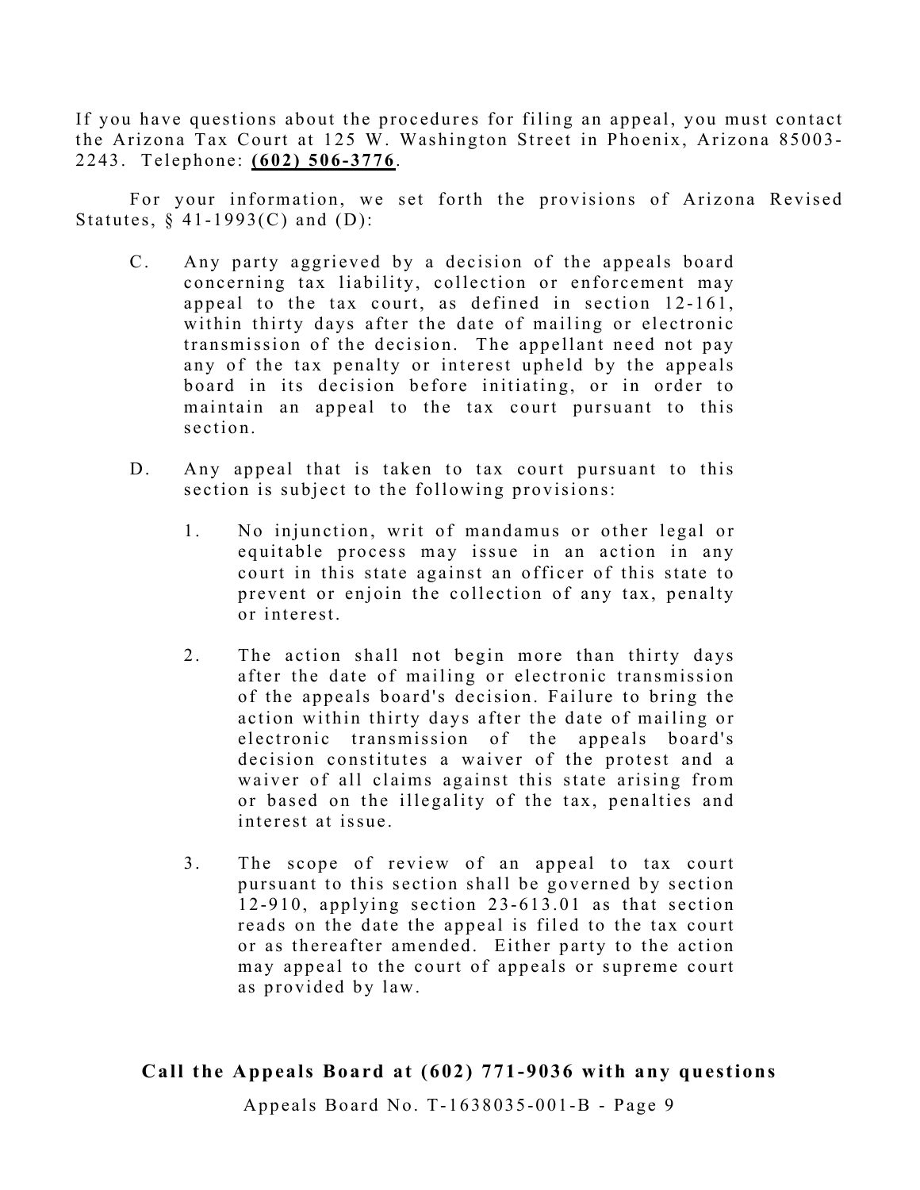If you have questions about the procedures for filing an appeal, you must contact the Arizona Tax Court at 125 W. Washington Street in Phoenix, Arizona 85003-2243. Telephone: **(602) 506-3776**.

For your information, we set forth the provisions of Arizona Revised Statutes, § 41-1993(C) and (D):

> C. Any party aggrieved by a decision of the appeals board concerning tax liability, collection or enforcement may appeal to the tax court, as defined in section 12-161, within thirty days after the date of mailing or electronic transmission of the decision. The appellant need not pay any of the tax penalty or interest upheld by the appeals board in its decision before initiating, or in order to maintain an appeal to the tax court pursuant to this section.
>
> D. Any appeal that is taken to tax court pursuant to this section is subject to the following provisions:
>
> 1. No injunction, writ of mandamus or other legal or equitable process may issue in an action in any court in this state against an officer of this state to prevent or enjoin the collection of any tax, penalty or interest.
>
> 2. The action shall not begin more than thirty days after the date of mailing or electronic transmission of the appeals board's decision. Failure to bring the action within thirty days after the date of mailing or electronic transmission of the appeals board's decision constitutes a waiver of the protest and a waiver of all claims against this state arising from or based on the illegality of the tax, penalties and interest at issue.
>
> 3. The scope of review of an appeal to tax court pursuant to this section shall be governed by section 12-910, applying section 23-613.01 as that section reads on the date the appeal is filed to the tax court or as thereafter amended. Either party to the action may appeal to the court of appeals or supreme court as provided by law.

**Call the Appeals Board at (602) 771-9036 with any questions**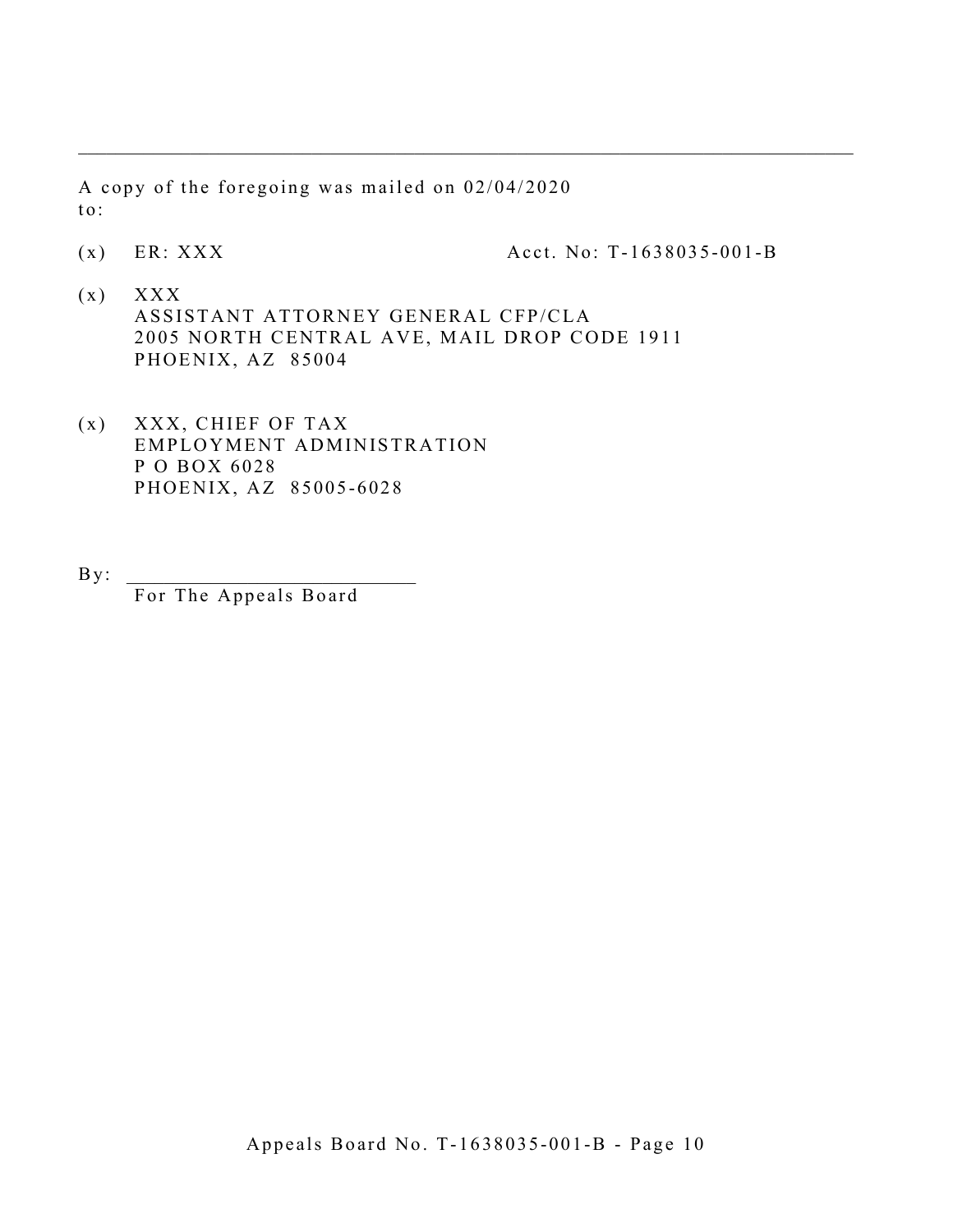---

A copy of the foregoing was mailed on 02/04/2020
to:

(x) ER: XXX Acct. No: T-1638035-001-B

(x) XXX
ASSISTANT ATTORNEY GENERAL CFP/CLA
2005 NORTH CENTRAL AVE, MAIL DROP CODE 1911
PHOENIX, AZ 85004

(x) XXX, CHIEF OF TAX
EMPLOYMENT ADMINISTRATION
P O BOX 6028
PHOENIX, AZ 85005-6028

By: ___________________________
For The Appeals Board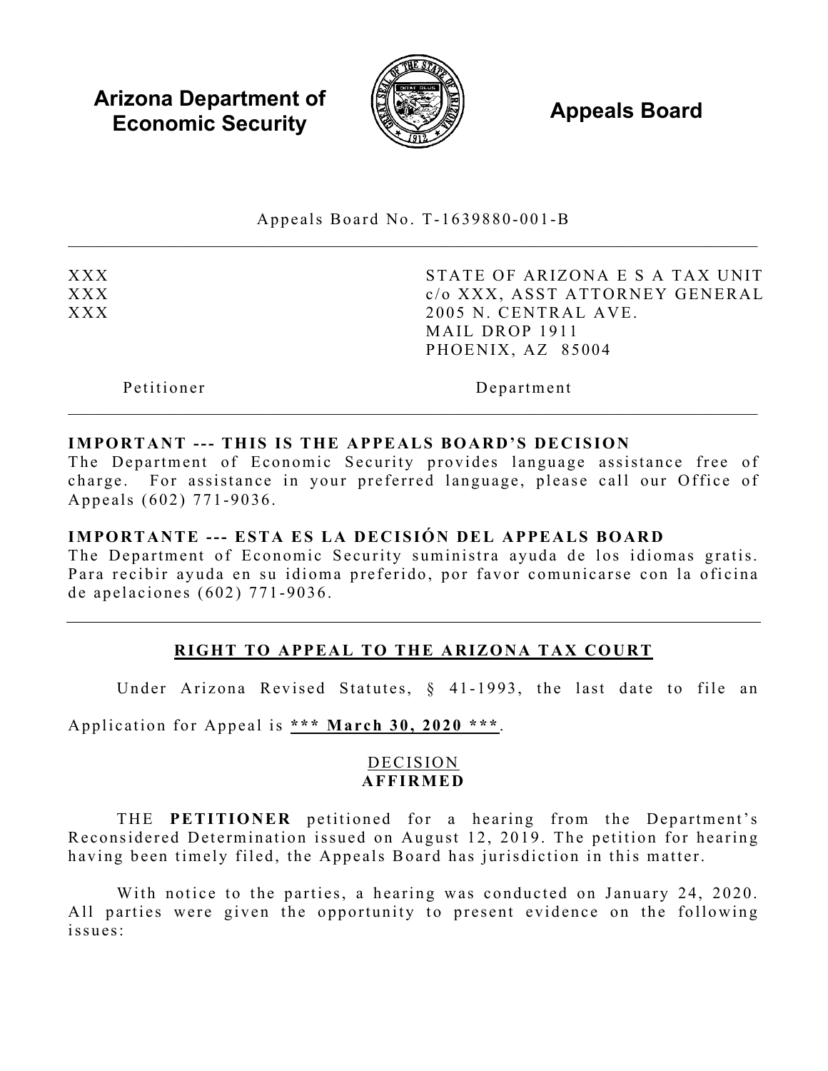**Arizona Department of Economic Security** | **Appeals Board**

Appeals Board No. T-1639880-001-B

| | |
|---|---|
| XXX | STATE OF ARIZONA E S A TAX UNIT |
| XXX | c/o XXX, ASST ATTORNEY GENERAL |
| XXX | 2005 N. CENTRAL AVE. |
| | MAIL DROP 1911 |
| | PHOENIX, AZ 85004 |
| Petitioner | Department |

**IMPORTANT --- THIS IS THE APPEALS BOARD'S DECISION**
The Department of Economic Security provides language assistance free of charge. For assistance in your preferred language, please call our Office of Appeals (602) 771-9036.

**IMPORTANTE --- ESTA ES LA DECISIÓN DEL APPEALS BOARD**
The Department of Economic Security suministra ayuda de los idiomas gratis. Para recibir ayuda en su idioma preferido, por favor comunicarse con la oficina de apelaciones (602) 771-9036.

## RIGHT TO APPEAL TO THE ARIZONA TAX COURT

Under Arizona Revised Statutes, § 41-1993, the last date to file an Application for Appeal is **\*\*\* March 30, 2020 \*\*\***.

## DECISION
**AFFIRMED**

THE **PETITIONER** petitioned for a hearing from the Department's Reconsidered Determination issued on August 12, 2019. The petition for hearing having been timely filed, the Appeals Board has jurisdiction in this matter.

With notice to the parties, a hearing was conducted on January 24, 2020. All parties were given the opportunity to present evidence on the following issues: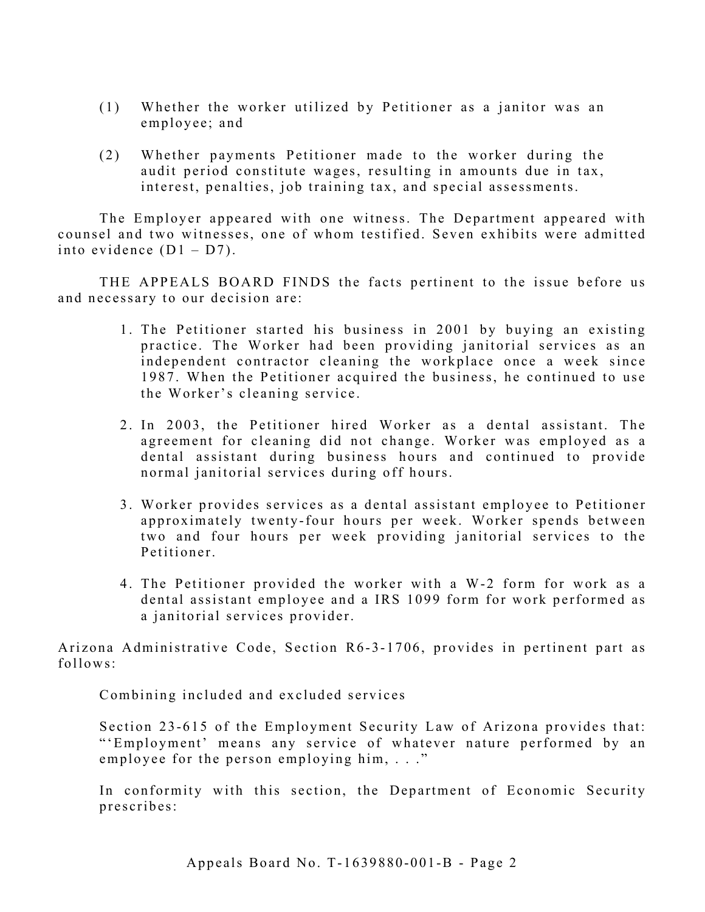(1) Whether the worker utilized by Petitioner as a janitor was an employee; and

(2) Whether payments Petitioner made to the worker during the audit period constitute wages, resulting in amounts due in tax, interest, penalties, job training tax, and special assessments.

The Employer appeared with one witness. The Department appeared with counsel and two witnesses, one of whom testified. Seven exhibits were admitted into evidence (D1 – D7).

THE APPEALS BOARD FINDS the facts pertinent to the issue before us and necessary to our decision are:

1. The Petitioner started his business in 2001 by buying an existing practice. The Worker had been providing janitorial services as an independent contractor cleaning the workplace once a week since 1987. When the Petitioner acquired the business, he continued to use the Worker's cleaning service.

2. In 2003, the Petitioner hired Worker as a dental assistant. The agreement for cleaning did not change. Worker was employed as a dental assistant during business hours and continued to provide normal janitorial services during off hours.

3. Worker provides services as a dental assistant employee to Petitioner approximately twenty-four hours per week. Worker spends between two and four hours per week providing janitorial services to the Petitioner.

4. The Petitioner provided the worker with a W-2 form for work as a dental assistant employee and a IRS 1099 form for work performed as a janitorial services provider.

Arizona Administrative Code, Section R6-3-1706, provides in pertinent part as follows:

> Combining included and excluded services
>
> Section 23-615 of the Employment Security Law of Arizona provides that: "'Employment' means any service of whatever nature performed by an employee for the person employing him, . . ."
>
> In conformity with this section, the Department of Economic Security prescribes: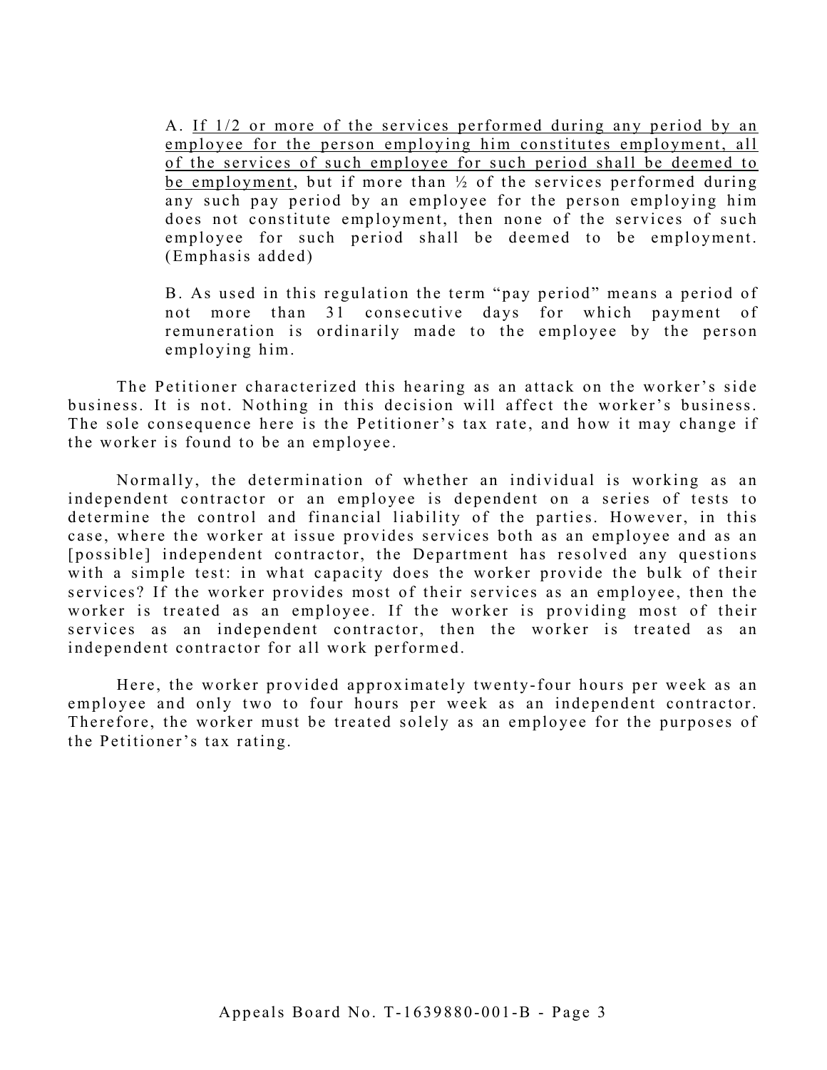> A. <u>If 1/2 or more of the services performed during any period by an employee for the person employing him constitutes employment, all of the services of such employee for such period shall be deemed to be employment</u>, but if more than ½ of the services performed during any such pay period by an employee for the person employing him does not constitute employment, then none of the services of such employee for such period shall be deemed to be employment. (Emphasis added)
>
> B. As used in this regulation the term "pay period" means a period of not more than 31 consecutive days for which payment of remuneration is ordinarily made to the employee by the person employing him.

The Petitioner characterized this hearing as an attack on the worker's side business. It is not. Nothing in this decision will affect the worker's business. The sole consequence here is the Petitioner's tax rate, and how it may change if the worker is found to be an employee.

Normally, the determination of whether an individual is working as an independent contractor or an employee is dependent on a series of tests to determine the control and financial liability of the parties. However, in this case, where the worker at issue provides services both as an employee and as an [possible] independent contractor, the Department has resolved any questions with a simple test: in what capacity does the worker provide the bulk of their services? If the worker provides most of their services as an employee, then the worker is treated as an employee. If the worker is providing most of their services as an independent contractor, then the worker is treated as an independent contractor for all work performed.

Here, the worker provided approximately twenty-four hours per week as an employee and only two to four hours per week as an independent contractor. Therefore, the worker must be treated solely as an employee for the purposes of the Petitioner's tax rating.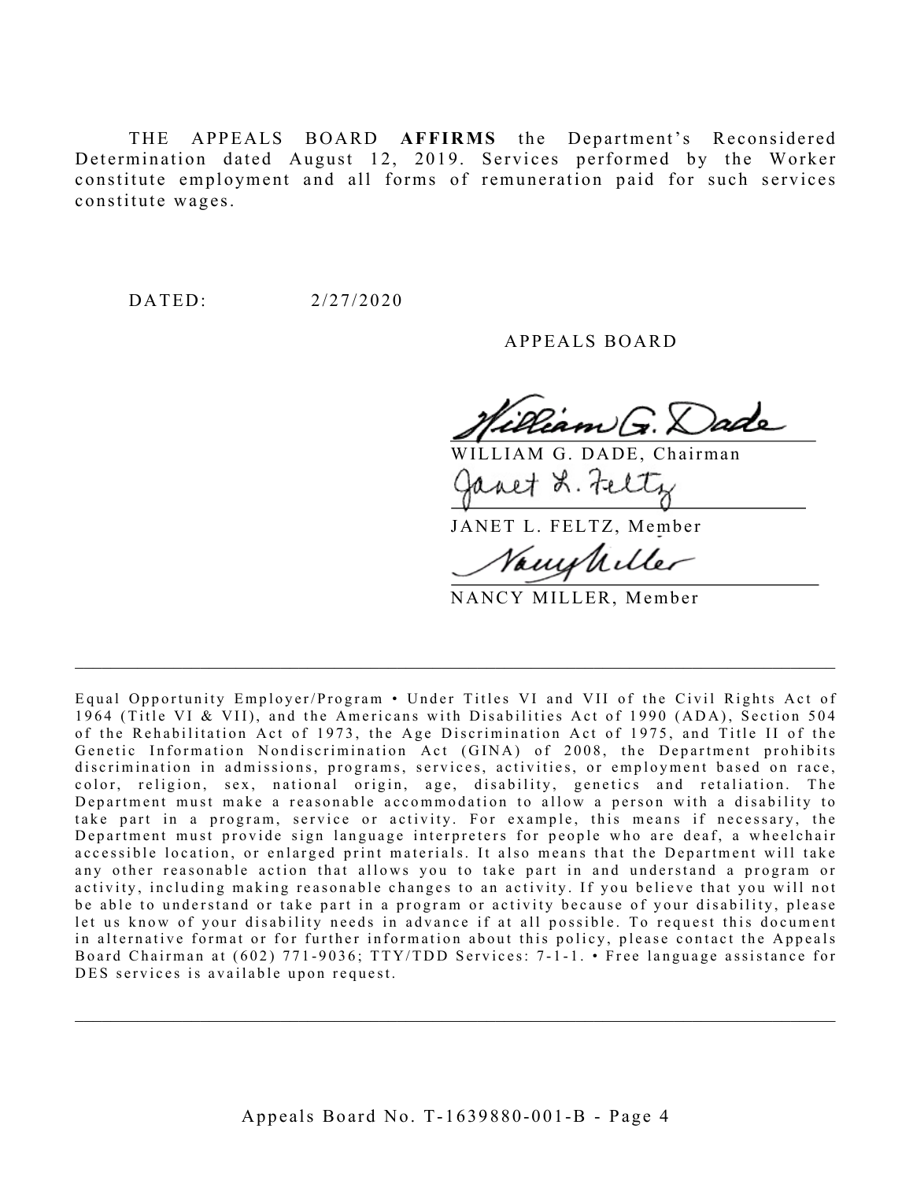THE APPEALS BOARD **AFFIRMS** the Department's Reconsidered Determination dated August 12, 2019. Services performed by the Worker constitute employment and all forms of remuneration paid for such services constitute wages.

DATED: 2/27/2020

APPEALS BOARD

WILLIAM G. DADE, Chairman

JANET L. FELTZ, Member

NANCY MILLER, Member

---

Equal Opportunity Employer/Program • Under Titles VI and VII of the Civil Rights Act of 1964 (Title VI & VII), and the Americans with Disabilities Act of 1990 (ADA), Section 504 of the Rehabilitation Act of 1973, the Age Discrimination Act of 1975, and Title II of the Genetic Information Nondiscrimination Act (GINA) of 2008, the Department prohibits discrimination in admissions, programs, services, activities, or employment based on race, color, religion, sex, national origin, age, disability, genetics and retaliation. The Department must make a reasonable accommodation to allow a person with a disability to take part in a program, service or activity. For example, this means if necessary, the Department must provide sign language interpreters for people who are deaf, a wheelchair accessible location, or enlarged print materials. It also means that the Department will take any other reasonable action that allows you to take part in and understand a program or activity, including making reasonable changes to an activity. If you believe that you will not be able to understand or take part in a program or activity because of your disability, please let us know of your disability needs in advance if at all possible. To request this document in alternative format or for further information about this policy, please contact the Appeals Board Chairman at (602) 771-9036; TTY/TDD Services: 7-1-1. • Free language assistance for DES services is available upon request.

---

Appeals Board No. T-1639880-001-B - Page 4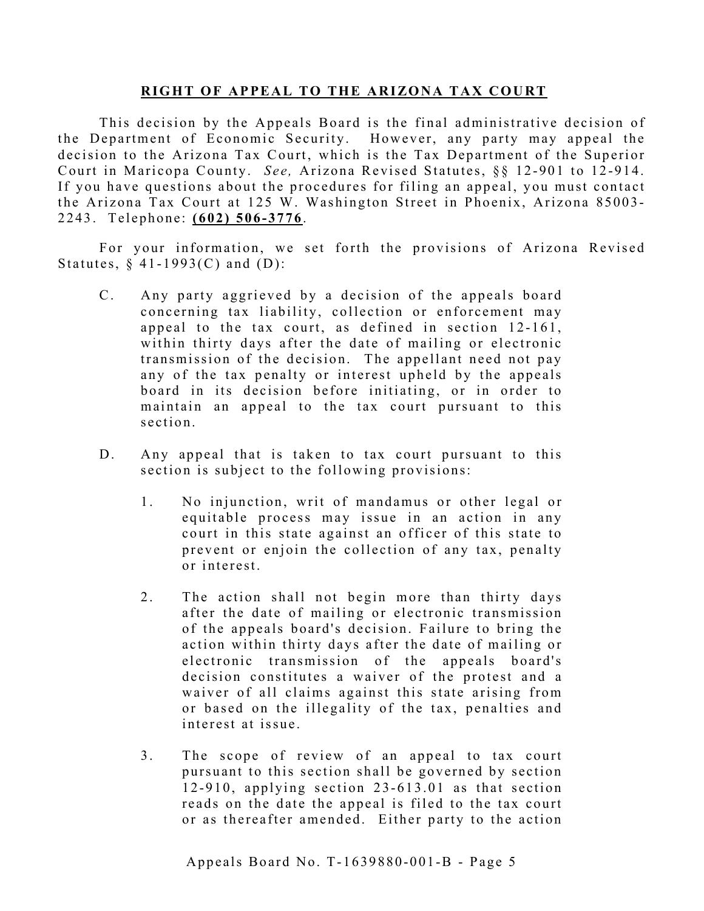## RIGHT OF APPEAL TO THE ARIZONA TAX COURT

This decision by the Appeals Board is the final administrative decision of the Department of Economic Security. However, any party may appeal the decision to the Arizona Tax Court, which is the Tax Department of the Superior Court in Maricopa County. *See,* Arizona Revised Statutes, §§ 12-901 to 12-914. If you have questions about the procedures for filing an appeal, you must contact the Arizona Tax Court at 125 W. Washington Street in Phoenix, Arizona 85003-2243. Telephone: **(602) 506-3776**.

For your information, we set forth the provisions of Arizona Revised Statutes, § 41-1993(C) and (D):

> C. Any party aggrieved by a decision of the appeals board concerning tax liability, collection or enforcement may appeal to the tax court, as defined in section 12-161, within thirty days after the date of mailing or electronic transmission of the decision. The appellant need not pay any of the tax penalty or interest upheld by the appeals board in its decision before initiating, or in order to maintain an appeal to the tax court pursuant to this section.
>
> D. Any appeal that is taken to tax court pursuant to this section is subject to the following provisions:
>
> 1. No injunction, writ of mandamus or other legal or equitable process may issue in an action in any court in this state against an officer of this state to prevent or enjoin the collection of any tax, penalty or interest.
>
> 2. The action shall not begin more than thirty days after the date of mailing or electronic transmission of the appeals board's decision. Failure to bring the action within thirty days after the date of mailing or electronic transmission of the appeals board's decision constitutes a waiver of the protest and a waiver of all claims against this state arising from or based on the illegality of the tax, penalties and interest at issue.
>
> 3. The scope of review of an appeal to tax court pursuant to this section shall be governed by section 12-910, applying section 23-613.01 as that section reads on the date the appeal is filed to the tax court or as thereafter amended. Either party to the action

Appeals Board No. T-1639880-001-B - Page 5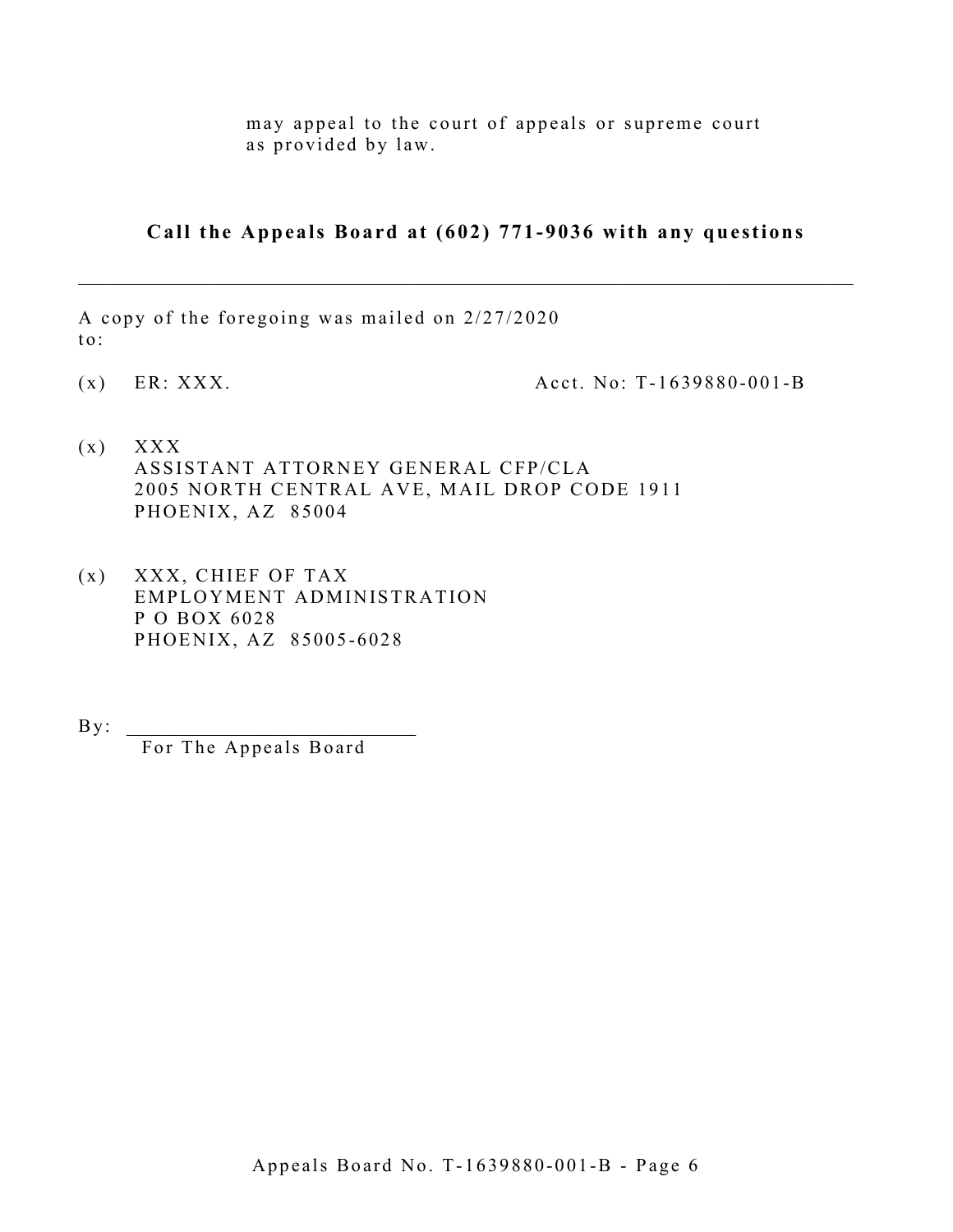may appeal to the court of appeals or supreme court as provided by law.

**Call the Appeals Board at (602) 771-9036 with any questions**

---

A copy of the foregoing was mailed on 2/27/2020 to:

(x) ER: XXX. Acct. No: T-1639880-001-B

(x) XXX
ASSISTANT ATTORNEY GENERAL CFP/CLA
2005 NORTH CENTRAL AVE, MAIL DROP CODE 1911
PHOENIX, AZ 85004

(x) XXX, CHIEF OF TAX
EMPLOYMENT ADMINISTRATION
P O BOX 6028
PHOENIX, AZ 85005-6028

By: ___________________________
For The Appeals Board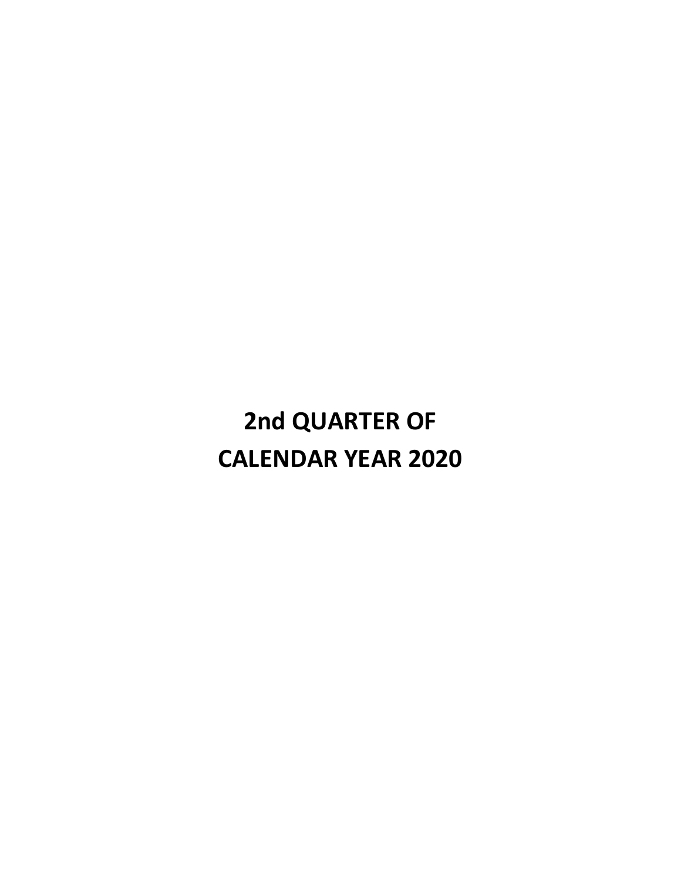# 2nd QUARTER OF CALENDAR YEAR 2020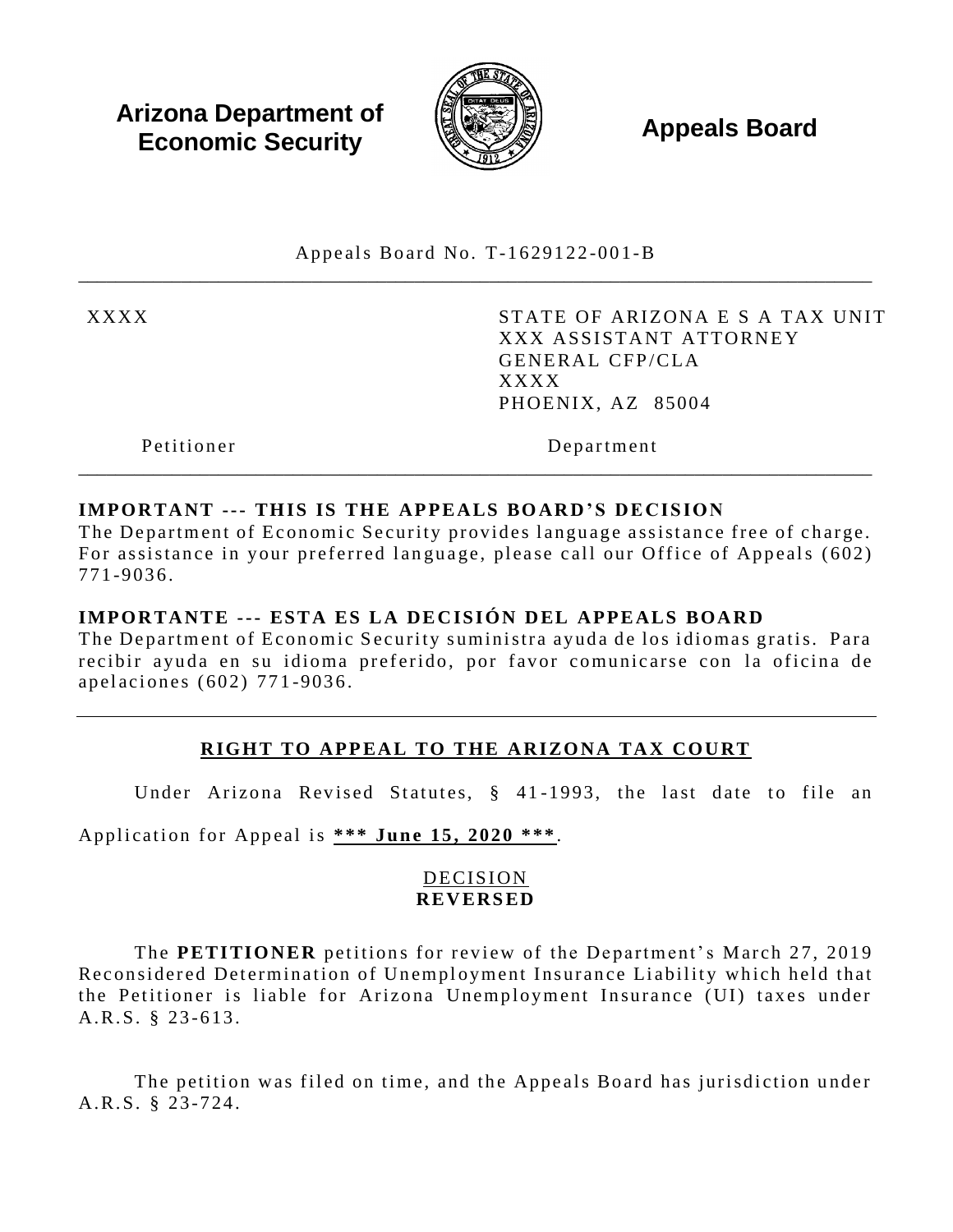**Arizona Department of Economic Security**

**Appeals Board**

Appeals Board No. T-1629122-001-B

| XXXX | STATE OF ARIZONA E S A TAX UNIT<br>XXX ASSISTANT ATTORNEY<br>GENERAL CFP/CLA<br>XXXX<br>PHOENIX, AZ 85004 |
|---|---|
| Petitioner | Department |

**IMPORTANT --- THIS IS THE APPEALS BOARD'S DECISION**
The Department of Economic Security provides language assistance free of charge. For assistance in your preferred language, please call our Office of Appeals (602) 771-9036.

**IMPORTANTE --- ESTA ES LA DECISIÓN DEL APPEALS BOARD**
The Department of Economic Security suministra ayuda de los idiomas gratis. Para recibir ayuda en su idioma preferido, por favor comunicarse con la oficina de apelaciones (602) 771-9036.

---

## RIGHT TO APPEAL TO THE ARIZONA TAX COURT

Under Arizona Revised Statutes, § 41-1993, the last date to file an Application for Appeal is **\*\*\* June 15, 2020 \*\*\***.

DECISION
**REVERSED**

The **PETITIONER** petitions for review of the Department's March 27, 2019 Reconsidered Determination of Unemployment Insurance Liability which held that the Petitioner is liable for Arizona Unemployment Insurance (UI) taxes under A.R.S. § 23-613.

The petition was filed on time, and the Appeals Board has jurisdiction under A.R.S. § 23-724.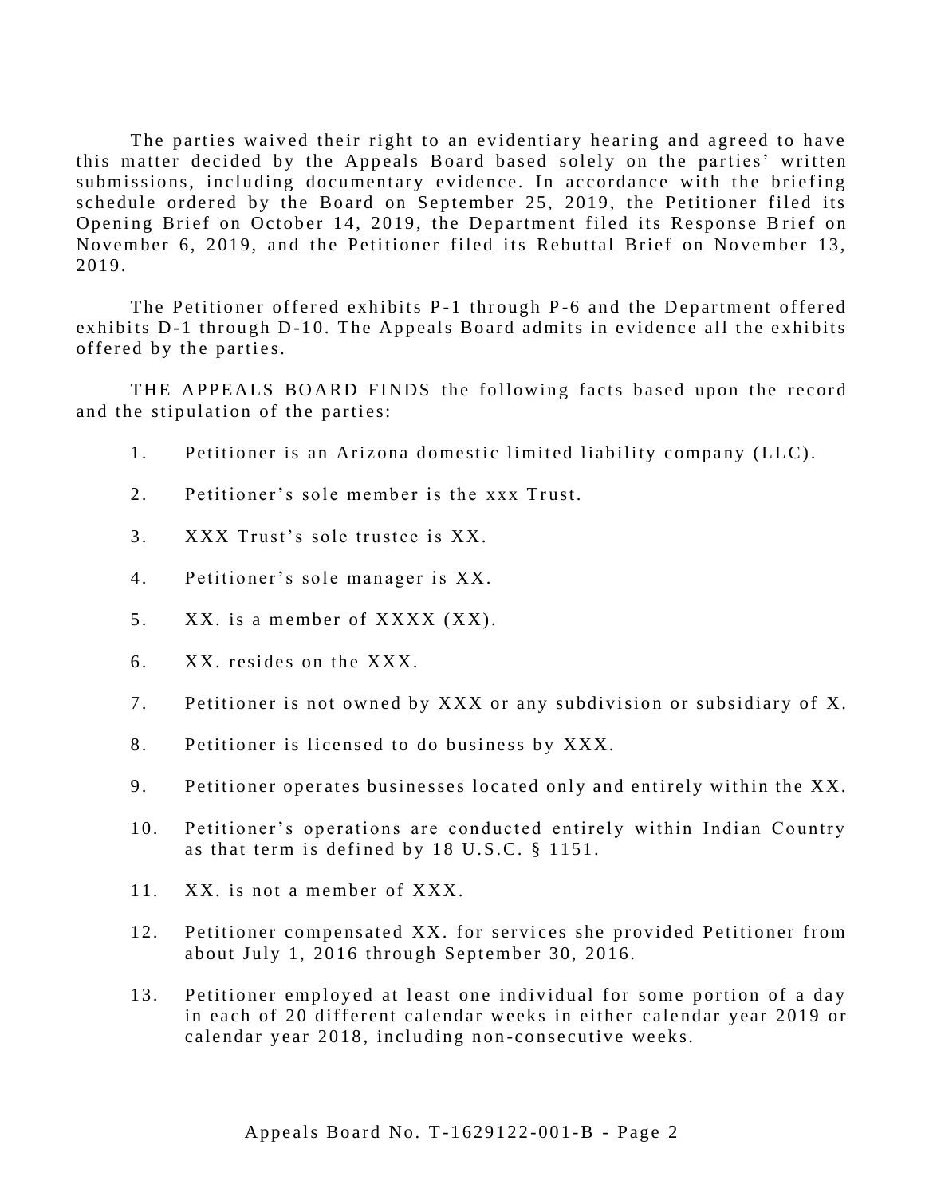The parties waived their right to an evidentiary hearing and agreed to have this matter decided by the Appeals Board based solely on the parties' written submissions, including documentary evidence. In accordance with the briefing schedule ordered by the Board on September 25, 2019, the Petitioner filed its Opening Brief on October 14, 2019, the Department filed its Response Brief on November 6, 2019, and the Petitioner filed its Rebuttal Brief on November 13, 2019.

The Petitioner offered exhibits P-1 through P-6 and the Department offered exhibits D-1 through D-10. The Appeals Board admits in evidence all the exhibits offered by the parties.

THE APPEALS BOARD FINDS the following facts based upon the record and the stipulation of the parties:

1. Petitioner is an Arizona domestic limited liability company (LLC).

2. Petitioner's sole member is the xxx Trust.

3. XXX Trust's sole trustee is XX.

4. Petitioner's sole manager is XX.

5. XX. is a member of XXXX (XX).

6. XX. resides on the XXX.

7. Petitioner is not owned by XXX or any subdivision or subsidiary of X.

8. Petitioner is licensed to do business by XXX.

9. Petitioner operates businesses located only and entirely within the XX.

10. Petitioner's operations are conducted entirely within Indian Country as that term is defined by 18 U.S.C. § 1151.

11. XX. is not a member of XXX.

12. Petitioner compensated XX. for services she provided Petitioner from about July 1, 2016 through September 30, 2016.

13. Petitioner employed at least one individual for some portion of a day in each of 20 different calendar weeks in either calendar year 2019 or calendar year 2018, including non-consecutive weeks.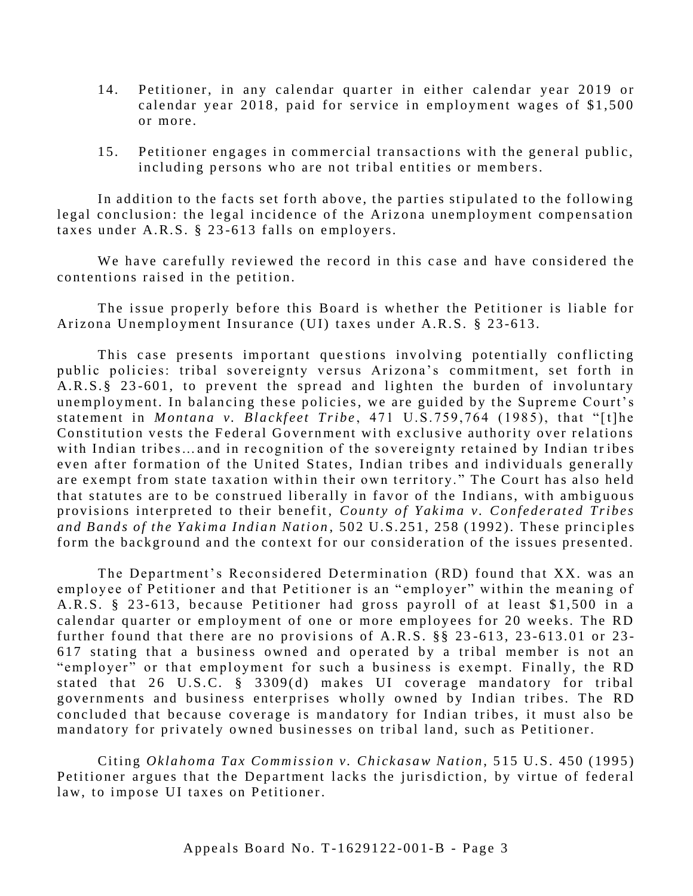14. Petitioner, in any calendar quarter in either calendar year 2019 or calendar year 2018, paid for service in employment wages of $1,500 or more.

15. Petitioner engages in commercial transactions with the general public, including persons who are not tribal entities or members.

In addition to the facts set forth above, the parties stipulated to the following legal conclusion: the legal incidence of the Arizona unemployment compensation taxes under A.R.S. § 23-613 falls on employers.

We have carefully reviewed the record in this case and have considered the contentions raised in the petition.

The issue properly before this Board is whether the Petitioner is liable for Arizona Unemployment Insurance (UI) taxes under A.R.S. § 23-613.

This case presents important questions involving potentially conflicting public policies: tribal sovereignty versus Arizona's commitment, set forth in A.R.S.§ 23-601, to prevent the spread and lighten the burden of involuntary unemployment. In balancing these policies, we are guided by the Supreme Court's statement in *Montana v. Blackfeet Tribe*, 471 U.S.759,764 (1985), that "[t]he Constitution vests the Federal Government with exclusive authority over relations with Indian tribes…and in recognition of the sovereignty retained by Indian tribes even after formation of the United States, Indian tribes and individuals generally are exempt from state taxation within their own territory." The Court has also held that statutes are to be construed liberally in favor of the Indians, with ambiguous provisions interpreted to their benefit, *County of Yakima v. Confederated Tribes and Bands of the Yakima Indian Nation*, 502 U.S.251, 258 (1992). These principles form the background and the context for our consideration of the issues presented.

The Department's Reconsidered Determination (RD) found that XX. was an employee of Petitioner and that Petitioner is an "employer" within the meaning of A.R.S. § 23-613, because Petitioner had gross payroll of at least $1,500 in a calendar quarter or employment of one or more employees for 20 weeks. The RD further found that there are no provisions of A.R.S. §§ 23-613, 23-613.01 or 23-617 stating that a business owned and operated by a tribal member is not an "employer" or that employment for such a business is exempt. Finally, the RD stated that 26 U.S.C. § 3309(d) makes UI coverage mandatory for tribal governments and business enterprises wholly owned by Indian tribes. The RD concluded that because coverage is mandatory for Indian tribes, it must also be mandatory for privately owned businesses on tribal land, such as Petitioner.

Citing *Oklahoma Tax Commission v. Chickasaw Nation*, 515 U.S. 450 (1995) Petitioner argues that the Department lacks the jurisdiction, by virtue of federal law, to impose UI taxes on Petitioner.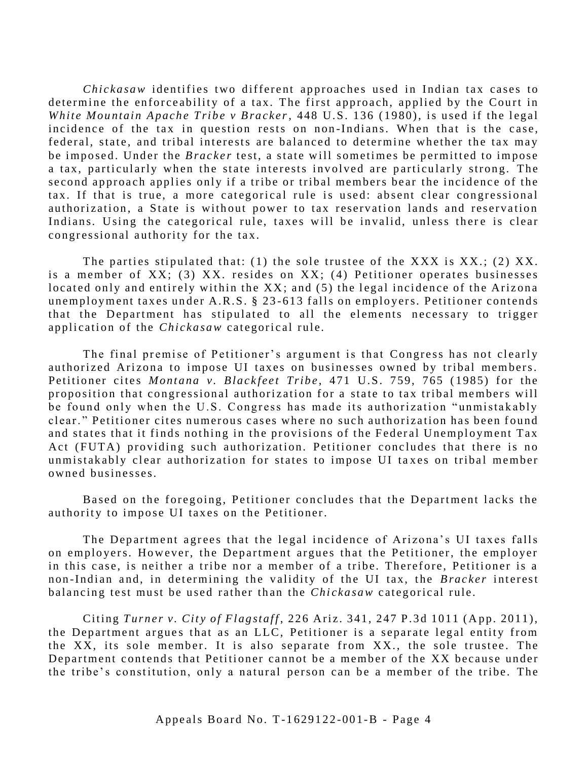*Chickasaw* identifies two different approaches used in Indian tax cases to determine the enforceability of a tax. The first approach, applied by the Court in *White Mountain Apache Tribe v Bracker*, 448 U.S. 136 (1980), is used if the legal incidence of the tax in question rests on non-Indians. When that is the case, federal, state, and tribal interests are balanced to determine whether the tax may be imposed. Under the *Bracker* test, a state will sometimes be permitted to impose a tax, particularly when the state interests involved are particularly strong. The second approach applies only if a tribe or tribal members bear the incidence of the tax. If that is true, a more categorical rule is used: absent clear congressional authorization, a State is without power to tax reservation lands and reservation Indians. Using the categorical rule, taxes will be invalid, unless there is clear congressional authority for the tax.

The parties stipulated that: (1) the sole trustee of the XXX is XX.; (2) XX. is a member of XX; (3) XX. resides on XX; (4) Petitioner operates businesses located only and entirely within the XX; and (5) the legal incidence of the Arizona unemployment taxes under A.R.S. § 23-613 falls on employers. Petitioner contends that the Department has stipulated to all the elements necessary to trigger application of the *Chickasaw* categorical rule.

The final premise of Petitioner's argument is that Congress has not clearly authorized Arizona to impose UI taxes on businesses owned by tribal members. Petitioner cites *Montana v. Blackfeet Tribe*, 471 U.S. 759, 765 (1985) for the proposition that congressional authorization for a state to tax tribal members will be found only when the U.S. Congress has made its authorization "unmistakably clear." Petitioner cites numerous cases where no such authorization has been found and states that it finds nothing in the provisions of the Federal Unemployment Tax Act (FUTA) providing such authorization. Petitioner concludes that there is no unmistakably clear authorization for states to impose UI taxes on tribal member owned businesses.

Based on the foregoing, Petitioner concludes that the Department lacks the authority to impose UI taxes on the Petitioner.

The Department agrees that the legal incidence of Arizona's UI taxes falls on employers. However, the Department argues that the Petitioner, the employer in this case, is neither a tribe nor a member of a tribe. Therefore, Petitioner is a non-Indian and, in determining the validity of the UI tax, the *Bracker* interest balancing test must be used rather than the *Chickasaw* categorical rule.

Citing *Turner v. City of Flagstaff*, 226 Ariz. 341, 247 P.3d 1011 (App. 2011), the Department argues that as an LLC, Petitioner is a separate legal entity from the XX, its sole member. It is also separate from XX., the sole trustee. The Department contends that Petitioner cannot be a member of the XX because under the tribe's constitution, only a natural person can be a member of the tribe. The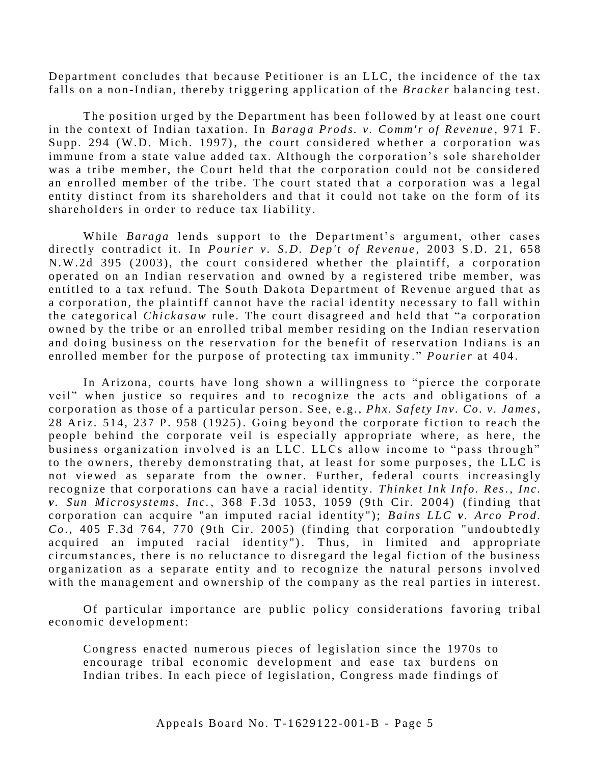Department concludes that because Petitioner is an LLC, the incidence of the tax falls on a non-Indian, thereby triggering application of the *Bracker* balancing test.

The position urged by the Department has been followed by at least one court in the context of Indian taxation. In *Baraga Prods. v. Comm'r of Revenue*, 971 F. Supp. 294 (W.D. Mich. 1997), the court considered whether a corporation was immune from a state value added tax. Although the corporation's sole shareholder was a tribe member, the Court held that the corporation could not be considered an enrolled member of the tribe. The court stated that a corporation was a legal entity distinct from its shareholders and that it could not take on the form of its shareholders in order to reduce tax liability.

While *Baraga* lends support to the Department's argument, other cases directly contradict it. In *Pourier v. S.D. Dep't of Revenue*, 2003 S.D. 21, 658 N.W.2d 395 (2003), the court considered whether the plaintiff, a corporation operated on an Indian reservation and owned by a registered tribe member, was entitled to a tax refund. The South Dakota Department of Revenue argued that as a corporation, the plaintiff cannot have the racial identity necessary to fall within the categorical *Chickasaw* rule. The court disagreed and held that "a corporation owned by the tribe or an enrolled tribal member residing on the Indian reservation and doing business on the reservation for the benefit of reservation Indians is an enrolled member for the purpose of protecting tax immunity." *Pourier* at 404.

In Arizona, courts have long shown a willingness to "pierce the corporate veil" when justice so requires and to recognize the acts and obligations of a corporation as those of a particular person. See, e.g., *Phx. Safety Inv. Co. v. James*, 28 Ariz. 514, 237 P. 958 (1925). Going beyond the corporate fiction to reach the people behind the corporate veil is especially appropriate where, as here, the business organization involved is an LLC. LLCs allow income to "pass through" to the owners, thereby demonstrating that, at least for some purposes, the LLC is not viewed as separate from the owner. Further, federal courts increasingly recognize that corporations can have a racial identity. *Thinket Ink Info. Res., Inc. v. Sun Microsystems, Inc.*, 368 F.3d 1053, 1059 (9th Cir. 2004) (finding that corporation can acquire "an imputed racial identity"); *Bains LLC v. Arco Prod. Co.*, 405 F.3d 764, 770 (9th Cir. 2005) (finding that corporation "undoubtedly acquired an imputed racial identity"). Thus, in limited and appropriate circumstances, there is no reluctance to disregard the legal fiction of the business organization as a separate entity and to recognize the natural persons involved with the management and ownership of the company as the real parties in interest.

Of particular importance are public policy considerations favoring tribal economic development:

> Congress enacted numerous pieces of legislation since the 1970s to encourage tribal economic development and ease tax burdens on Indian tribes. In each piece of legislation, Congress made findings of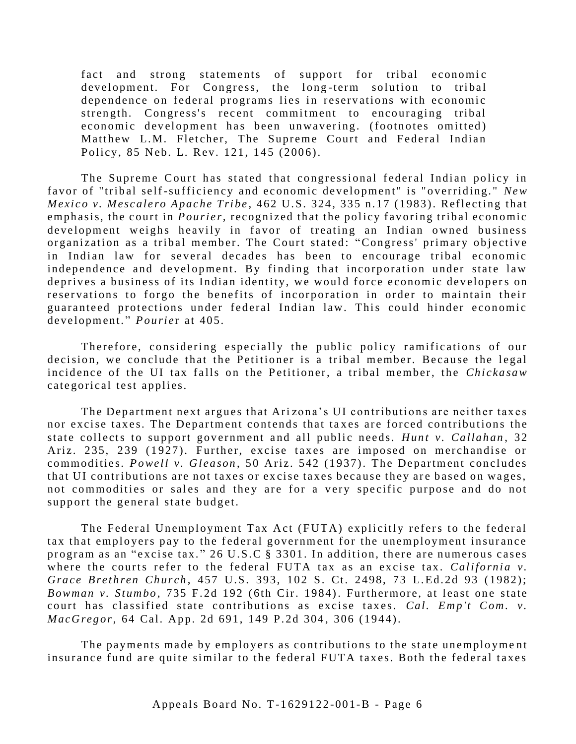> fact and strong statements of support for tribal economic development. For Congress, the long-term solution to tribal dependence on federal programs lies in reservations with economic strength. Congress's recent commitment to encouraging tribal economic development has been unwavering. (footnotes omitted) Matthew L.M. Fletcher, The Supreme Court and Federal Indian Policy, 85 Neb. L. Rev. 121, 145 (2006).

The Supreme Court has stated that congressional federal Indian policy in favor of "tribal self-sufficiency and economic development" is "overriding." *New Mexico v. Mescalero Apache Tribe*, 462 U.S. 324, 335 n.17 (1983). Reflecting that emphasis, the court in *Pourier,* recognized that the policy favoring tribal economic development weighs heavily in favor of treating an Indian owned business organization as a tribal member. The Court stated: "Congress' primary objective in Indian law for several decades has been to encourage tribal economic independence and development. By finding that incorporation under state law deprives a business of its Indian identity, we would force economic developers on reservations to forgo the benefits of incorporation in order to maintain their guaranteed protections under federal Indian law. This could hinder economic development." *Pourie*r at 405.

Therefore, considering especially the public policy ramifications of our decision, we conclude that the Petitioner is a tribal member. Because the legal incidence of the UI tax falls on the Petitioner, a tribal member, the *Chickasaw* categorical test applies.

The Department next argues that Arizona's UI contributions are neither taxes nor excise taxes. The Department contends that taxes are forced contributions the state collects to support government and all public needs. *Hunt v. Callahan*, 32 Ariz. 235, 239 (1927). Further, excise taxes are imposed on merchandise or commodities. *Powell v. Gleason*, 50 Ariz. 542 (1937). The Department concludes that UI contributions are not taxes or excise taxes because they are based on wages, not commodities or sales and they are for a very specific purpose and do not support the general state budget.

The Federal Unemployment Tax Act (FUTA) explicitly refers to the federal tax that employers pay to the federal government for the unemployment insurance program as an "excise tax." 26 U.S.C § 3301. In addition, there are numerous cases where the courts refer to the federal FUTA tax as an excise tax. *California v. Grace Brethren Church*, 457 U.S. 393, 102 S. Ct. 2498, 73 L.Ed.2d 93 (1982); *Bowman v. Stumbo*, 735 F.2d 192 (6th Cir. 1984). Furthermore, at least one state court has classified state contributions as excise taxes. *Cal. Emp't Com. v. MacGregor*, 64 Cal. App. 2d 691, 149 P.2d 304, 306 (1944).

The payments made by employers as contributions to the state unemployment insurance fund are quite similar to the federal FUTA taxes. Both the federal taxes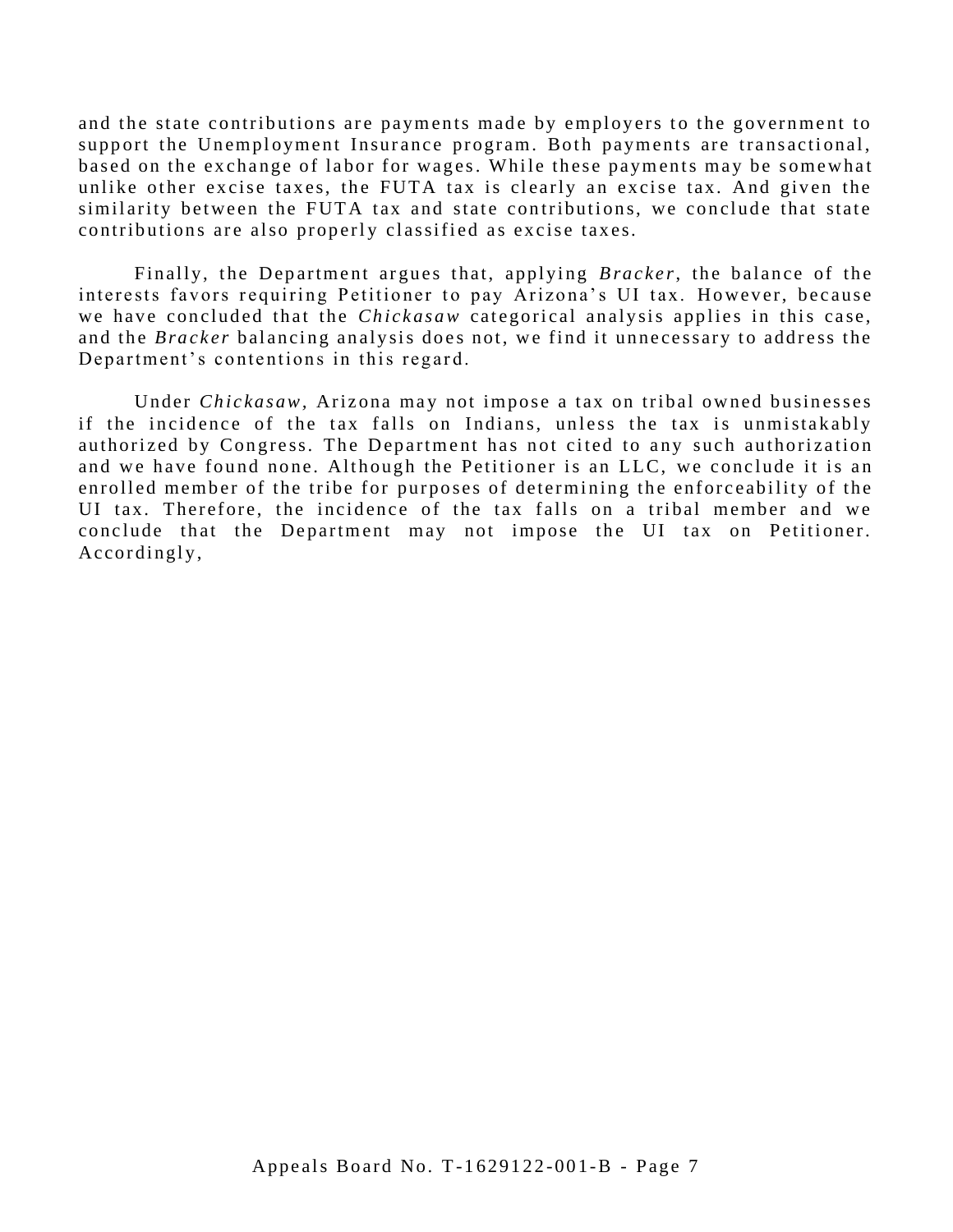and the state contributions are payments made by employers to the government to support the Unemployment Insurance program. Both payments are transactional, based on the exchange of labor for wages. While these payments may be somewhat unlike other excise taxes, the FUTA tax is clearly an excise tax. And given the similarity between the FUTA tax and state contributions, we conclude that state contributions are also properly classified as excise taxes.

Finally, the Department argues that, applying *Bracker*, the balance of the interests favors requiring Petitioner to pay Arizona's UI tax. However, because we have concluded that the *Chickasaw* categorical analysis applies in this case, and the *Bracker* balancing analysis does not, we find it unnecessary to address the Department's contentions in this regard.

Under *Chickasaw*, Arizona may not impose a tax on tribal owned businesses if the incidence of the tax falls on Indians, unless the tax is unmistakably authorized by Congress. The Department has not cited to any such authorization and we have found none. Although the Petitioner is an LLC, we conclude it is an enrolled member of the tribe for purposes of determining the enforceability of the UI tax. Therefore, the incidence of the tax falls on a tribal member and we conclude that the Department may not impose the UI tax on Petitioner. Accordingly,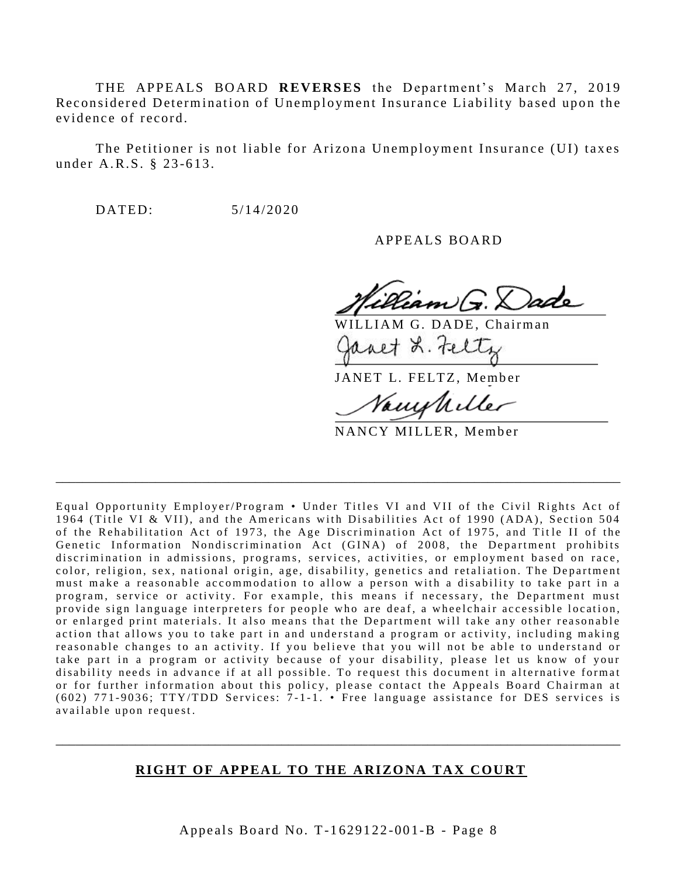THE APPEALS BOARD **REVERSES** the Department's March 27, 2019 Reconsidered Determination of Unemployment Insurance Liability based upon the evidence of record.

The Petitioner is not liable for Arizona Unemployment Insurance (UI) taxes under A.R.S. § 23-613.

DATED: 5/14/2020

APPEALS BOARD

WILLIAM G. DADE, Chairman

JANET L. FELTZ, Member

NANCY MILLER, Member

---

Equal Opportunity Employer/Program • Under Titles VI and VII of the Civil Rights Act of 1964 (Title VI & VII), and the Americans with Disabilities Act of 1990 (ADA), Section 504 of the Rehabilitation Act of 1973, the Age Discrimination Act of 1975, and Title II of the Genetic Information Nondiscrimination Act (GINA) of 2008, the Department prohibits discrimination in admissions, programs, services, activities, or employment based on race, color, religion, sex, national origin, age, disability, genetics and retaliation. The Department must make a reasonable accommodation to allow a person with a disability to take part in a program, service or activity. For example, this means if necessary, the Department must provide sign language interpreters for people who are deaf, a wheelchair accessible location, or enlarged print materials. It also means that the Department will take any other reasonable action that allows you to take part in and understand a program or activity, including making reasonable changes to an activity. If you believe that you will not be able to understand or take part in a program or activity because of your disability, please let us know of your disability needs in advance if at all possible. To request this document in alternative format or for further information about this policy, please contact the Appeals Board Chairman at (602) 771-9036; TTY/TDD Services: 7-1-1. • Free language assistance for DES services is available upon request.

---

**RIGHT OF APPEAL TO THE ARIZONA TAX COURT**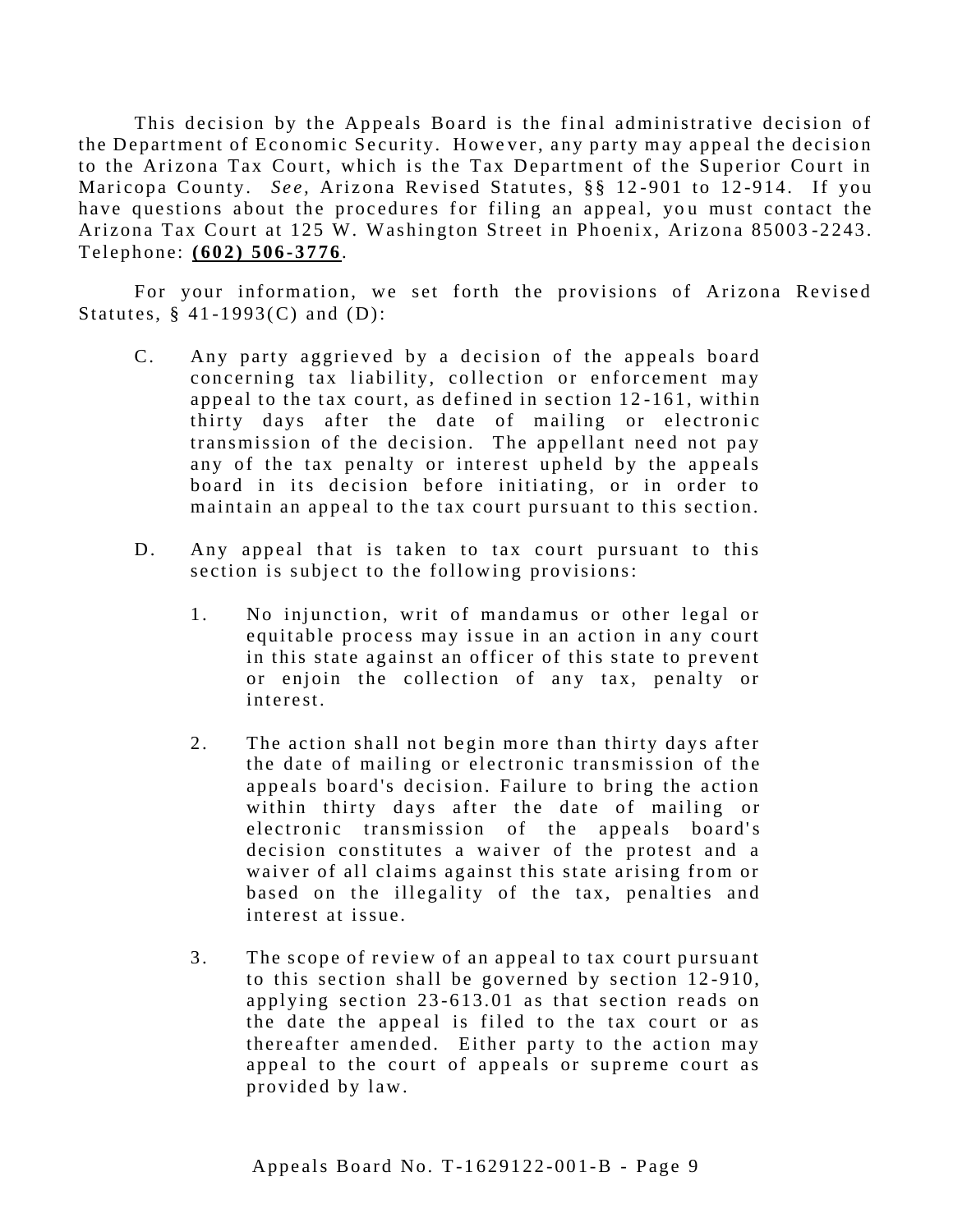This decision by the Appeals Board is the final administrative decision of the Department of Economic Security. However, any party may appeal the decision to the Arizona Tax Court, which is the Tax Department of the Superior Court in Maricopa County. *See*, Arizona Revised Statutes, §§ 12-901 to 12-914. If you have questions about the procedures for filing an appeal, you must contact the Arizona Tax Court at 125 W. Washington Street in Phoenix, Arizona 85003-2243. Telephone: **(602) 506-3776**.

For your information, we set forth the provisions of Arizona Revised Statutes, § 41-1993(C) and (D):

> C. Any party aggrieved by a decision of the appeals board concerning tax liability, collection or enforcement may appeal to the tax court, as defined in section 12-161, within thirty days after the date of mailing or electronic transmission of the decision. The appellant need not pay any of the tax penalty or interest upheld by the appeals board in its decision before initiating, or in order to maintain an appeal to the tax court pursuant to this section.
>
> D. Any appeal that is taken to tax court pursuant to this section is subject to the following provisions:
>
> 1. No injunction, writ of mandamus or other legal or equitable process may issue in an action in any court in this state against an officer of this state to prevent or enjoin the collection of any tax, penalty or interest.
>
> 2. The action shall not begin more than thirty days after the date of mailing or electronic transmission of the appeals board's decision. Failure to bring the action within thirty days after the date of mailing or electronic transmission of the appeals board's decision constitutes a waiver of the protest and a waiver of all claims against this state arising from or based on the illegality of the tax, penalties and interest at issue.
>
> 3. The scope of review of an appeal to tax court pursuant to this section shall be governed by section 12-910, applying section 23-613.01 as that section reads on the date the appeal is filed to the tax court or as thereafter amended. Either party to the action may appeal to the court of appeals or supreme court as provided by law.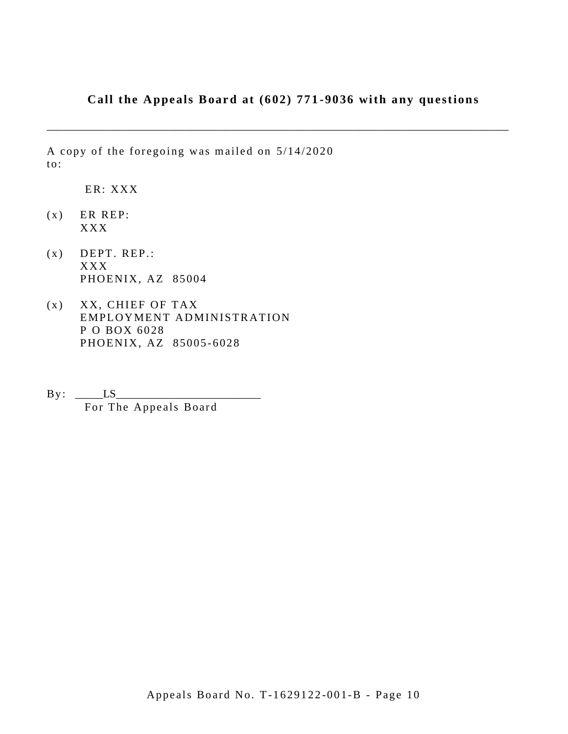**Call the Appeals Board at (602) 771-9036 with any questions**

---

A copy of the foregoing was mailed on 5/14/2020 to:

ER: XXX

(x) ER REP:
XXX

(x) DEPT. REP.:
XXX
PHOENIX, AZ 85004

(x) XX, CHIEF OF TAX
EMPLOYMENT ADMINISTRATION
P O BOX 6028
PHOENIX, AZ 85005-6028

By: _____LS_________________________
For The Appeals Board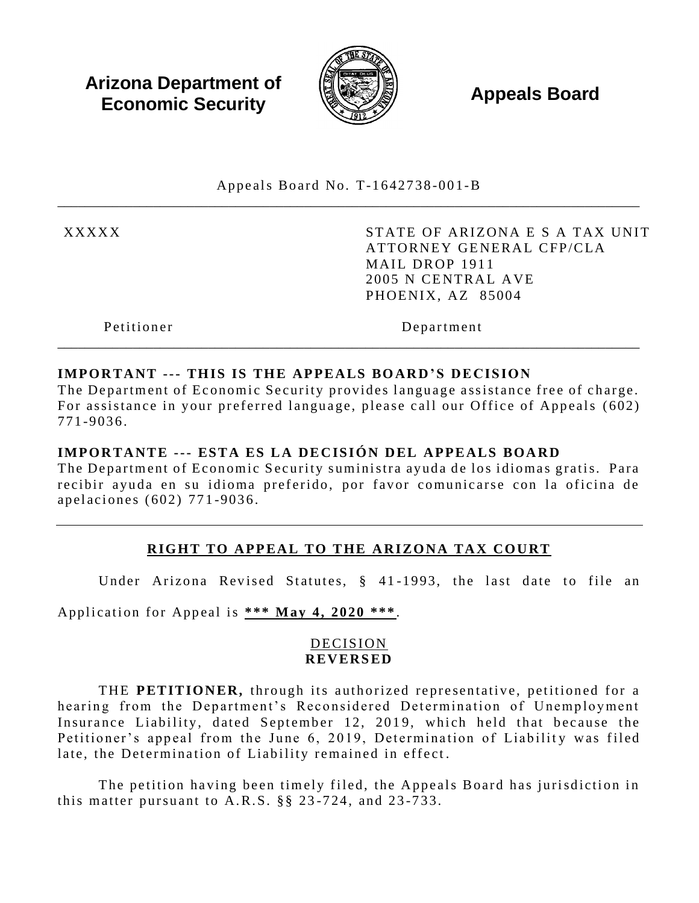**Arizona Department of Economic Security**

**Appeals Board**

Appeals Board No. T-1642738-001-B

---

| | |
|---|---|
| XXXXX | STATE OF ARIZONA E S A TAX UNIT<br>ATTORNEY GENERAL CFP/CLA<br>MAIL DROP 1911<br>2005 N CENTRAL AVE<br>PHOENIX, AZ 85004 |
| Petitioner | Department |

---

**IMPORTANT --- THIS IS THE APPEALS BOARD'S DECISION**
The Department of Economic Security provides language assistance free of charge. For assistance in your preferred language, please call our Office of Appeals (602) 771-9036.

**IMPORTANTE --- ESTA ES LA DECISIÓN DEL APPEALS BOARD**
The Department of Economic Security suministra ayuda de los idiomas gratis. Para recibir ayuda en su idioma preferido, por favor comunicarse con la oficina de apelaciones (602) 771-9036.

---

## RIGHT TO APPEAL TO THE ARIZONA TAX COURT

Under Arizona Revised Statutes, § 41-1993, the last date to file an Application for Appeal is ***** May 4, 2020 *****.

DECISION
**REVERSED**

THE **PETITIONER,** through its authorized representative, petitioned for a hearing from the Department's Reconsidered Determination of Unemployment Insurance Liability, dated September 12, 2019, which held that because the Petitioner's appeal from the June 6, 2019, Determination of Liability was filed late, the Determination of Liability remained in effect.

The petition having been timely filed, the Appeals Board has jurisdiction in this matter pursuant to A.R.S. §§ 23-724, and 23-733.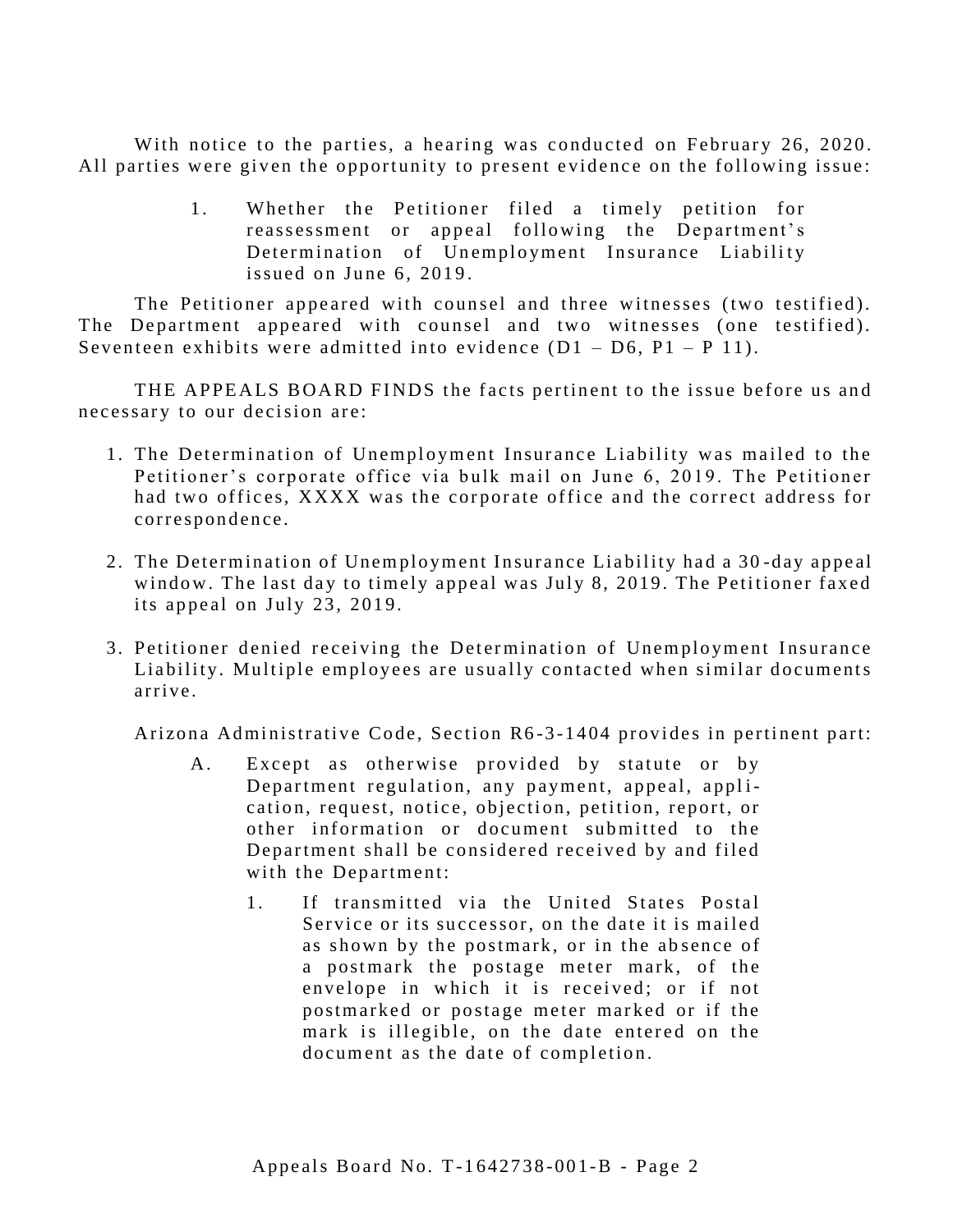With notice to the parties, a hearing was conducted on February 26, 2020. All parties were given the opportunity to present evidence on the following issue:

> 1. Whether the Petitioner filed a timely petition for reassessment or appeal following the Department's Determination of Unemployment Insurance Liability issued on June 6, 2019.

The Petitioner appeared with counsel and three witnesses (two testified). The Department appeared with counsel and two witnesses (one testified). Seventeen exhibits were admitted into evidence (D1 – D6, P1 – P 11).

THE APPEALS BOARD FINDS the facts pertinent to the issue before us and necessary to our decision are:

1. The Determination of Unemployment Insurance Liability was mailed to the Petitioner's corporate office via bulk mail on June 6, 2019. The Petitioner had two offices, XXXX was the corporate office and the correct address for correspondence.

2. The Determination of Unemployment Insurance Liability had a 30-day appeal window. The last day to timely appeal was July 8, 2019. The Petitioner faxed its appeal on July 23, 2019.

3. Petitioner denied receiving the Determination of Unemployment Insurance Liability. Multiple employees are usually contacted when similar documents arrive.

Arizona Administrative Code, Section R6-3-1404 provides in pertinent part:

> A. Except as otherwise provided by statute or by Department regulation, any payment, appeal, application, request, notice, objection, petition, report, or other information or document submitted to the Department shall be considered received by and filed with the Department:
>
> 1. If transmitted via the United States Postal Service or its successor, on the date it is mailed as shown by the postmark, or in the absence of a postmark the postage meter mark, of the envelope in which it is received; or if not postmarked or postage meter marked or if the mark is illegible, on the date entered on the document as the date of completion.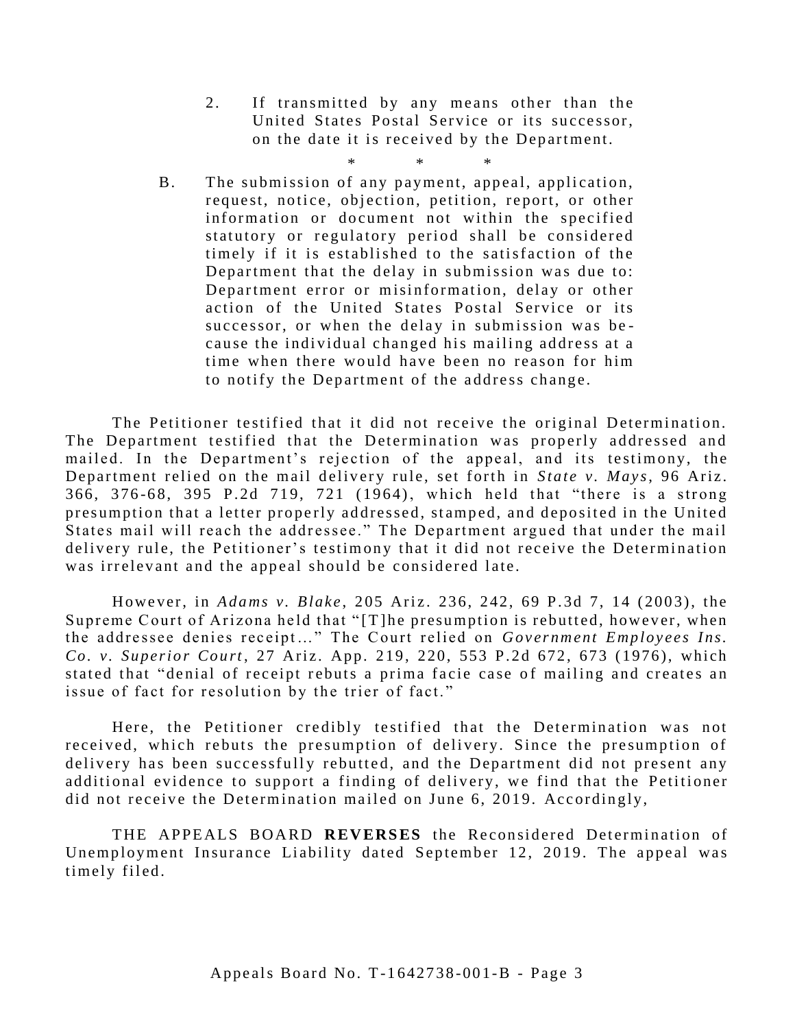2. If transmitted by any means other than the United States Postal Service or its successor, on the date it is received by the Department.

\* \* \*

B. The submission of any payment, appeal, application, request, notice, objection, petition, report, or other information or document not within the specified statutory or regulatory period shall be considered timely if it is established to the satisfaction of the Department that the delay in submission was due to: Department error or misinformation, delay or other action of the United States Postal Service or its successor, or when the delay in submission was because the individual changed his mailing address at a time when there would have been no reason for him to notify the Department of the address change.

The Petitioner testified that it did not receive the original Determination. The Department testified that the Determination was properly addressed and mailed. In the Department's rejection of the appeal, and its testimony, the Department relied on the mail delivery rule, set forth in *State v. Mays*, 96 Ariz. 366, 376-68, 395 P.2d 719, 721 (1964), which held that "there is a strong presumption that a letter properly addressed, stamped, and deposited in the United States mail will reach the addressee." The Department argued that under the mail delivery rule, the Petitioner's testimony that it did not receive the Determination was irrelevant and the appeal should be considered late.

However, in *Adams v. Blake*, 205 Ariz. 236, 242, 69 P.3d 7, 14 (2003), the Supreme Court of Arizona held that "[T]he presumption is rebutted, however, when the addressee denies receipt…" The Court relied on *Government Employees Ins. Co. v. Superior Court*, 27 Ariz. App. 219, 220, 553 P.2d 672, 673 (1976), which stated that "denial of receipt rebuts a prima facie case of mailing and creates an issue of fact for resolution by the trier of fact."

Here, the Petitioner credibly testified that the Determination was not received, which rebuts the presumption of delivery. Since the presumption of delivery has been successfully rebutted, and the Department did not present any additional evidence to support a finding of delivery, we find that the Petitioner did not receive the Determination mailed on June 6, 2019. Accordingly,

THE APPEALS BOARD **REVERSES** the Reconsidered Determination of Unemployment Insurance Liability dated September 12, 2019. The appeal was timely filed.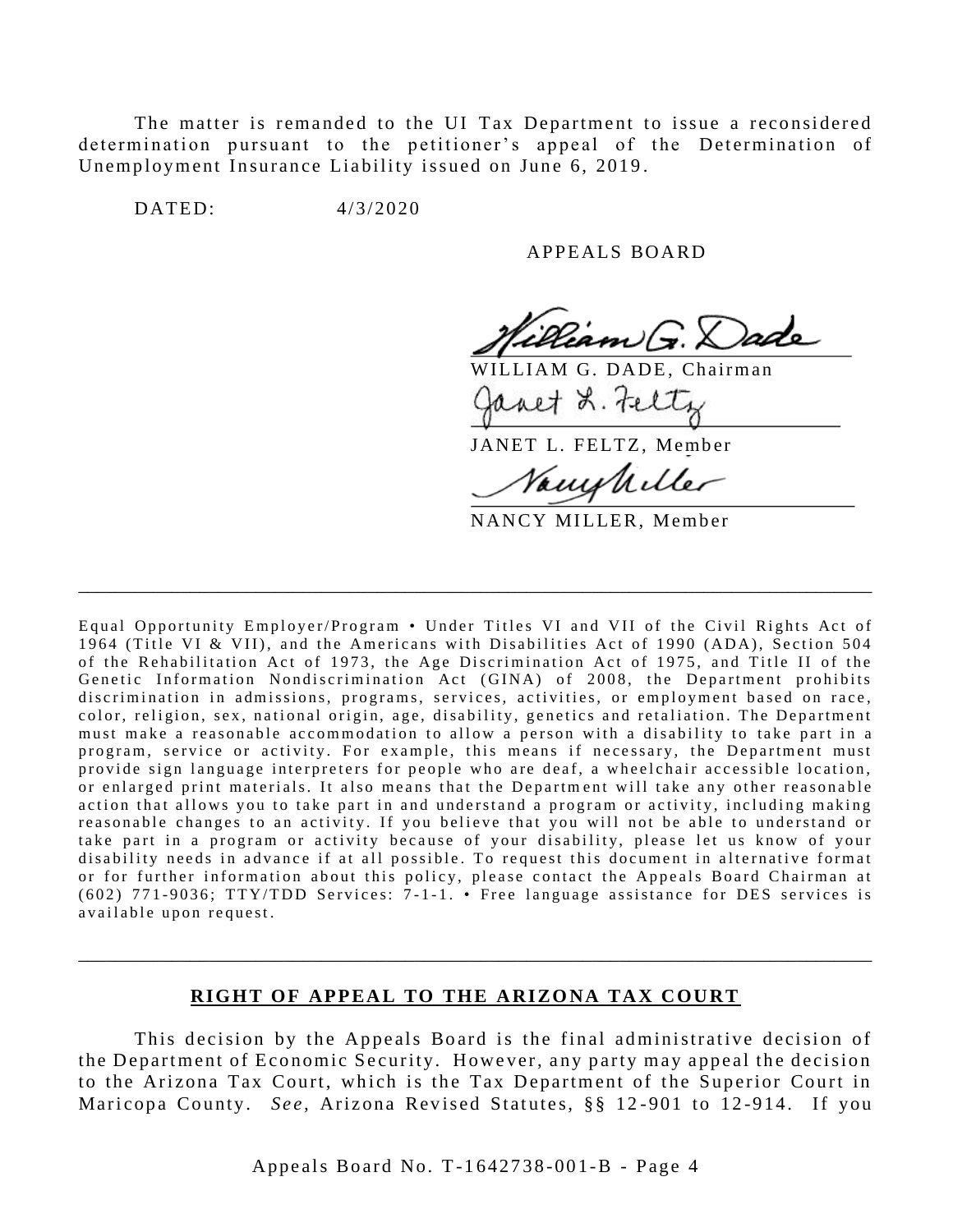The matter is remanded to the UI Tax Department to issue a reconsidered determination pursuant to the petitioner's appeal of the Determination of Unemployment Insurance Liability issued on June 6, 2019.

DATED: 4/3/2020

APPEALS BOARD

WILLIAM G. DADE, Chairman

JANET L. FELTZ, Member

NANCY MILLER, Member

---

Equal Opportunity Employer/Program • Under Titles VI and VII of the Civil Rights Act of 1964 (Title VI & VII), and the Americans with Disabilities Act of 1990 (ADA), Section 504 of the Rehabilitation Act of 1973, the Age Discrimination Act of 1975, and Title II of the Genetic Information Nondiscrimination Act (GINA) of 2008, the Department prohibits discrimination in admissions, programs, services, activities, or employment based on race, color, religion, sex, national origin, age, disability, genetics and retaliation. The Department must make a reasonable accommodation to allow a person with a disability to take part in a program, service or activity. For example, this means if necessary, the Department must provide sign language interpreters for people who are deaf, a wheelchair accessible location, or enlarged print materials. It also means that the Department will take any other reasonable action that allows you to take part in and understand a program or activity, including making reasonable changes to an activity. If you believe that you will not be able to understand or take part in a program or activity because of your disability, please let us know of your disability needs in advance if at all possible. To request this document in alternative format or for further information about this policy, please contact the Appeals Board Chairman at (602) 771-9036; TTY/TDD Services: 7-1-1. • Free language assistance for DES services is available upon request.

---

## RIGHT OF APPEAL TO THE ARIZONA TAX COURT

This decision by the Appeals Board is the final administrative decision of the Department of Economic Security. However, any party may appeal the decision to the Arizona Tax Court, which is the Tax Department of the Superior Court in Maricopa County. *See,* Arizona Revised Statutes, §§ 12-901 to 12-914. If you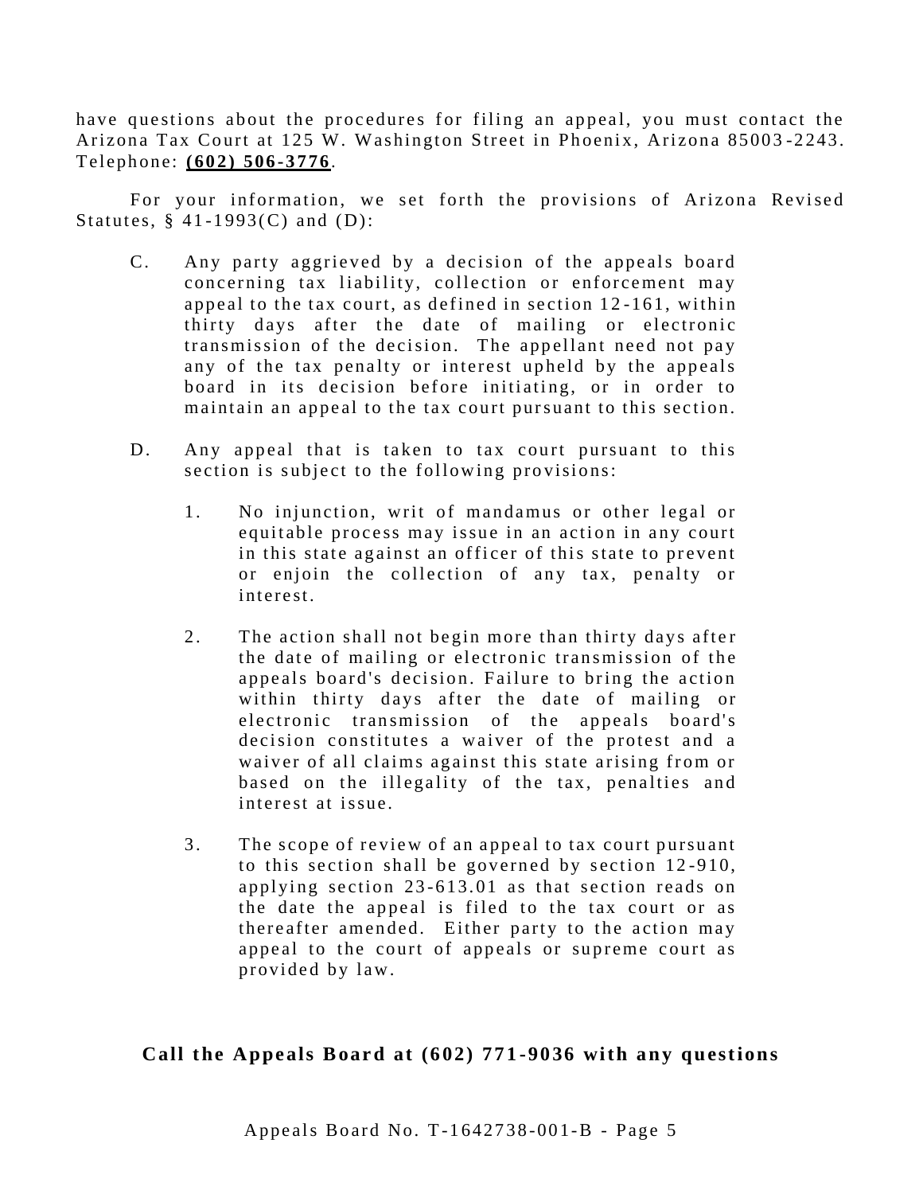have questions about the procedures for filing an appeal, you must contact the Arizona Tax Court at 125 W. Washington Street in Phoenix, Arizona 85003-2243. Telephone: **(602) 506-3776**.

For your information, we set forth the provisions of Arizona Revised Statutes, § 41-1993(C) and (D):

C. Any party aggrieved by a decision of the appeals board concerning tax liability, collection or enforcement may appeal to the tax court, as defined in section 12-161, within thirty days after the date of mailing or electronic transmission of the decision. The appellant need not pay any of the tax penalty or interest upheld by the appeals board in its decision before initiating, or in order to maintain an appeal to the tax court pursuant to this section.

D. Any appeal that is taken to tax court pursuant to this section is subject to the following provisions:

1. No injunction, writ of mandamus or other legal or equitable process may issue in an action in any court in this state against an officer of this state to prevent or enjoin the collection of any tax, penalty or interest.

2. The action shall not begin more than thirty days after the date of mailing or electronic transmission of the appeals board's decision. Failure to bring the action within thirty days after the date of mailing or electronic transmission of the appeals board's decision constitutes a waiver of the protest and a waiver of all claims against this state arising from or based on the illegality of the tax, penalties and interest at issue.

3. The scope of review of an appeal to tax court pursuant to this section shall be governed by section 12-910, applying section 23-613.01 as that section reads on the date the appeal is filed to the tax court or as thereafter amended. Either party to the action may appeal to the court of appeals or supreme court as provided by law.

**Call the Appeals Board at (602) 771-9036 with any questions**

Appeals Board No. T-1642738-001-B - Page 5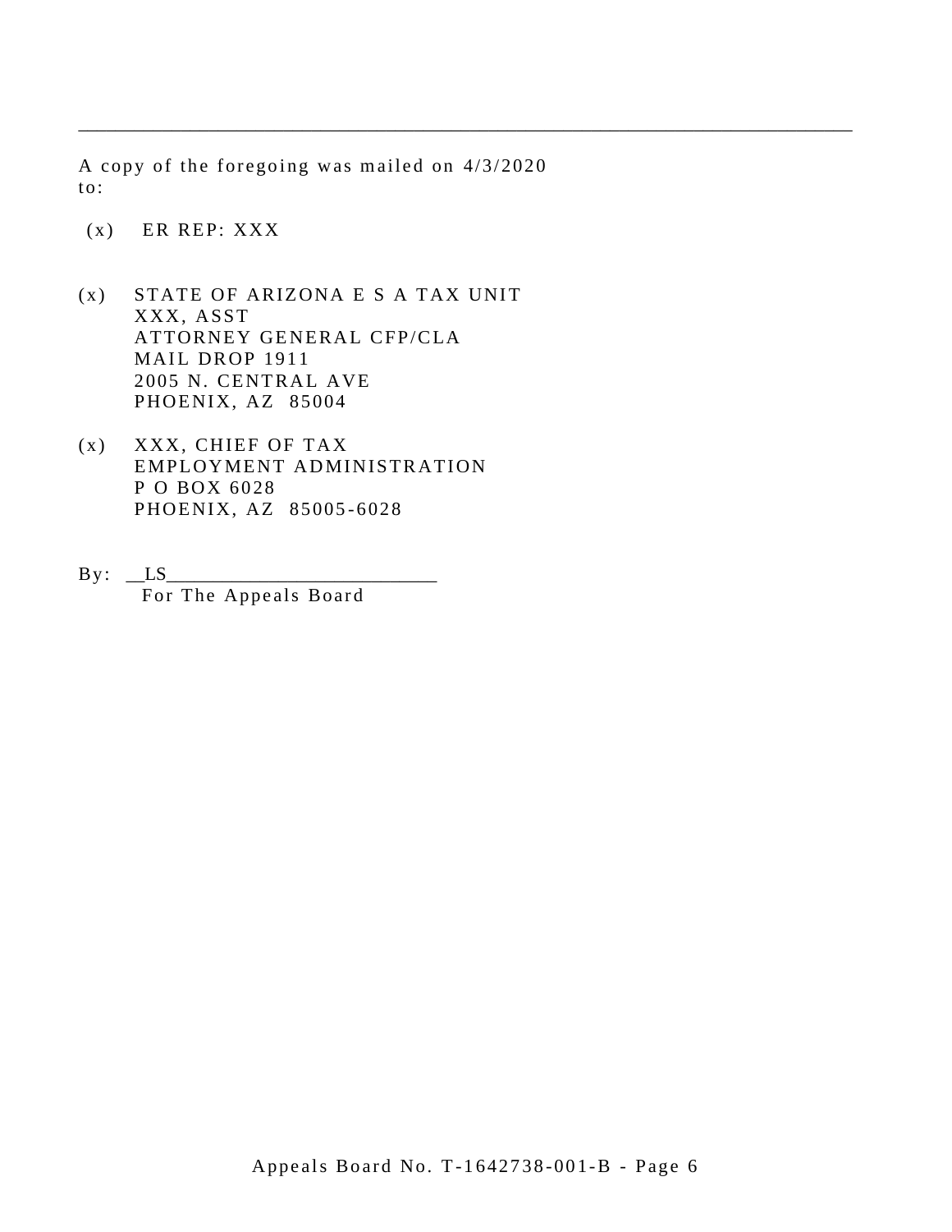---

A copy of the foregoing was mailed on 4/3/2020 to:

(x) ER REP: XXX

(x) STATE OF ARIZONA E S A TAX UNIT
XXX, ASST
ATTORNEY GENERAL CFP/CLA
MAIL DROP 1911
2005 N. CENTRAL AVE
PHOENIX, AZ 85004

(x) XXX, CHIEF OF TAX
EMPLOYMENT ADMINISTRATION
P O BOX 6028
PHOENIX, AZ 85005-6028

By: __LS___________________________
For The Appeals Board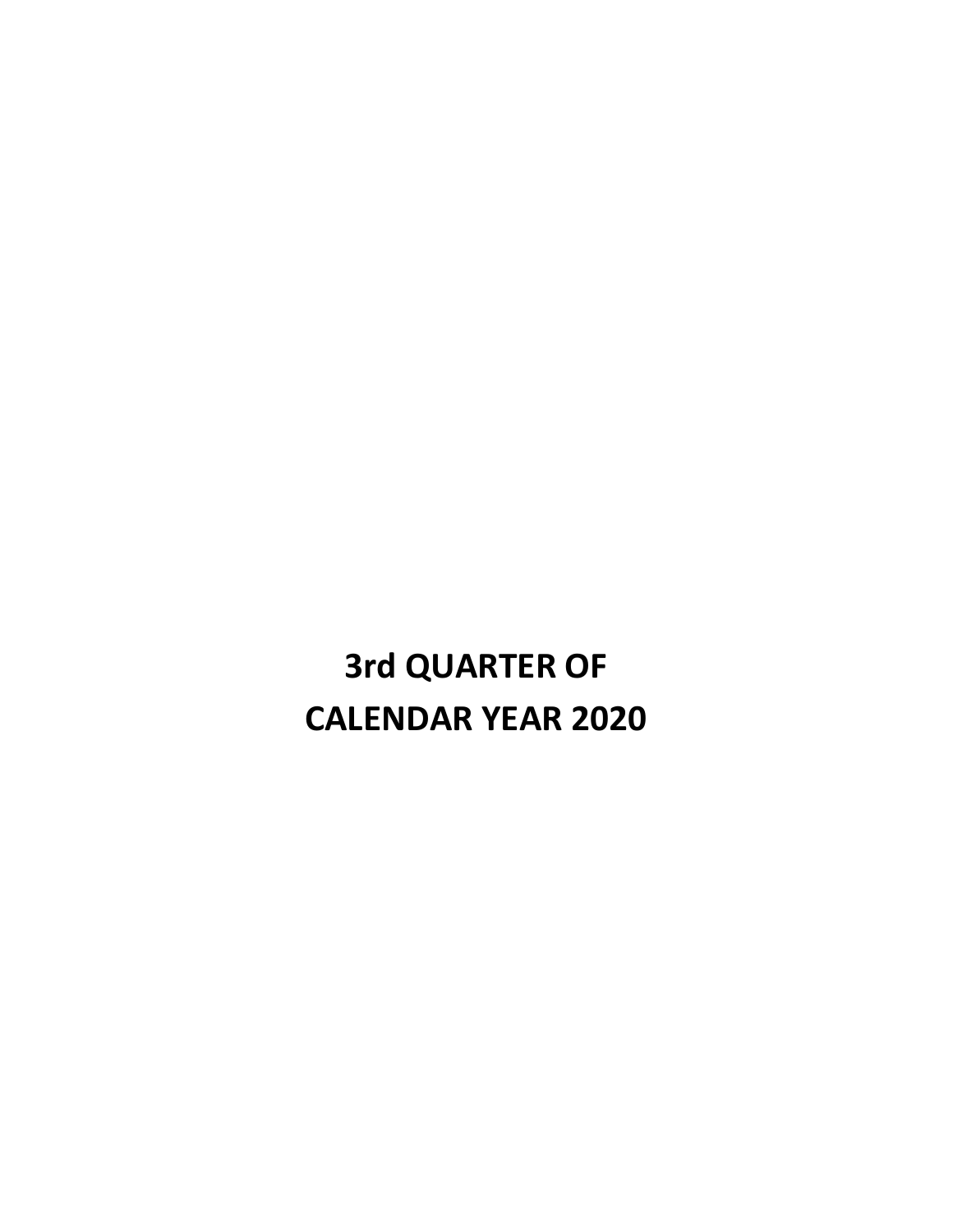# 3rd QUARTER OF CALENDAR YEAR 2020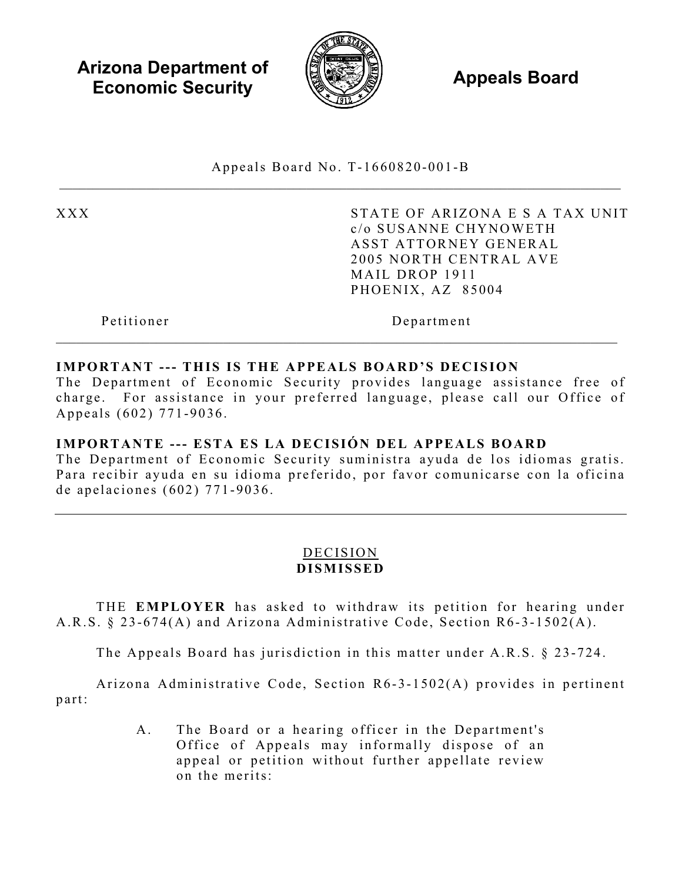**Arizona Department of Economic Security** **Appeals Board**

Appeals Board No. T-1660820-001-B

---

| XXX | STATE OF ARIZONA E S A TAX UNIT<br>c/o SUSANNE CHYNOWETH<br>ASST ATTORNEY GENERAL<br>2005 NORTH CENTRAL AVE<br>MAIL DROP 1911<br>PHOENIX, AZ 85004 |
|---|---|
| Petitioner | Department |

---

**IMPORTANT --- THIS IS THE APPEALS BOARD'S DECISION**
The Department of Economic Security provides language assistance free of charge. For assistance in your preferred language, please call our Office of Appeals (602) 771-9036.

**IMPORTANTE --- ESTA ES LA DECISIÓN DEL APPEALS BOARD**
The Department of Economic Security suministra ayuda de los idiomas gratis. Para recibir ayuda en su idioma preferido, por favor comunicarse con la oficina de apelaciones (602) 771-9036.

---

DECISION
**DISMISSED**

THE **EMPLOYER** has asked to withdraw its petition for hearing under A.R.S. § 23-674(A) and Arizona Administrative Code, Section R6-3-1502(A).

The Appeals Board has jurisdiction in this matter under A.R.S. § 23-724.

Arizona Administrative Code, Section R6-3-1502(A) provides in pertinent part:

> A. The Board or a hearing officer in the Department's Office of Appeals may informally dispose of an appeal or petition without further appellate review on the merits: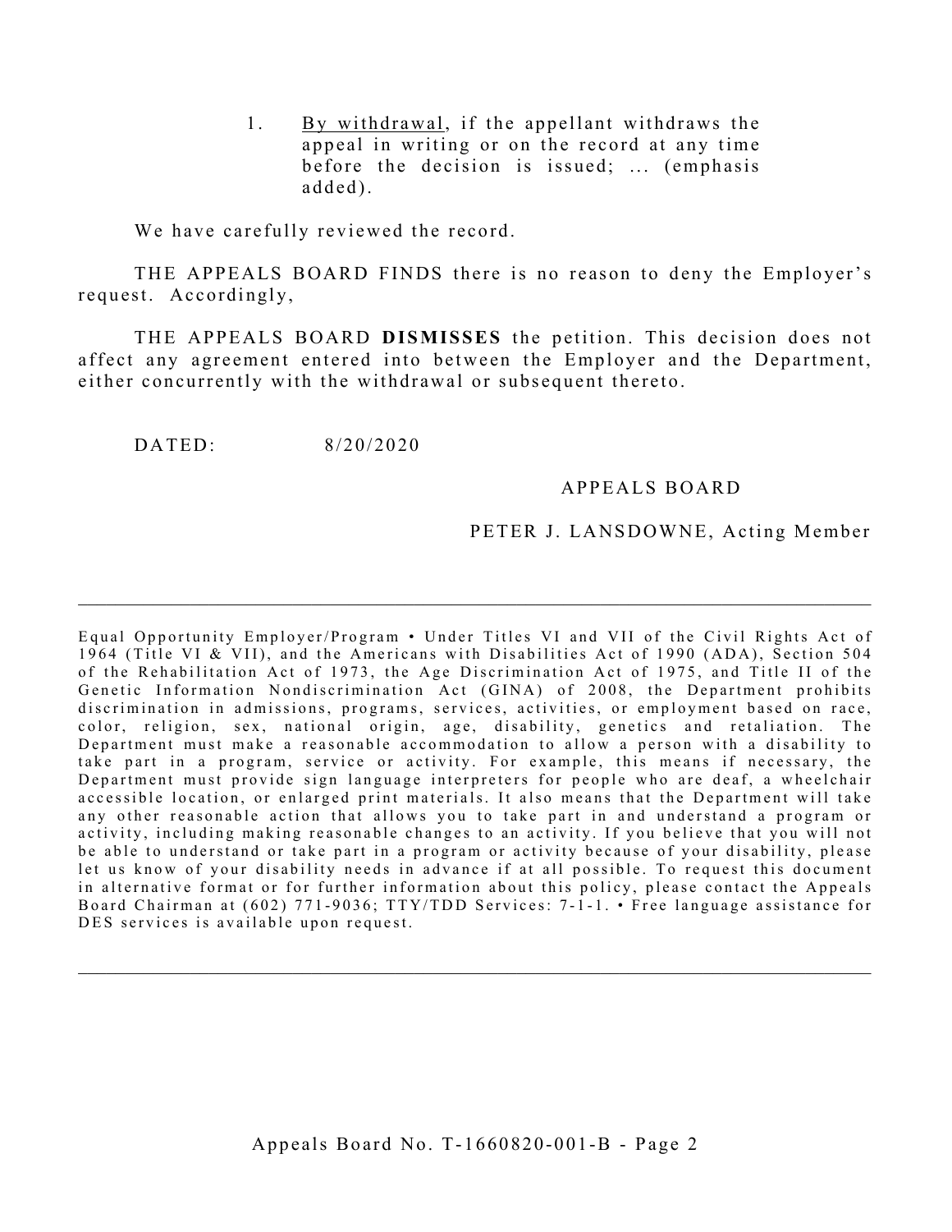> 1. By withdrawal, if the appellant withdraws the appeal in writing or on the record at any time before the decision is issued; ... (emphasis added).

We have carefully reviewed the record.

THE APPEALS BOARD FINDS there is no reason to deny the Employer's request. Accordingly,

THE APPEALS BOARD **DISMISSES** the petition. This decision does not affect any agreement entered into between the Employer and the Department, either concurrently with the withdrawal or subsequent thereto.

DATED: 8/20/2020

APPEALS BOARD

PETER J. LANSDOWNE, Acting Member

---

Equal Opportunity Employer/Program • Under Titles VI and VII of the Civil Rights Act of 1964 (Title VI & VII), and the Americans with Disabilities Act of 1990 (ADA), Section 504 of the Rehabilitation Act of 1973, the Age Discrimination Act of 1975, and Title II of the Genetic Information Nondiscrimination Act (GINA) of 2008, the Department prohibits discrimination in admissions, programs, services, activities, or employment based on race, color, religion, sex, national origin, age, disability, genetics and retaliation. The Department must make a reasonable accommodation to allow a person with a disability to take part in a program, service or activity. For example, this means if necessary, the Department must provide sign language interpreters for people who are deaf, a wheelchair accessible location, or enlarged print materials. It also means that the Department will take any other reasonable action that allows you to take part in and understand a program or activity, including making reasonable changes to an activity. If you believe that you will not be able to understand or take part in a program or activity because of your disability, please let us know of your disability needs in advance if at all possible. To request this document in alternative format or for further information about this policy, please contact the Appeals Board Chairman at (602) 771-9036; TTY/TDD Services: 7-1-1. • Free language assistance for DES services is available upon request.

---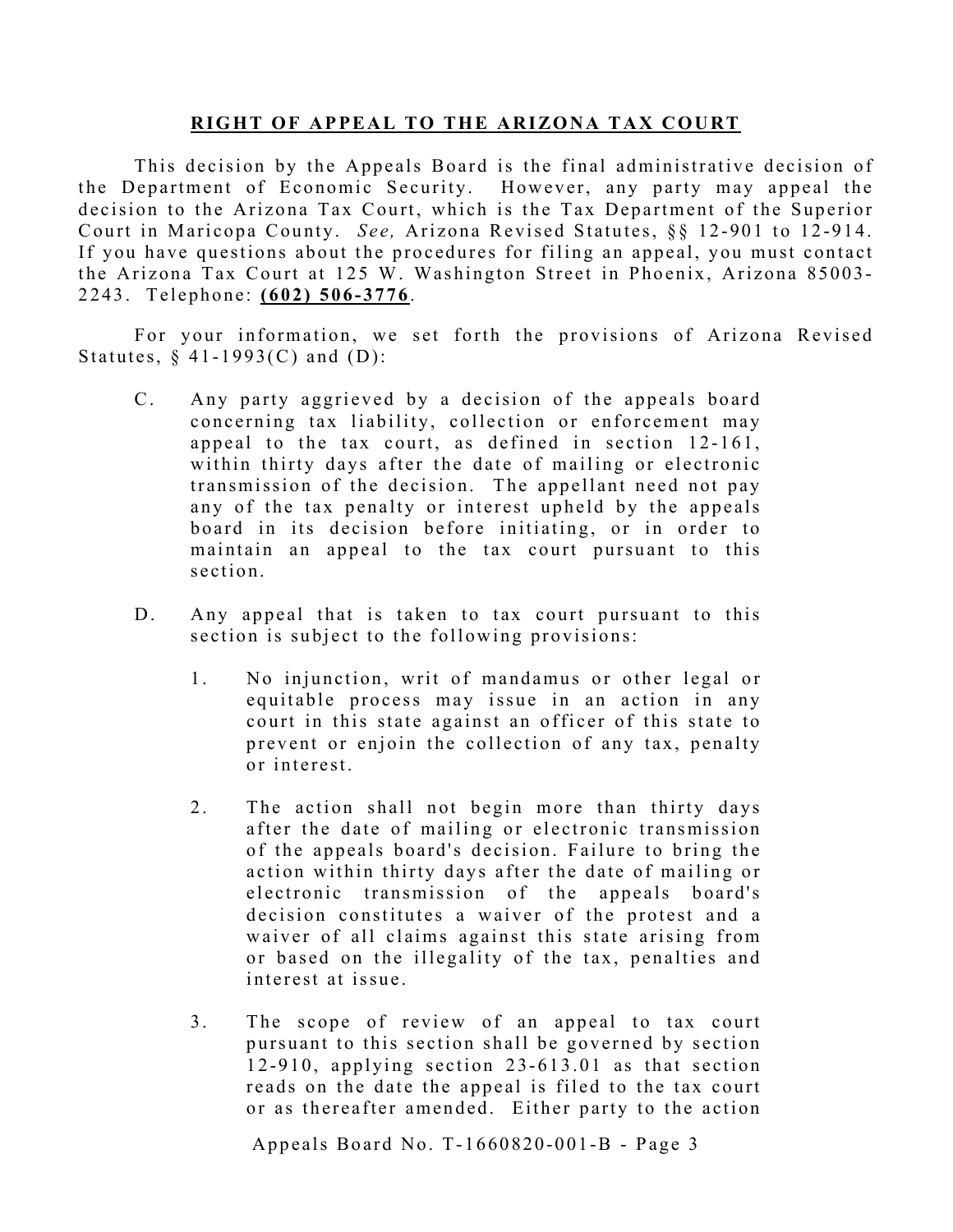## RIGHT OF APPEAL TO THE ARIZONA TAX COURT

This decision by the Appeals Board is the final administrative decision of the Department of Economic Security. However, any party may appeal the decision to the Arizona Tax Court, which is the Tax Department of the Superior Court in Maricopa County. *See,* Arizona Revised Statutes, §§ 12-901 to 12-914. If you have questions about the procedures for filing an appeal, you must contact the Arizona Tax Court at 125 W. Washington Street in Phoenix, Arizona 85003-2243. Telephone: **(602) 506-3776**.

For your information, we set forth the provisions of Arizona Revised Statutes, § 41-1993(C) and (D):

C. Any party aggrieved by a decision of the appeals board concerning tax liability, collection or enforcement may appeal to the tax court, as defined in section 12-161, within thirty days after the date of mailing or electronic transmission of the decision. The appellant need not pay any of the tax penalty or interest upheld by the appeals board in its decision before initiating, or in order to maintain an appeal to the tax court pursuant to this section.

D. Any appeal that is taken to tax court pursuant to this section is subject to the following provisions:

1. No injunction, writ of mandamus or other legal or equitable process may issue in an action in any court in this state against an officer of this state to prevent or enjoin the collection of any tax, penalty or interest.

2. The action shall not begin more than thirty days after the date of mailing or electronic transmission of the appeals board's decision. Failure to bring the action within thirty days after the date of mailing or electronic transmission of the appeals board's decision constitutes a waiver of the protest and a waiver of all claims against this state arising from or based on the illegality of the tax, penalties and interest at issue.

3. The scope of review of an appeal to tax court pursuant to this section shall be governed by section 12-910, applying section 23-613.01 as that section reads on the date the appeal is filed to the tax court or as thereafter amended. Either party to the action

Appeals Board No. T-1660820-001-B - Page 3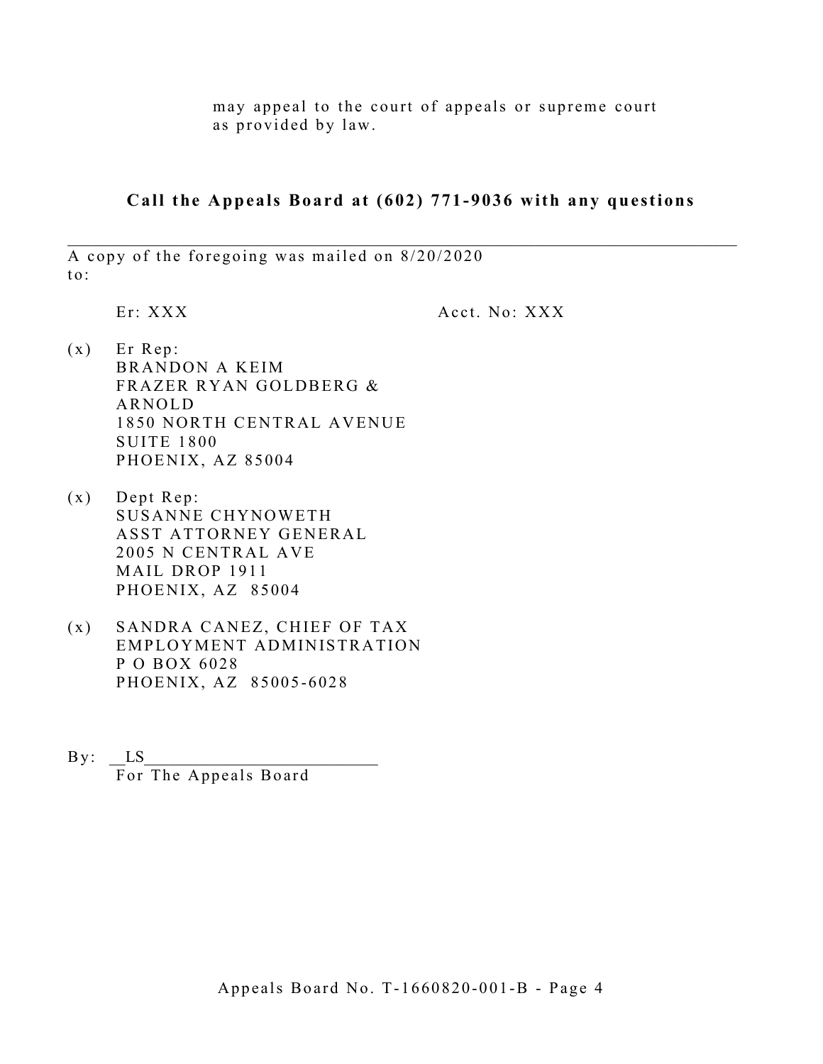may appeal to the court of appeals or supreme court as provided by law.

**Call the Appeals Board at (602) 771-9036 with any questions**

---

A copy of the foregoing was mailed on 8/20/2020 to:

Er: XXX    Acct. No: XXX

(x) Er Rep:
BRANDON A KEIM
FRAZER RYAN GOLDBERG &
ARNOLD
1850 NORTH CENTRAL AVENUE
SUITE 1800
PHOENIX, AZ 85004

(x) Dept Rep:
SUSANNE CHYNOWETH
ASST ATTORNEY GENERAL
2005 N CENTRAL AVE
MAIL DROP 1911
PHOENIX, AZ 85004

(x) SANDRA CANEZ, CHIEF OF TAX
EMPLOYMENT ADMINISTRATION
P O BOX 6028
PHOENIX, AZ 85005-6028

By: __LS__________________________
For The Appeals Board

Appeals Board No. T-1660820-001-B - Page 4